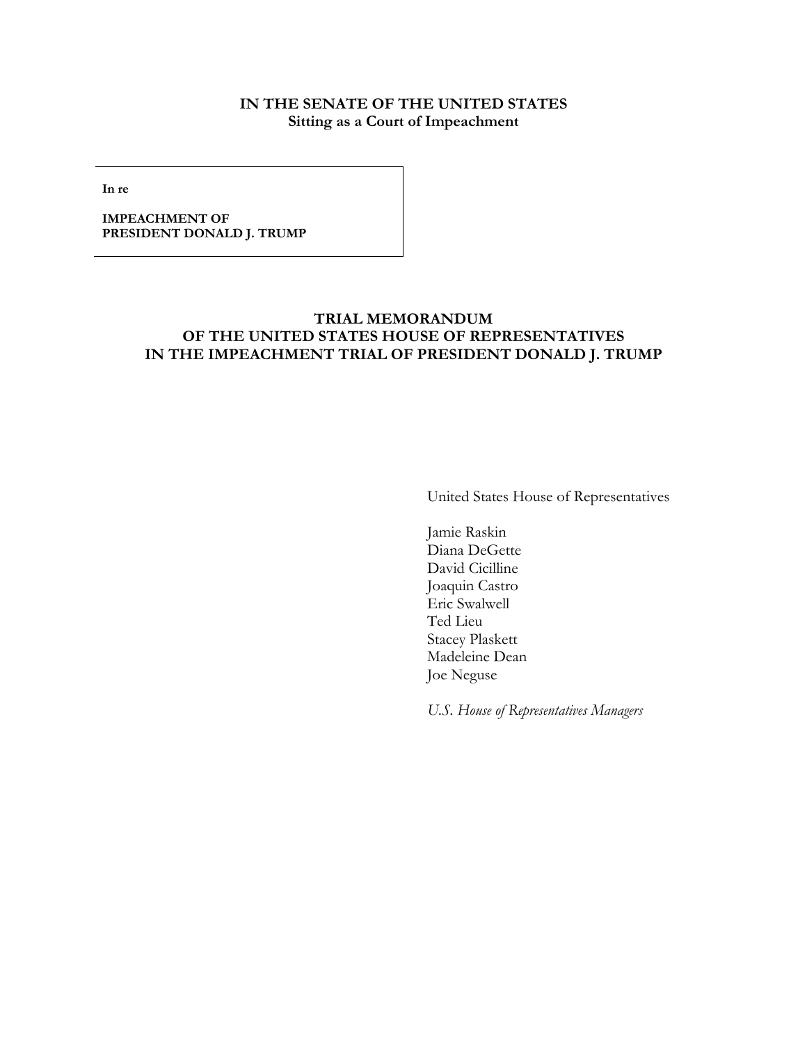**IN THE SENATE OF THE UNITED STATES**
**Sitting as a Court of Impeachment**

**In re**

**IMPEACHMENT OF PRESIDENT DONALD J. TRUMP**

# TRIAL MEMORANDUM OF THE UNITED STATES HOUSE OF REPRESENTATIVES IN THE IMPEACHMENT TRIAL OF PRESIDENT DONALD J. TRUMP

United States House of Representatives

Jamie Raskin
Diana DeGette
David Cicilline
Joaquin Castro
Eric Swalwell
Ted Lieu
Stacey Plaskett
Madeleine Dean
Joe Neguse

*U.S. House of Representatives Managers*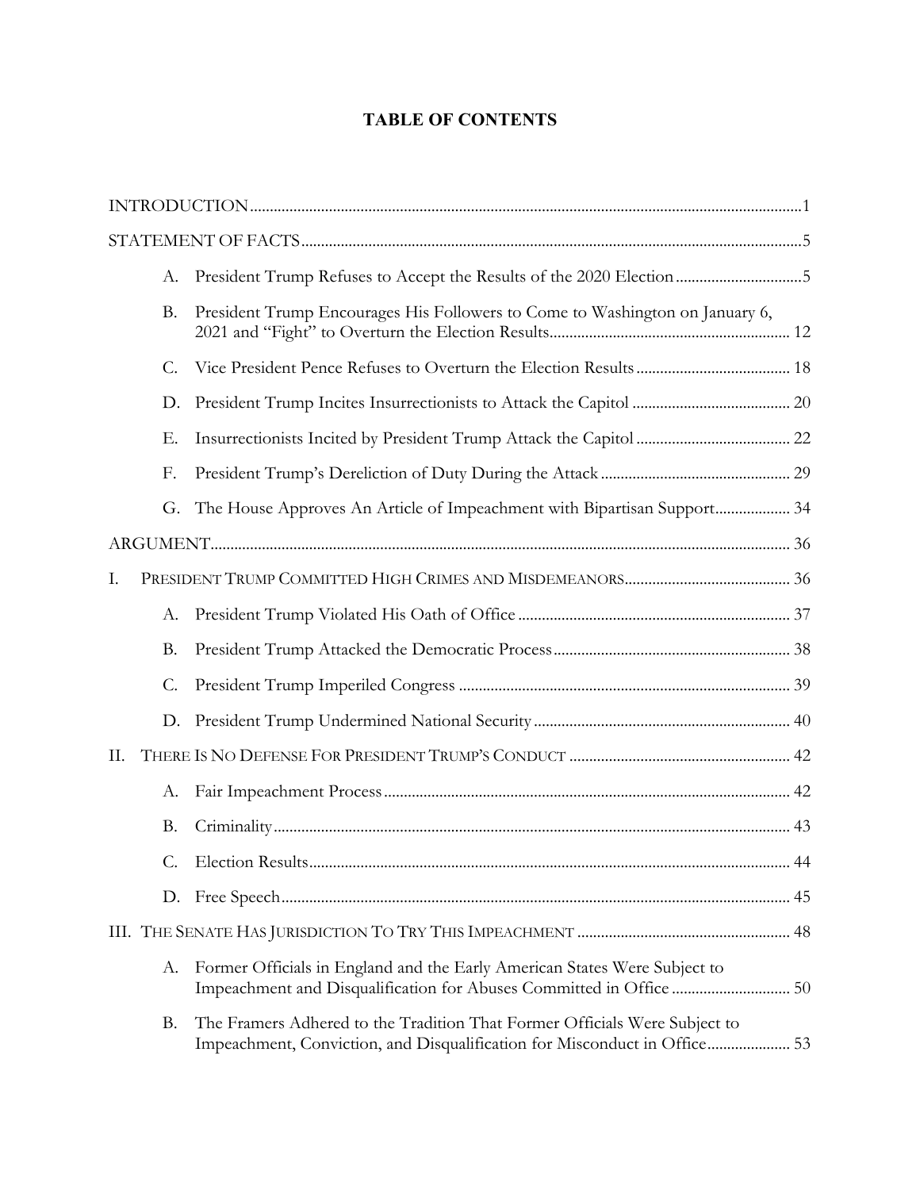# TABLE OF CONTENTS

INTRODUCTION .......... 1

STATEMENT OF FACTS .......... 5

- A. President Trump Refuses to Accept the Results of the 2020 Election .......... 5
- B. President Trump Encourages His Followers to Come to Washington on January 6, 2021 and "Fight" to Overturn the Election Results .......... 12
- C. Vice President Pence Refuses to Overturn the Election Results .......... 18
- D. President Trump Incites Insurrectionists to Attack the Capitol .......... 20
- E. Insurrectionists Incited by President Trump Attack the Capitol .......... 22
- F. President Trump's Dereliction of Duty During the Attack .......... 29
- G. The House Approves An Article of Impeachment with Bipartisan Support .......... 34

ARGUMENT .......... 36

I. PRESIDENT TRUMP COMMITTED HIGH CRIMES AND MISDEMEANORS .......... 36

- A. President Trump Violated His Oath of Office .......... 37
- B. President Trump Attacked the Democratic Process .......... 38
- C. President Trump Imperiled Congress .......... 39
- D. President Trump Undermined National Security .......... 40

II. THERE IS NO DEFENSE FOR PRESIDENT TRUMP'S CONDUCT .......... 42

- A. Fair Impeachment Process .......... 42
- B. Criminality .......... 43
- C. Election Results .......... 44
- D. Free Speech .......... 45

III. THE SENATE HAS JURISDICTION TO TRY THIS IMPEACHMENT .......... 48

- A. Former Officials in England and the Early American States Were Subject to Impeachment and Disqualification for Abuses Committed in Office .......... 50
- B. The Framers Adhered to the Tradition That Former Officials Were Subject to Impeachment, Conviction, and Disqualification for Misconduct in Office .......... 53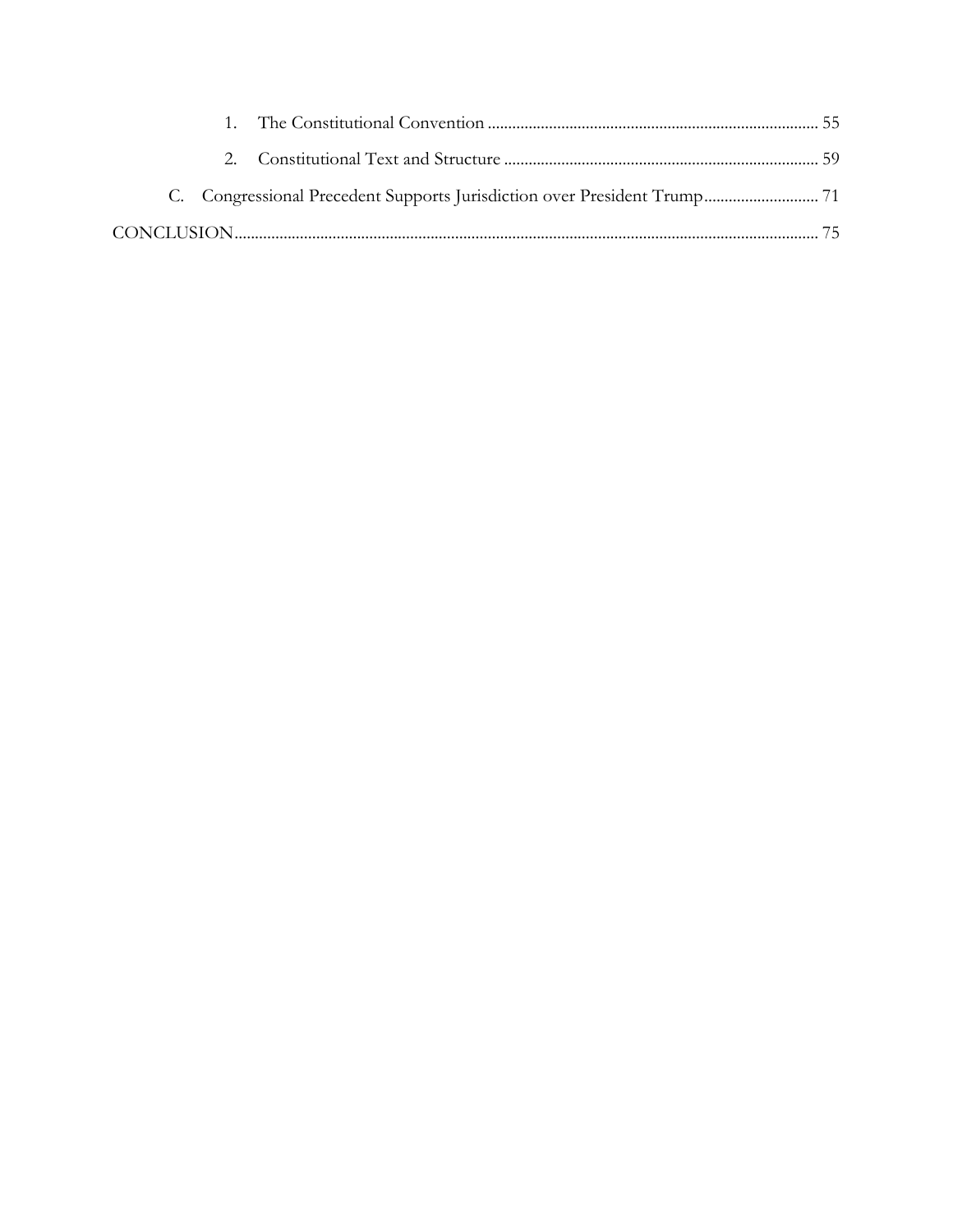1. The Constitutional Convention ........................................................................ 55

2. Constitutional Text and Structure ................................................................... 59

C. Congressional Precedent Supports Jurisdiction over President Trump ............................ 71

CONCLUSION ........................................................................................................................ 75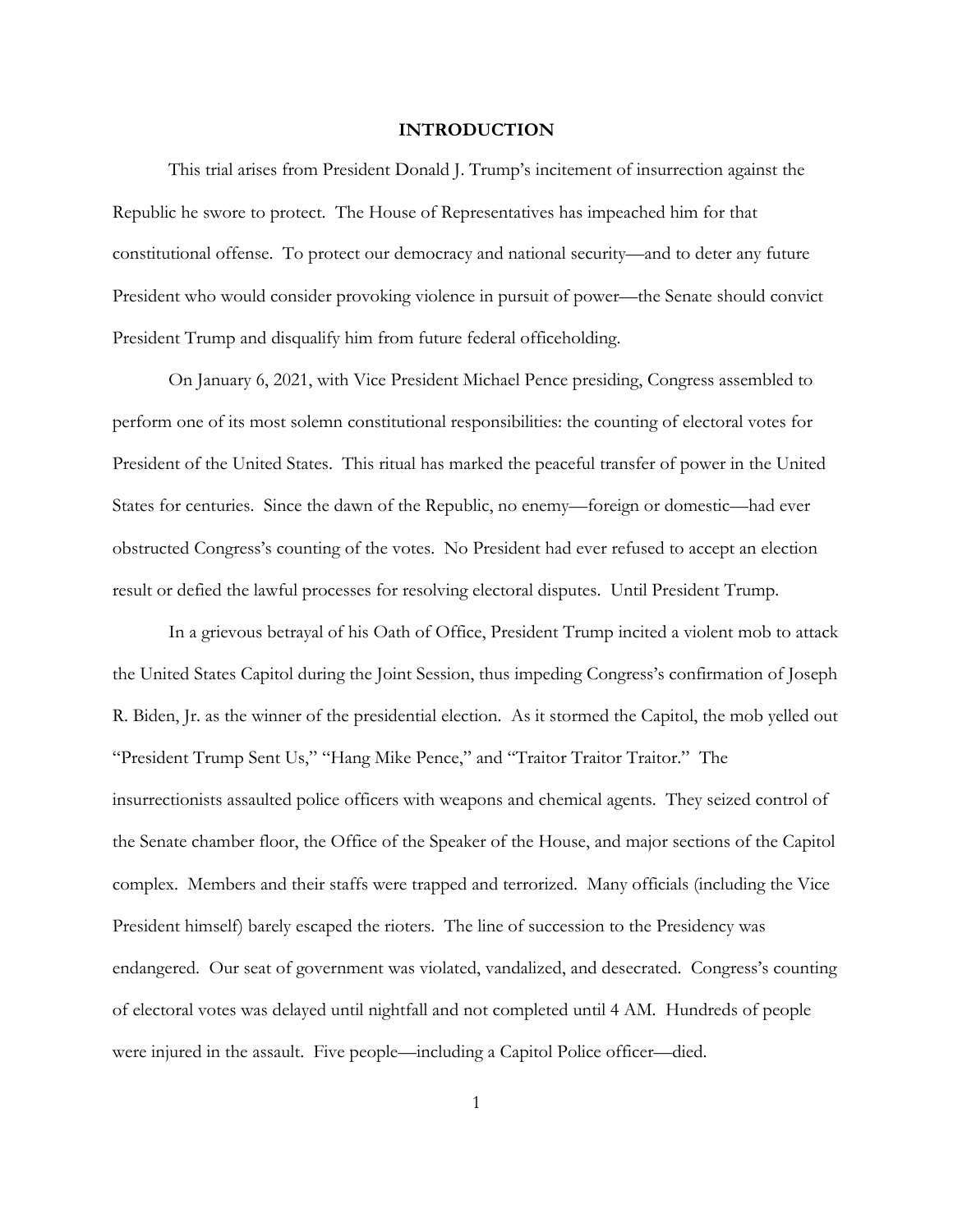# INTRODUCTION

This trial arises from President Donald J. Trump's incitement of insurrection against the Republic he swore to protect. The House of Representatives has impeached him for that constitutional offense. To protect our democracy and national security—and to deter any future President who would consider provoking violence in pursuit of power—the Senate should convict President Trump and disqualify him from future federal officeholding.

On January 6, 2021, with Vice President Michael Pence presiding, Congress assembled to perform one of its most solemn constitutional responsibilities: the counting of electoral votes for President of the United States. This ritual has marked the peaceful transfer of power in the United States for centuries. Since the dawn of the Republic, no enemy—foreign or domestic—had ever obstructed Congress's counting of the votes. No President had ever refused to accept an election result or defied the lawful processes for resolving electoral disputes. Until President Trump.

In a grievous betrayal of his Oath of Office, President Trump incited a violent mob to attack the United States Capitol during the Joint Session, thus impeding Congress's confirmation of Joseph R. Biden, Jr. as the winner of the presidential election. As it stormed the Capitol, the mob yelled out "President Trump Sent Us," "Hang Mike Pence," and "Traitor Traitor Traitor." The insurrectionists assaulted police officers with weapons and chemical agents. They seized control of the Senate chamber floor, the Office of the Speaker of the House, and major sections of the Capitol complex. Members and their staffs were trapped and terrorized. Many officials (including the Vice President himself) barely escaped the rioters. The line of succession to the Presidency was endangered. Our seat of government was violated, vandalized, and desecrated. Congress's counting of electoral votes was delayed until nightfall and not completed until 4 AM. Hundreds of people were injured in the assault. Five people—including a Capitol Police officer—died.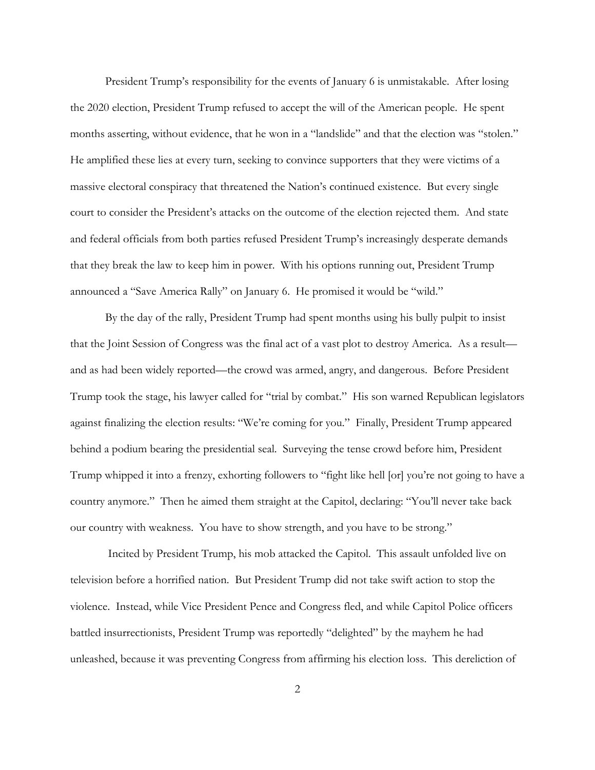President Trump's responsibility for the events of January 6 is unmistakable. After losing the 2020 election, President Trump refused to accept the will of the American people. He spent months asserting, without evidence, that he won in a "landslide" and that the election was "stolen." He amplified these lies at every turn, seeking to convince supporters that they were victims of a massive electoral conspiracy that threatened the Nation's continued existence. But every single court to consider the President's attacks on the outcome of the election rejected them. And state and federal officials from both parties refused President Trump's increasingly desperate demands that they break the law to keep him in power. With his options running out, President Trump announced a "Save America Rally" on January 6. He promised it would be "wild."

By the day of the rally, President Trump had spent months using his bully pulpit to insist that the Joint Session of Congress was the final act of a vast plot to destroy America. As a result—and as had been widely reported—the crowd was armed, angry, and dangerous. Before President Trump took the stage, his lawyer called for "trial by combat." His son warned Republican legislators against finalizing the election results: "We're coming for you." Finally, President Trump appeared behind a podium bearing the presidential seal. Surveying the tense crowd before him, President Trump whipped it into a frenzy, exhorting followers to "fight like hell [or] you're not going to have a country anymore." Then he aimed them straight at the Capitol, declaring: "You'll never take back our country with weakness. You have to show strength, and you have to be strong."

Incited by President Trump, his mob attacked the Capitol. This assault unfolded live on television before a horrified nation. But President Trump did not take swift action to stop the violence. Instead, while Vice President Pence and Congress fled, and while Capitol Police officers battled insurrectionists, President Trump was reportedly "delighted" by the mayhem he had unleashed, because it was preventing Congress from affirming his election loss. This dereliction of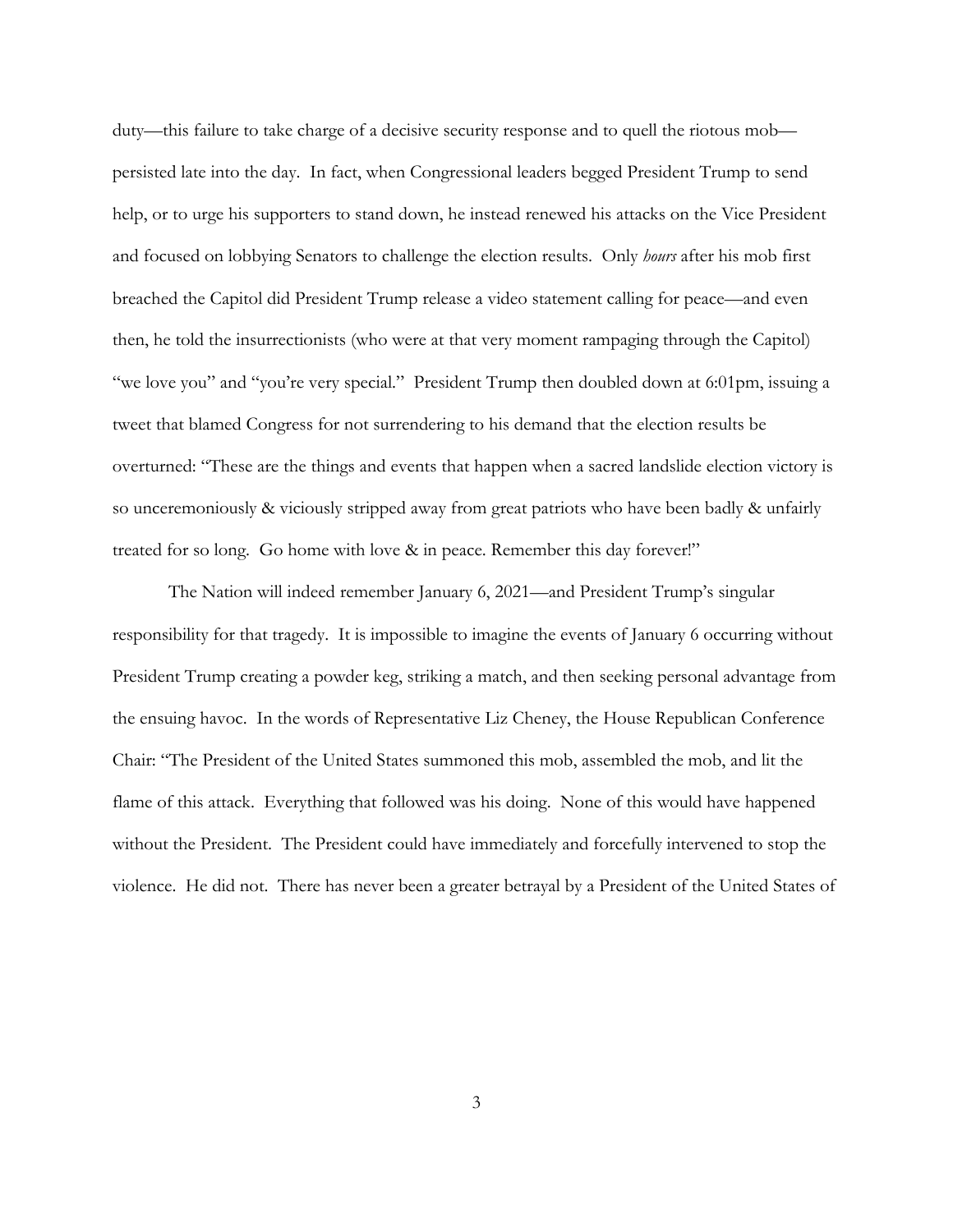duty—this failure to take charge of a decisive security response and to quell the riotous mob—persisted late into the day. In fact, when Congressional leaders begged President Trump to send help, or to urge his supporters to stand down, he instead renewed his attacks on the Vice President and focused on lobbying Senators to challenge the election results. Only *hours* after his mob first breached the Capitol did President Trump release a video statement calling for peace—and even then, he told the insurrectionists (who were at that very moment rampaging through the Capitol) "we love you" and "you're very special." President Trump then doubled down at 6:01pm, issuing a tweet that blamed Congress for not surrendering to his demand that the election results be overturned: "These are the things and events that happen when a sacred landslide election victory is so unceremoniously & viciously stripped away from great patriots who have been badly & unfairly treated for so long. Go home with love & in peace. Remember this day forever!"

The Nation will indeed remember January 6, 2021—and President Trump's singular responsibility for that tragedy. It is impossible to imagine the events of January 6 occurring without President Trump creating a powder keg, striking a match, and then seeking personal advantage from the ensuing havoc. In the words of Representative Liz Cheney, the House Republican Conference Chair: "The President of the United States summoned this mob, assembled the mob, and lit the flame of this attack. Everything that followed was his doing. None of this would have happened without the President. The President could have immediately and forcefully intervened to stop the violence. He did not. There has never been a greater betrayal by a President of the United States of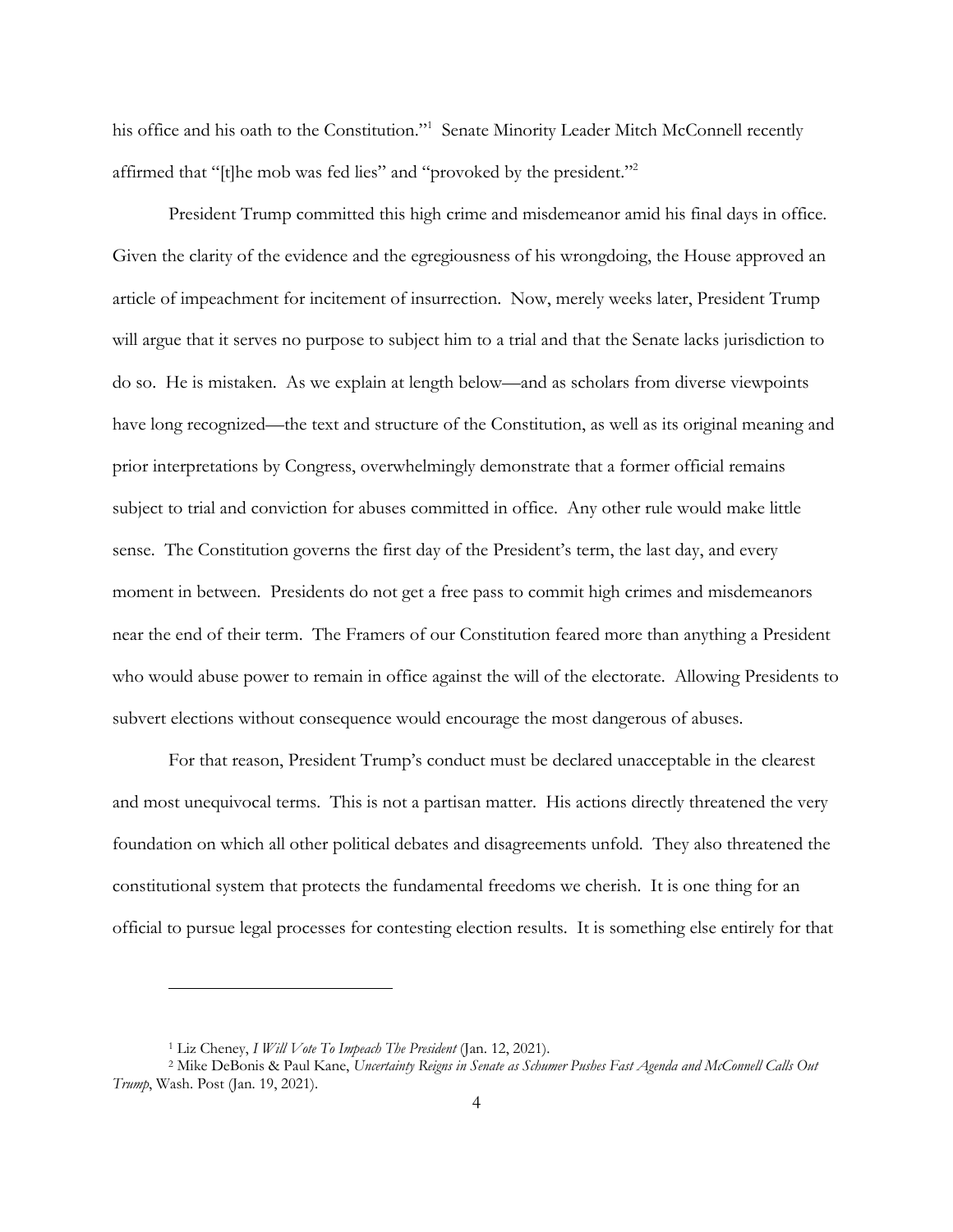his office and his oath to the Constitution."[1] Senate Minority Leader Mitch McConnell recently affirmed that "[t]he mob was fed lies" and "provoked by the president."[2]

President Trump committed this high crime and misdemeanor amid his final days in office. Given the clarity of the evidence and the egregiousness of his wrongdoing, the House approved an article of impeachment for incitement of insurrection. Now, merely weeks later, President Trump will argue that it serves no purpose to subject him to a trial and that the Senate lacks jurisdiction to do so. He is mistaken. As we explain at length below—and as scholars from diverse viewpoints have long recognized—the text and structure of the Constitution, as well as its original meaning and prior interpretations by Congress, overwhelmingly demonstrate that a former official remains subject to trial and conviction for abuses committed in office. Any other rule would make little sense. The Constitution governs the first day of the President's term, the last day, and every moment in between. Presidents do not get a free pass to commit high crimes and misdemeanors near the end of their term. The Framers of our Constitution feared more than anything a President who would abuse power to remain in office against the will of the electorate. Allowing Presidents to subvert elections without consequence would encourage the most dangerous of abuses.

For that reason, President Trump's conduct must be declared unacceptable in the clearest and most unequivocal terms. This is not a partisan matter. His actions directly threatened the very foundation on which all other political debates and disagreements unfold. They also threatened the constitutional system that protects the fundamental freedoms we cherish. It is one thing for an official to pursue legal processes for contesting election results. It is something else entirely for that

---

[1] Liz Cheney, *I Will Vote To Impeach The President* (Jan. 12, 2021).

[2] Mike DeBonis & Paul Kane, *Uncertainty Reigns in Senate as Schumer Pushes Fast Agenda and McConnell Calls Out Trump*, Wash. Post (Jan. 19, 2021).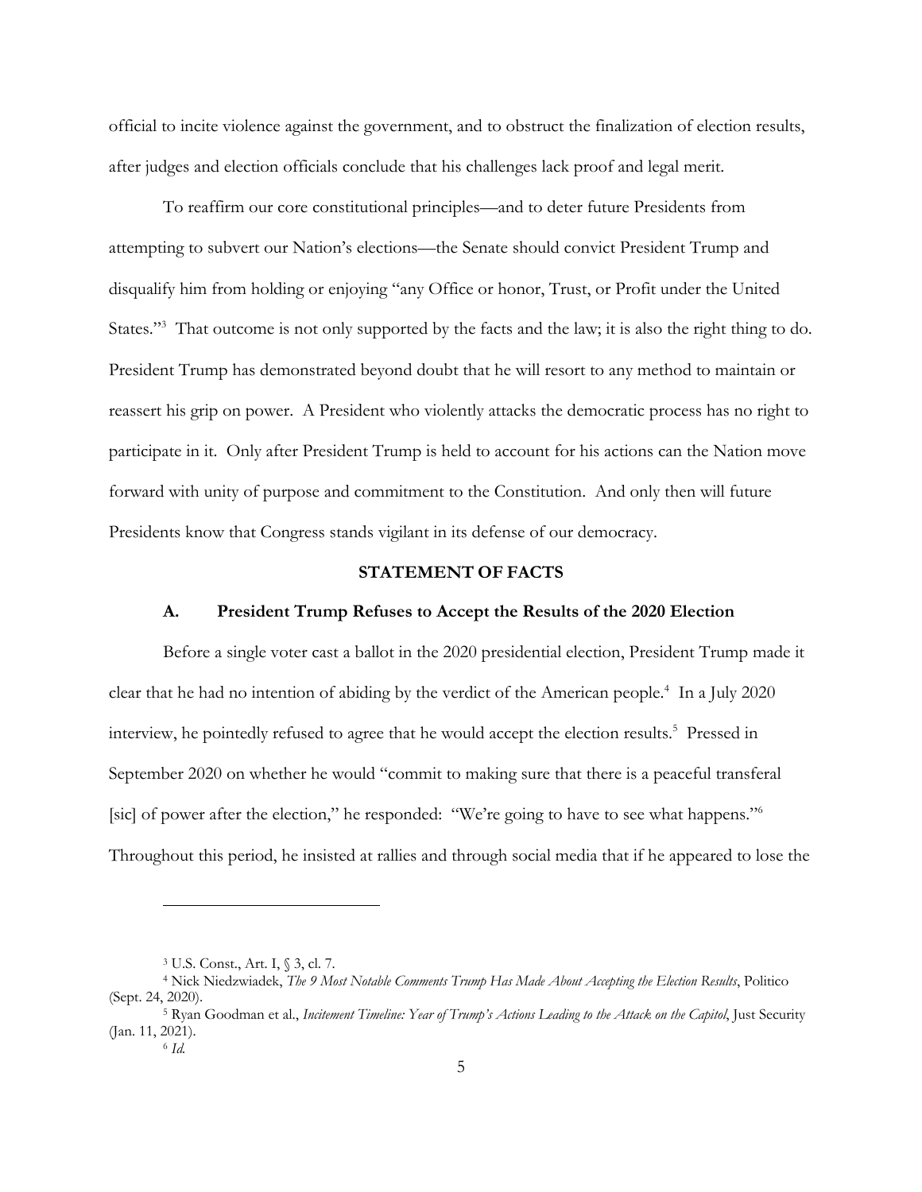official to incite violence against the government, and to obstruct the finalization of election results, after judges and election officials conclude that his challenges lack proof and legal merit.

To reaffirm our core constitutional principles—and to deter future Presidents from attempting to subvert our Nation's elections—the Senate should convict President Trump and disqualify him from holding or enjoying "any Office or honor, Trust, or Profit under the United States."[3] That outcome is not only supported by the facts and the law; it is also the right thing to do. President Trump has demonstrated beyond doubt that he will resort to any method to maintain or reassert his grip on power. A President who violently attacks the democratic process has no right to participate in it. Only after President Trump is held to account for his actions can the Nation move forward with unity of purpose and commitment to the Constitution. And only then will future Presidents know that Congress stands vigilant in its defense of our democracy.

## STATEMENT OF FACTS

### A. President Trump Refuses to Accept the Results of the 2020 Election

Before a single voter cast a ballot in the 2020 presidential election, President Trump made it clear that he had no intention of abiding by the verdict of the American people.[4] In a July 2020 interview, he pointedly refused to agree that he would accept the election results.[5] Pressed in September 2020 on whether he would "commit to making sure that there is a peaceful transferal [sic] of power after the election," he responded: "We're going to have to see what happens."[6] Throughout this period, he insisted at rallies and through social media that if he appeared to lose the

---

[3] U.S. Const., Art. I, § 3, cl. 7.

[4] Nick Niedzwiadek, *The 9 Most Notable Comments Trump Has Made About Accepting the Election Results*, Politico (Sept. 24, 2020).

[5] Ryan Goodman et al., *Incitement Timeline: Year of Trump's Actions Leading to the Attack on the Capitol*, Just Security (Jan. 11, 2021).

[6] *Id.*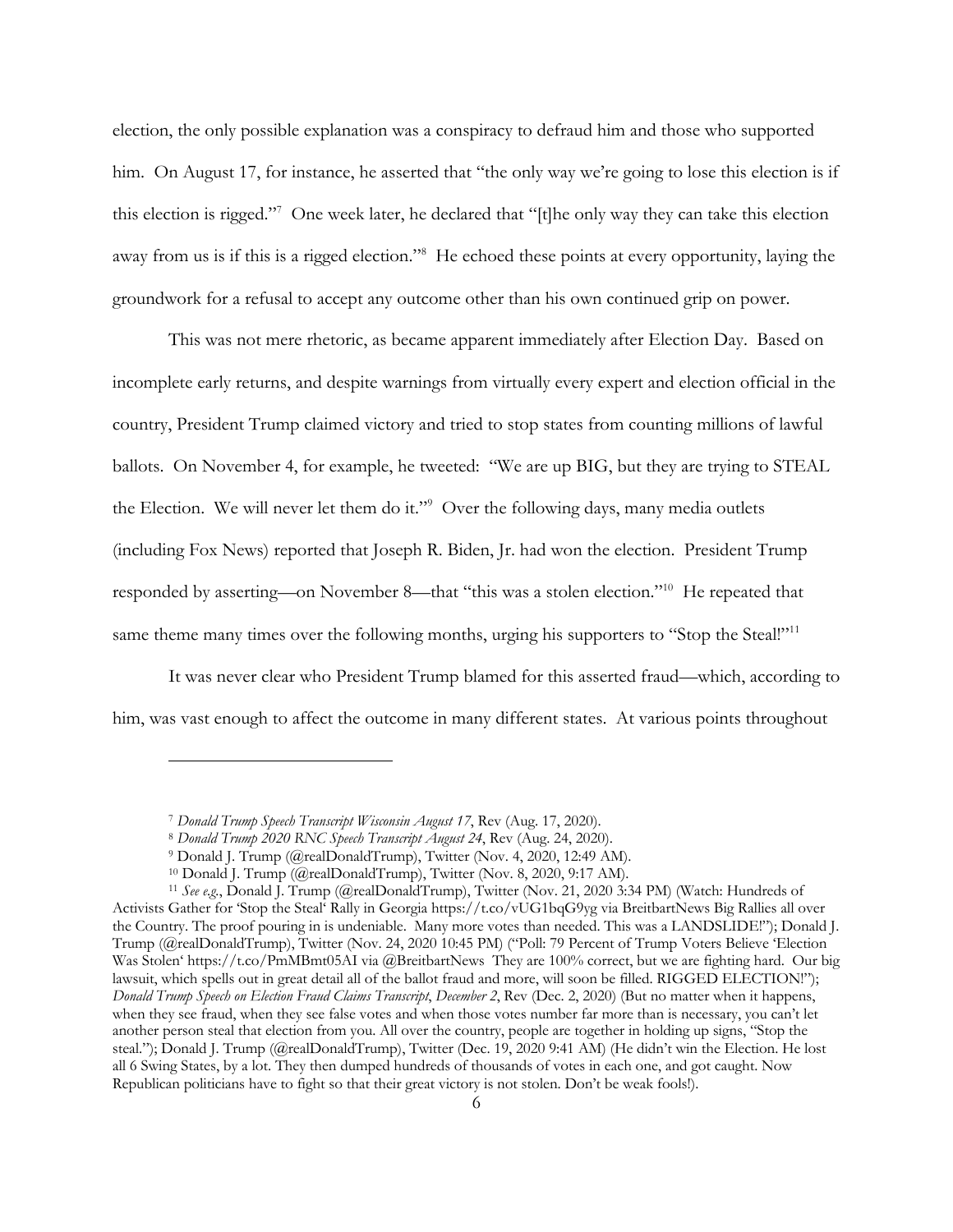election, the only possible explanation was a conspiracy to defraud him and those who supported him. On August 17, for instance, he asserted that "the only way we're going to lose this election is if this election is rigged."[7] One week later, he declared that "[t]he only way they can take this election away from us is if this is a rigged election."[8] He echoed these points at every opportunity, laying the groundwork for a refusal to accept any outcome other than his own continued grip on power.

This was not mere rhetoric, as became apparent immediately after Election Day. Based on incomplete early returns, and despite warnings from virtually every expert and election official in the country, President Trump claimed victory and tried to stop states from counting millions of lawful ballots. On November 4, for example, he tweeted: "We are up BIG, but they are trying to STEAL the Election. We will never let them do it."[9] Over the following days, many media outlets (including Fox News) reported that Joseph R. Biden, Jr. had won the election. President Trump responded by asserting—on November 8—that "this was a stolen election."[10] He repeated that same theme many times over the following months, urging his supporters to "Stop the Steal!"[11]

It was never clear who President Trump blamed for this asserted fraud—which, according to him, was vast enough to affect the outcome in many different states. At various points throughout

---

[7] *Donald Trump Speech Transcript Wisconsin August 17*, Rev (Aug. 17, 2020).

[8] *Donald Trump 2020 RNC Speech Transcript August 24*, Rev (Aug. 24, 2020).

[9] Donald J. Trump (@realDonaldTrump), Twitter (Nov. 4, 2020, 12:49 AM).

[10] Donald J. Trump (@realDonaldTrump), Twitter (Nov. 8, 2020, 9:17 AM).

[11] *See e.g.*, Donald J. Trump (@realDonaldTrump), Twitter (Nov. 21, 2020 3:34 PM) (Watch: Hundreds of Activists Gather for 'Stop the Steal' Rally in Georgia https://t.co/vUG1bqG9yg via BreitbartNews Big Rallies all over the Country. The proof pouring in is undeniable. Many more votes than needed. This was a LANDSLIDE!"); Donald J. Trump (@realDonaldTrump), Twitter (Nov. 24, 2020 10:45 PM) ("Poll: 79 Percent of Trump Voters Believe 'Election Was Stolen' https://t.co/PmMBmt05AI via @BreitbartNews They are 100% correct, but we are fighting hard. Our big lawsuit, which spells out in great detail all of the ballot fraud and more, will soon be filled. RIGGED ELECTION!"); *Donald Trump Speech on Election Fraud Claims Transcript*, *December 2*, Rev (Dec. 2, 2020) (But no matter when it happens, when they see fraud, when they see false votes and when those votes number far more than is necessary, you can't let another person steal that election from you. All over the country, people are together in holding up signs, "Stop the steal."); Donald J. Trump (@realDonaldTrump), Twitter (Dec. 19, 2020 9:41 AM) (He didn't win the Election. He lost all 6 Swing States, by a lot. They then dumped hundreds of thousands of votes in each one, and got caught. Now Republican politicians have to fight so that their great victory is not stolen. Don't be weak fools!).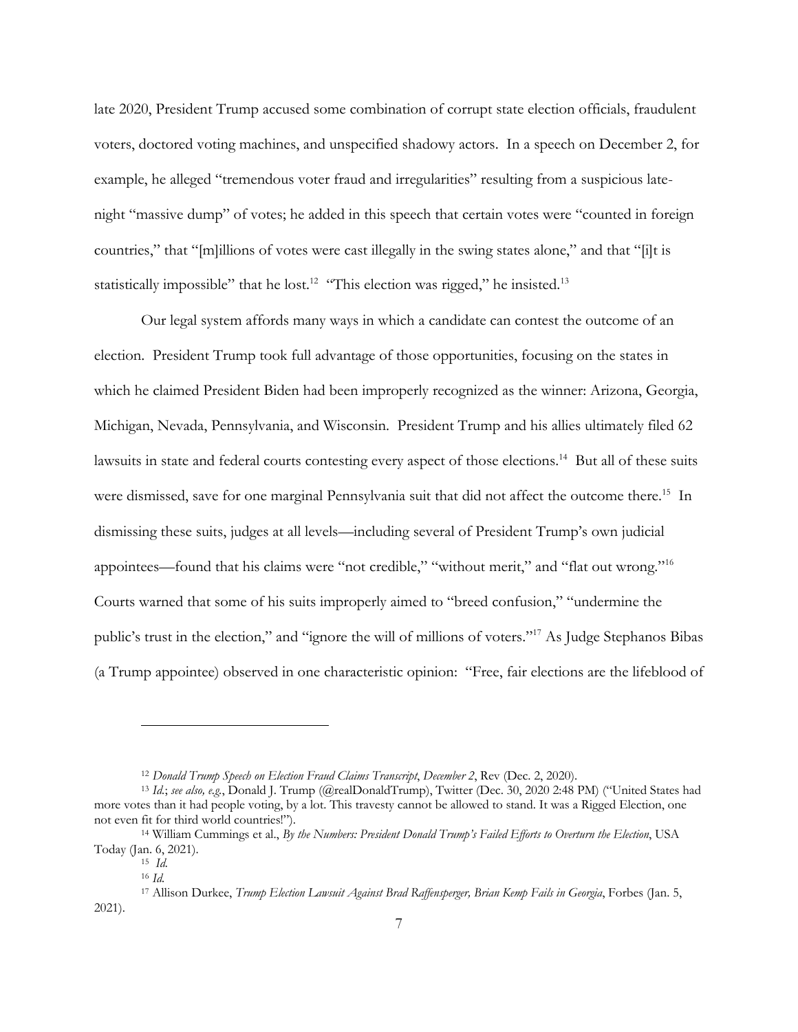late 2020, President Trump accused some combination of corrupt state election officials, fraudulent voters, doctored voting machines, and unspecified shadowy actors. In a speech on December 2, for example, he alleged "tremendous voter fraud and irregularities" resulting from a suspicious late-night "massive dump" of votes; he added in this speech that certain votes were "counted in foreign countries," that "[m]illions of votes were cast illegally in the swing states alone," and that "[i]t is statistically impossible" that he lost.[12] "This election was rigged," he insisted.[13]

Our legal system affords many ways in which a candidate can contest the outcome of an election. President Trump took full advantage of those opportunities, focusing on the states in which he claimed President Biden had been improperly recognized as the winner: Arizona, Georgia, Michigan, Nevada, Pennsylvania, and Wisconsin. President Trump and his allies ultimately filed 62 lawsuits in state and federal courts contesting every aspect of those elections.[14] But all of these suits were dismissed, save for one marginal Pennsylvania suit that did not affect the outcome there.[15] In dismissing these suits, judges at all levels—including several of President Trump's own judicial appointees—found that his claims were "not credible," "without merit," and "flat out wrong."[16] Courts warned that some of his suits improperly aimed to "breed confusion," "undermine the public's trust in the election," and "ignore the will of millions of voters."[17] As Judge Stephanos Bibas (a Trump appointee) observed in one characteristic opinion: "Free, fair elections are the lifeblood of

---

[12] *Donald Trump Speech on Election Fraud Claims Transcript*, *December 2*, Rev (Dec. 2, 2020).

[13] *Id.*; *see also, e.g.*, Donald J. Trump (@realDonaldTrump), Twitter (Dec. 30, 2020 2:48 PM) ("United States had more votes than it had people voting, by a lot. This travesty cannot be allowed to stand. It was a Rigged Election, one not even fit for third world countries!").

[14] William Cummings et al., *By the Numbers: President Donald Trump's Failed Efforts to Overturn the Election*, USA Today (Jan. 6, 2021).

[15] *Id.*

[16] *Id.*

[17] Allison Durkee, *Trump Election Lawsuit Against Brad Raffensperger, Brian Kemp Fails in Georgia*, Forbes (Jan. 5, 2021).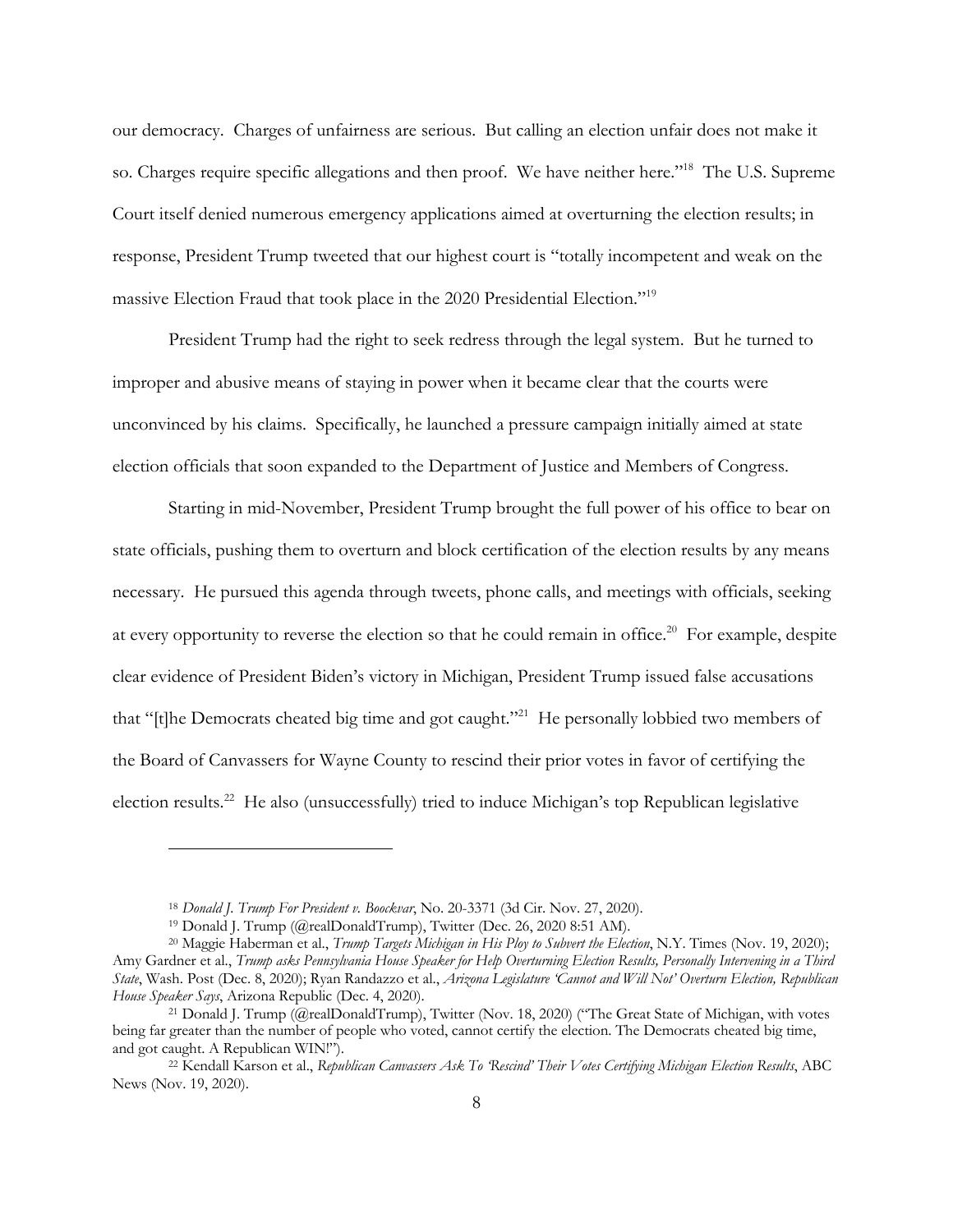our democracy. Charges of unfairness are serious. But calling an election unfair does not make it so. Charges require specific allegations and then proof. We have neither here."[18] The U.S. Supreme Court itself denied numerous emergency applications aimed at overturning the election results; in response, President Trump tweeted that our highest court is "totally incompetent and weak on the massive Election Fraud that took place in the 2020 Presidential Election."[19]

President Trump had the right to seek redress through the legal system. But he turned to improper and abusive means of staying in power when it became clear that the courts were unconvinced by his claims. Specifically, he launched a pressure campaign initially aimed at state election officials that soon expanded to the Department of Justice and Members of Congress.

Starting in mid-November, President Trump brought the full power of his office to bear on state officials, pushing them to overturn and block certification of the election results by any means necessary. He pursued this agenda through tweets, phone calls, and meetings with officials, seeking at every opportunity to reverse the election so that he could remain in office.[20] For example, despite clear evidence of President Biden's victory in Michigan, President Trump issued false accusations that "[t]he Democrats cheated big time and got caught."[21] He personally lobbied two members of the Board of Canvassers for Wayne County to rescind their prior votes in favor of certifying the election results.[22] He also (unsuccessfully) tried to induce Michigan's top Republican legislative

---

[18] *Donald J. Trump For President v. Boockvar*, No. 20-3371 (3d Cir. Nov. 27, 2020).

[19] Donald J. Trump (@realDonaldTrump), Twitter (Dec. 26, 2020 8:51 AM).

[20] Maggie Haberman et al., *Trump Targets Michigan in His Ploy to Subvert the Election*, N.Y. Times (Nov. 19, 2020); Amy Gardner et al., *Trump asks Pennsylvania House Speaker for Help Overturning Election Results, Personally Intervening in a Third State*, Wash. Post (Dec. 8, 2020); Ryan Randazzo et al., *Arizona Legislature 'Cannot and Will Not' Overturn Election, Republican House Speaker Says*, Arizona Republic (Dec. 4, 2020).

[21] Donald J. Trump (@realDonaldTrump), Twitter (Nov. 18, 2020) ("The Great State of Michigan, with votes being far greater than the number of people who voted, cannot certify the election. The Democrats cheated big time, and got caught. A Republican WIN!").

[22] Kendall Karson et al., *Republican Canvassers Ask To 'Rescind' Their Votes Certifying Michigan Election Results*, ABC News (Nov. 19, 2020).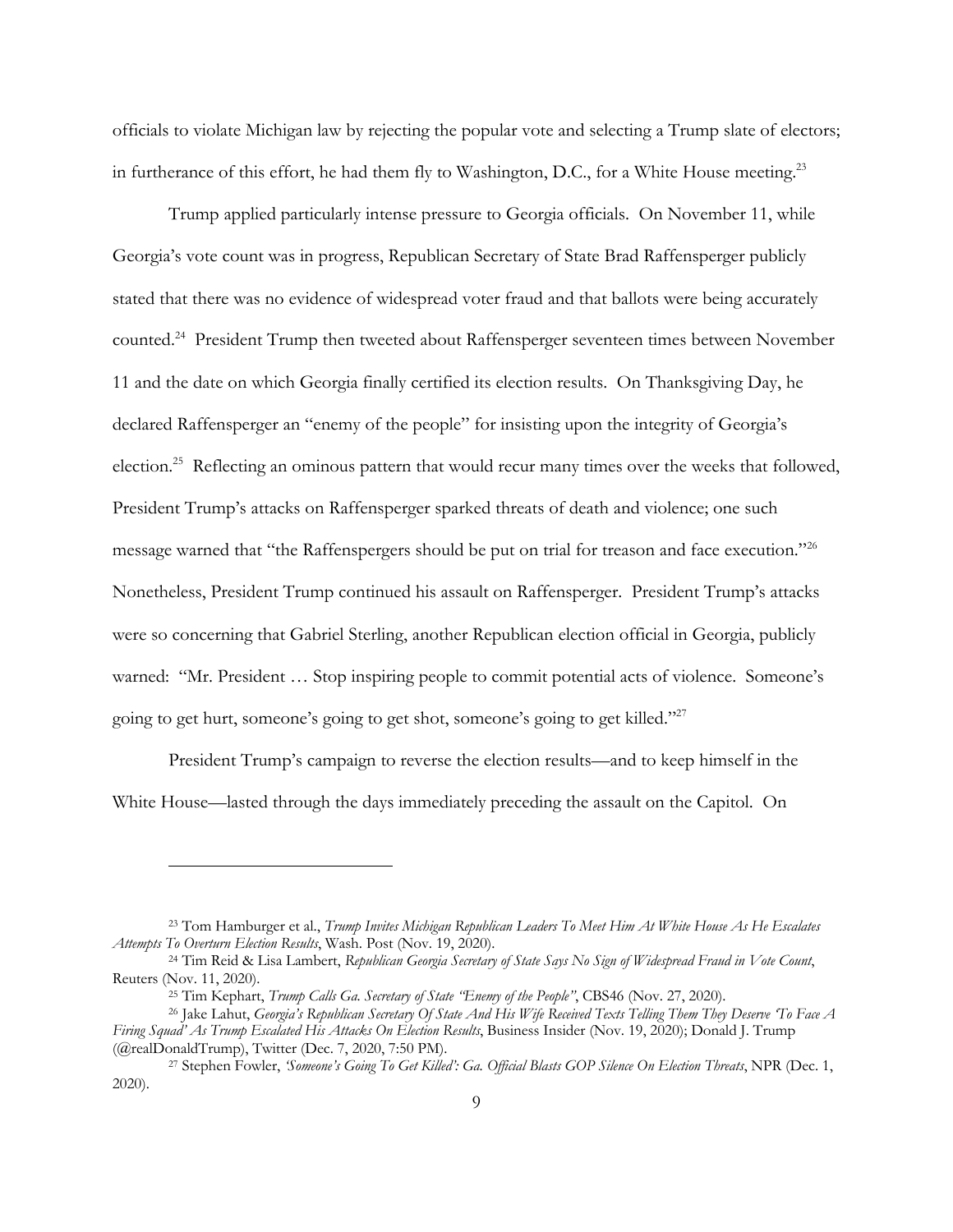officials to violate Michigan law by rejecting the popular vote and selecting a Trump slate of electors; in furtherance of this effort, he had them fly to Washington, D.C., for a White House meeting.[23]

Trump applied particularly intense pressure to Georgia officials. On November 11, while Georgia's vote count was in progress, Republican Secretary of State Brad Raffensperger publicly stated that there was no evidence of widespread voter fraud and that ballots were being accurately counted.[24] President Trump then tweeted about Raffensperger seventeen times between November 11 and the date on which Georgia finally certified its election results. On Thanksgiving Day, he declared Raffensperger an "enemy of the people" for insisting upon the integrity of Georgia's election.[25] Reflecting an ominous pattern that would recur many times over the weeks that followed, President Trump's attacks on Raffensperger sparked threats of death and violence; one such message warned that "the Raffenspergers should be put on trial for treason and face execution."[26] Nonetheless, President Trump continued his assault on Raffensperger. President Trump's attacks were so concerning that Gabriel Sterling, another Republican election official in Georgia, publicly warned: "Mr. President … Stop inspiring people to commit potential acts of violence. Someone's going to get hurt, someone's going to get shot, someone's going to get killed."[27]

President Trump's campaign to reverse the election results—and to keep himself in the White House—lasted through the days immediately preceding the assault on the Capitol. On

---

[23] Tom Hamburger et al., *Trump Invites Michigan Republican Leaders To Meet Him At White House As He Escalates Attempts To Overturn Election Results*, Wash. Post (Nov. 19, 2020).

[24] Tim Reid & Lisa Lambert, *Republican Georgia Secretary of State Says No Sign of Widespread Fraud in Vote Count*, Reuters (Nov. 11, 2020).

[25] Tim Kephart, *Trump Calls Ga. Secretary of State "Enemy of the People"*, CBS46 (Nov. 27, 2020).

[26] Jake Lahut, *Georgia's Republican Secretary Of State And His Wife Received Texts Telling Them They Deserve 'To Face A Firing Squad' As Trump Escalated His Attacks On Election Results*, Business Insider (Nov. 19, 2020); Donald J. Trump (@realDonaldTrump), Twitter (Dec. 7, 2020, 7:50 PM).

[27] Stephen Fowler, *'Someone's Going To Get Killed': Ga. Official Blasts GOP Silence On Election Threats*, NPR (Dec. 1, 2020).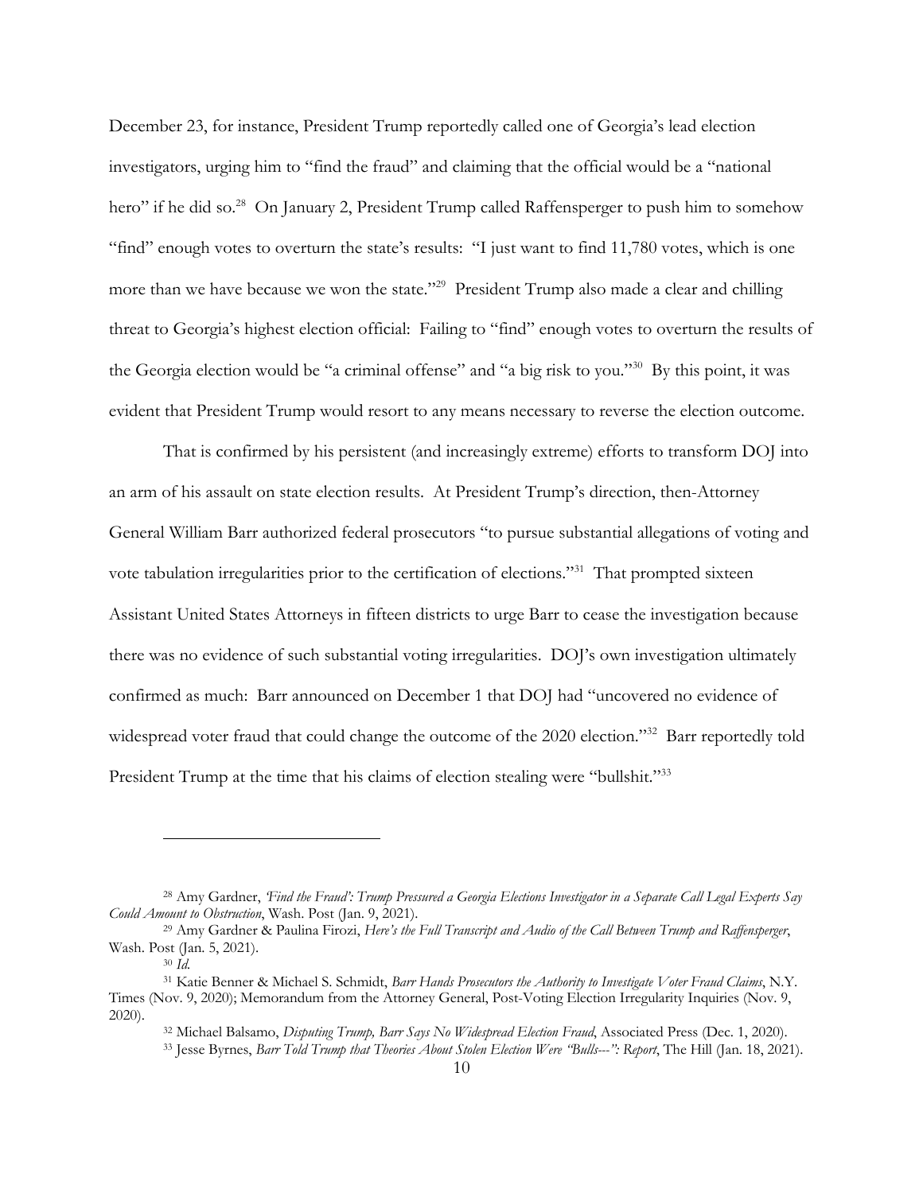December 23, for instance, President Trump reportedly called one of Georgia's lead election investigators, urging him to "find the fraud" and claiming that the official would be a "national hero" if he did so.[28] On January 2, President Trump called Raffensperger to push him to somehow "find" enough votes to overturn the state's results: "I just want to find 11,780 votes, which is one more than we have because we won the state."[29] President Trump also made a clear and chilling threat to Georgia's highest election official: Failing to "find" enough votes to overturn the results of the Georgia election would be "a criminal offense" and "a big risk to you."[30] By this point, it was evident that President Trump would resort to any means necessary to reverse the election outcome.

That is confirmed by his persistent (and increasingly extreme) efforts to transform DOJ into an arm of his assault on state election results. At President Trump's direction, then-Attorney General William Barr authorized federal prosecutors "to pursue substantial allegations of voting and vote tabulation irregularities prior to the certification of elections."[31] That prompted sixteen Assistant United States Attorneys in fifteen districts to urge Barr to cease the investigation because there was no evidence of such substantial voting irregularities. DOJ's own investigation ultimately confirmed as much: Barr announced on December 1 that DOJ had "uncovered no evidence of widespread voter fraud that could change the outcome of the 2020 election."[32] Barr reportedly told President Trump at the time that his claims of election stealing were "bullshit."[33]

---

[28] Amy Gardner, *'Find the Fraud': Trump Pressured a Georgia Elections Investigator in a Separate Call Legal Experts Say Could Amount to Obstruction*, Wash. Post (Jan. 9, 2021).

[29] Amy Gardner & Paulina Firozi, *Here's the Full Transcript and Audio of the Call Between Trump and Raffensperger*, Wash. Post (Jan. 5, 2021).

[30] *Id.*

[31] Katie Benner & Michael S. Schmidt, *Barr Hands Prosecutors the Authority to Investigate Voter Fraud Claims*, N.Y. Times (Nov. 9, 2020); Memorandum from the Attorney General, Post-Voting Election Irregularity Inquiries (Nov. 9, 2020).

[32] Michael Balsamo, *Disputing Trump, Barr Says No Widespread Election Fraud*, Associated Press (Dec. 1, 2020).

[33] Jesse Byrnes, *Barr Told Trump that Theories About Stolen Election Were "Bulls---": Report*, The Hill (Jan. 18, 2021).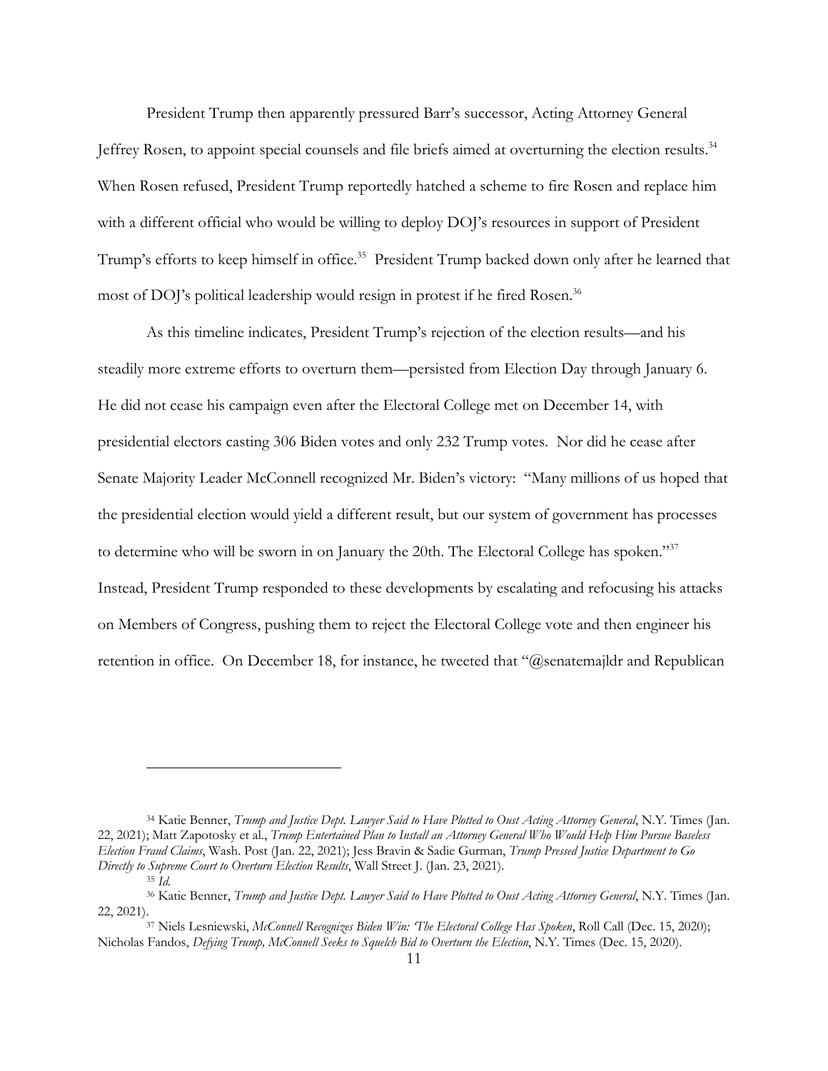President Trump then apparently pressured Barr's successor, Acting Attorney General Jeffrey Rosen, to appoint special counsels and file briefs aimed at overturning the election results.[34] When Rosen refused, President Trump reportedly hatched a scheme to fire Rosen and replace him with a different official who would be willing to deploy DOJ's resources in support of President Trump's efforts to keep himself in office.[35] President Trump backed down only after he learned that most of DOJ's political leadership would resign in protest if he fired Rosen.[36]

As this timeline indicates, President Trump's rejection of the election results—and his steadily more extreme efforts to overturn them—persisted from Election Day through January 6. He did not cease his campaign even after the Electoral College met on December 14, with presidential electors casting 306 Biden votes and only 232 Trump votes. Nor did he cease after Senate Majority Leader McConnell recognized Mr. Biden's victory: "Many millions of us hoped that the presidential election would yield a different result, but our system of government has processes to determine who will be sworn in on January the 20th. The Electoral College has spoken."[37] Instead, President Trump responded to these developments by escalating and refocusing his attacks on Members of Congress, pushing them to reject the Electoral College vote and then engineer his retention in office. On December 18, for instance, he tweeted that "@senatemajldr and Republican

---

[34] Katie Benner, *Trump and Justice Dept. Lawyer Said to Have Plotted to Oust Acting Attorney General*, N.Y. Times (Jan. 22, 2021); Matt Zapotosky et al., *Trump Entertained Plan to Install an Attorney General Who Would Help Him Pursue Baseless Election Fraud Claims*, Wash. Post (Jan. 22, 2021); Jess Bravin & Sadie Gurman, *Trump Pressed Justice Department to Go Directly to Supreme Court to Overturn Election Results*, Wall Street J. (Jan. 23, 2021).

[35] *Id.*

[36] Katie Benner, *Trump and Justice Dept. Lawyer Said to Have Plotted to Oust Acting Attorney General*, N.Y. Times (Jan. 22, 2021).

[37] Niels Lesniewski, *McConnell Recognizes Biden Win: 'The Electoral College Has Spoken*, Roll Call (Dec. 15, 2020); Nicholas Fandos, *Defying Trump, McConnell Seeks to Squelch Bid to Overturn the Election*, N.Y. Times (Dec. 15, 2020).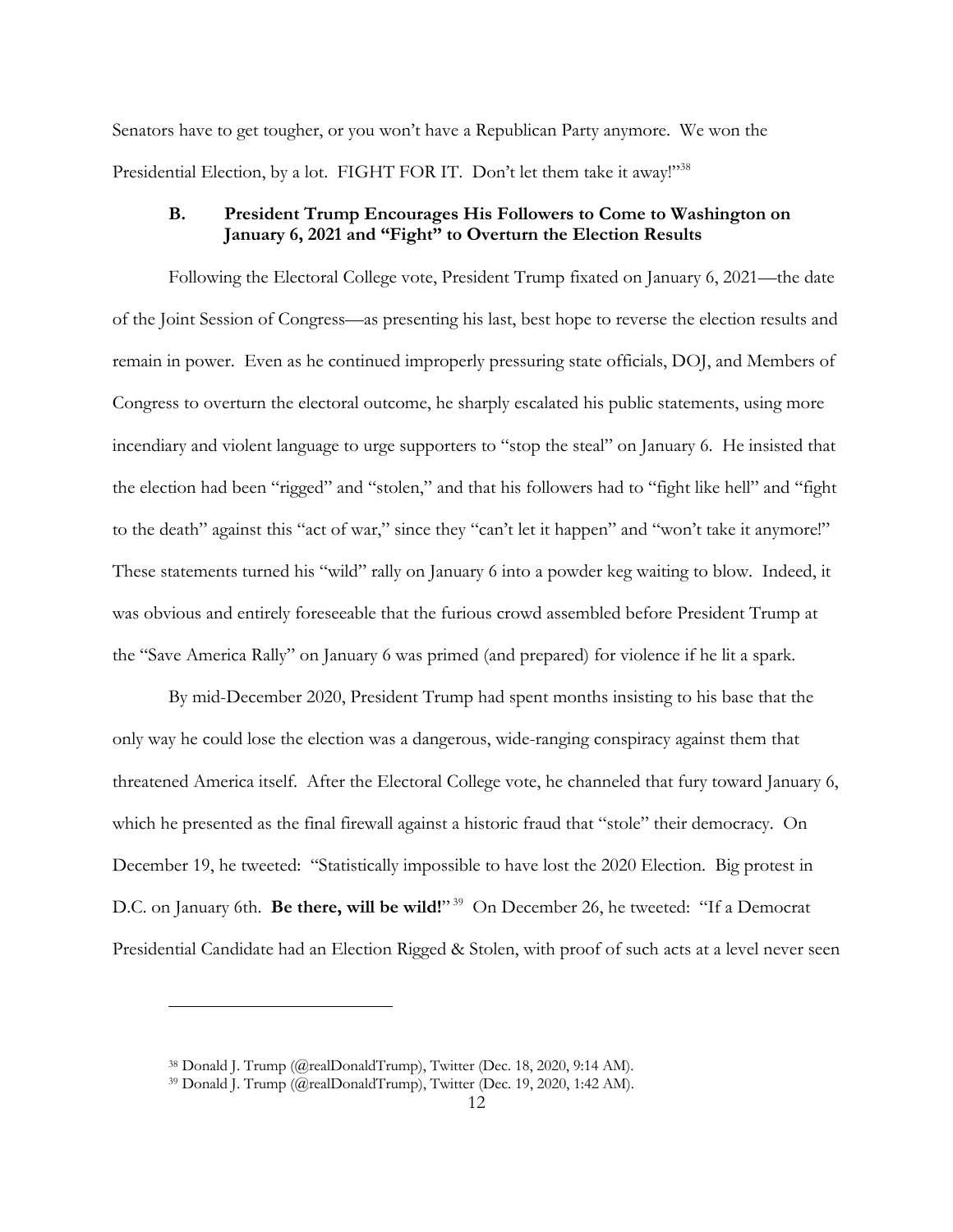Senators have to get tougher, or you won't have a Republican Party anymore. We won the Presidential Election, by a lot. FIGHT FOR IT. Don't let them take it away!"[38]

### B. President Trump Encourages His Followers to Come to Washington on January 6, 2021 and "Fight" to Overturn the Election Results

Following the Electoral College vote, President Trump fixated on January 6, 2021—the date of the Joint Session of Congress—as presenting his last, best hope to reverse the election results and remain in power. Even as he continued improperly pressuring state officials, DOJ, and Members of Congress to overturn the electoral outcome, he sharply escalated his public statements, using more incendiary and violent language to urge supporters to "stop the steal" on January 6. He insisted that the election had been "rigged" and "stolen," and that his followers had to "fight like hell" and "fight to the death" against this "act of war," since they "can't let it happen" and "won't take it anymore!" These statements turned his "wild" rally on January 6 into a powder keg waiting to blow. Indeed, it was obvious and entirely foreseeable that the furious crowd assembled before President Trump at the "Save America Rally" on January 6 was primed (and prepared) for violence if he lit a spark.

By mid-December 2020, President Trump had spent months insisting to his base that the only way he could lose the election was a dangerous, wide-ranging conspiracy against them that threatened America itself. After the Electoral College vote, he channeled that fury toward January 6, which he presented as the final firewall against a historic fraud that "stole" their democracy. On December 19, he tweeted: "Statistically impossible to have lost the 2020 Election. Big protest in D.C. on January 6th. **Be there, will be wild!**"[39] On December 26, he tweeted: "If a Democrat Presidential Candidate had an Election Rigged & Stolen, with proof of such acts at a level never seen

---

[38] Donald J. Trump (@realDonaldTrump), Twitter (Dec. 18, 2020, 9:14 AM).

[39] Donald J. Trump (@realDonaldTrump), Twitter (Dec. 19, 2020, 1:42 AM).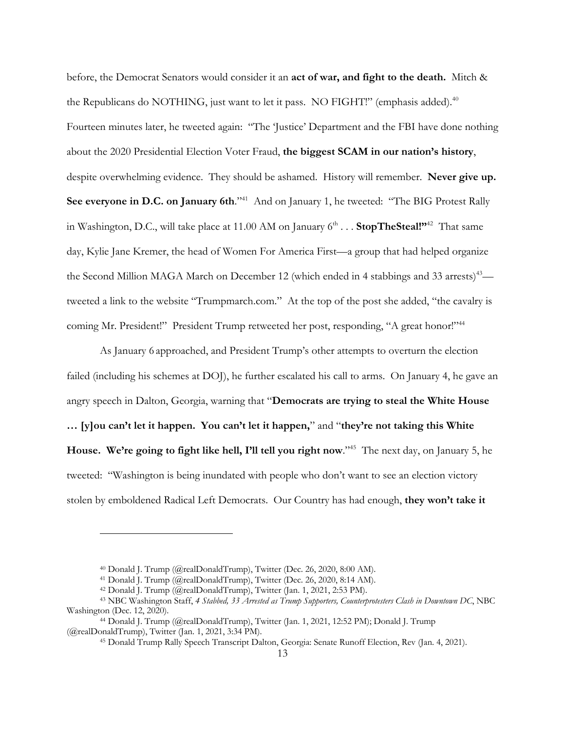before, the Democrat Senators would consider it an **act of war, and fight to the death.** Mitch & the Republicans do NOTHING, just want to let it pass. NO FIGHT!" (emphasis added).[40] Fourteen minutes later, he tweeted again: "The 'Justice' Department and the FBI have done nothing about the 2020 Presidential Election Voter Fraud, **the biggest SCAM in our nation's history**, despite overwhelming evidence. They should be ashamed. History will remember. **Never give up. See everyone in D.C. on January 6th**."[41] And on January 1, he tweeted: "The BIG Protest Rally in Washington, D.C., will take place at 11.00 AM on January 6th . . . **StopTheSteal!"**[42] That same day, Kylie Jane Kremer, the head of Women For America First—a group that had helped organize the Second Million MAGA March on December 12 (which ended in 4 stabbings and 33 arrests)[43]—tweeted a link to the website "Trumpmarch.com." At the top of the post she added, "the cavalry is coming Mr. President!" President Trump retweeted her post, responding, "A great honor!"[44]

As January 6 approached, and President Trump's other attempts to overturn the election failed (including his schemes at DOJ), he further escalated his call to arms. On January 4, he gave an angry speech in Dalton, Georgia, warning that "**Democrats are trying to steal the White House … [y]ou can't let it happen. You can't let it happen,**" and "**they're not taking this White House. We're going to fight like hell, I'll tell you right now**."[45] The next day, on January 5, he tweeted: "Washington is being inundated with people who don't want to see an election victory stolen by emboldened Radical Left Democrats. Our Country has had enough, **they won't take it**

---

[40] Donald J. Trump (@realDonaldTrump), Twitter (Dec. 26, 2020, 8:00 AM).

[41] Donald J. Trump (@realDonaldTrump), Twitter (Dec. 26, 2020, 8:14 AM).

[42] Donald J. Trump (@realDonaldTrump), Twitter (Jan. 1, 2021, 2:53 PM).

[43] NBC Washington Staff, *4 Stabbed, 33 Arrested as Trump Supporters, Counterprotesters Clash in Downtown DC*, NBC Washington (Dec. 12, 2020).

[44] Donald J. Trump (@realDonaldTrump), Twitter (Jan. 1, 2021, 12:52 PM); Donald J. Trump (@realDonaldTrump), Twitter (Jan. 1, 2021, 3:34 PM).

[45] Donald Trump Rally Speech Transcript Dalton, Georgia: Senate Runoff Election, Rev (Jan. 4, 2021).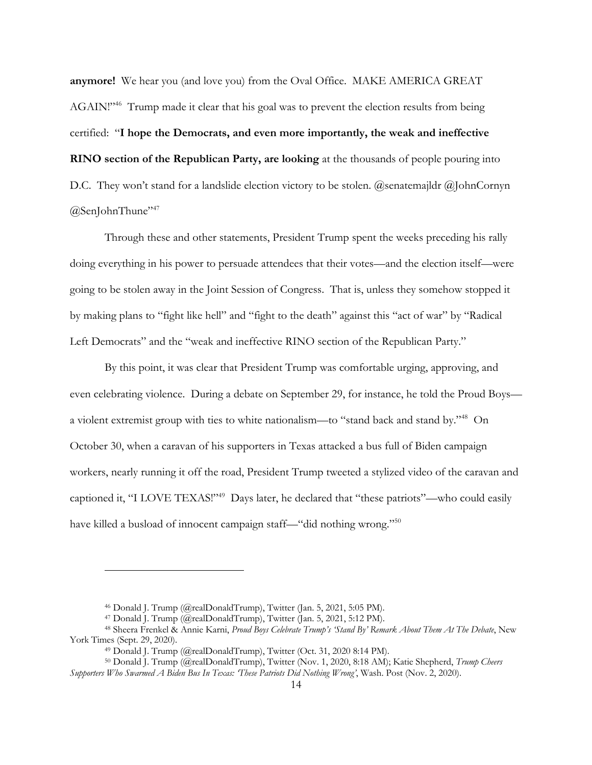**anymore!** We hear you (and love you) from the Oval Office. MAKE AMERICA GREAT AGAIN!"[46] Trump made it clear that his goal was to prevent the election results from being certified: "**I hope the Democrats, and even more importantly, the weak and ineffective RINO section of the Republican Party, are looking** at the thousands of people pouring into D.C. They won't stand for a landslide election victory to be stolen. @senatemajldr @JohnCornyn @SenJohnThune"[47]

Through these and other statements, President Trump spent the weeks preceding his rally doing everything in his power to persuade attendees that their votes—and the election itself—were going to be stolen away in the Joint Session of Congress. That is, unless they somehow stopped it by making plans to "fight like hell" and "fight to the death" against this "act of war" by "Radical Left Democrats" and the "weak and ineffective RINO section of the Republican Party."

By this point, it was clear that President Trump was comfortable urging, approving, and even celebrating violence. During a debate on September 29, for instance, he told the Proud Boys—a violent extremist group with ties to white nationalism—to "stand back and stand by."[48] On October 30, when a caravan of his supporters in Texas attacked a bus full of Biden campaign workers, nearly running it off the road, President Trump tweeted a stylized video of the caravan and captioned it, "I LOVE TEXAS!"[49] Days later, he declared that "these patriots"—who could easily have killed a busload of innocent campaign staff—"did nothing wrong."[50]

---

[46] Donald J. Trump (@realDonaldTrump), Twitter (Jan. 5, 2021, 5:05 PM).

[47] Donald J. Trump (@realDonaldTrump), Twitter (Jan. 5, 2021, 5:12 PM).

[48] Sheera Frenkel & Annie Karni, *Proud Boys Celebrate Trump's 'Stand By' Remark About Them At The Debate*, New York Times (Sept. 29, 2020).

[49] Donald J. Trump (@realDonaldTrump), Twitter (Oct. 31, 2020 8:14 PM).

[50] Donald J. Trump (@realDonaldTrump), Twitter (Nov. 1, 2020, 8:18 AM); Katie Shepherd, *Trump Cheers Supporters Who Swarmed A Biden Bus In Texas: 'These Patriots Did Nothing Wrong'*, Wash. Post (Nov. 2, 2020).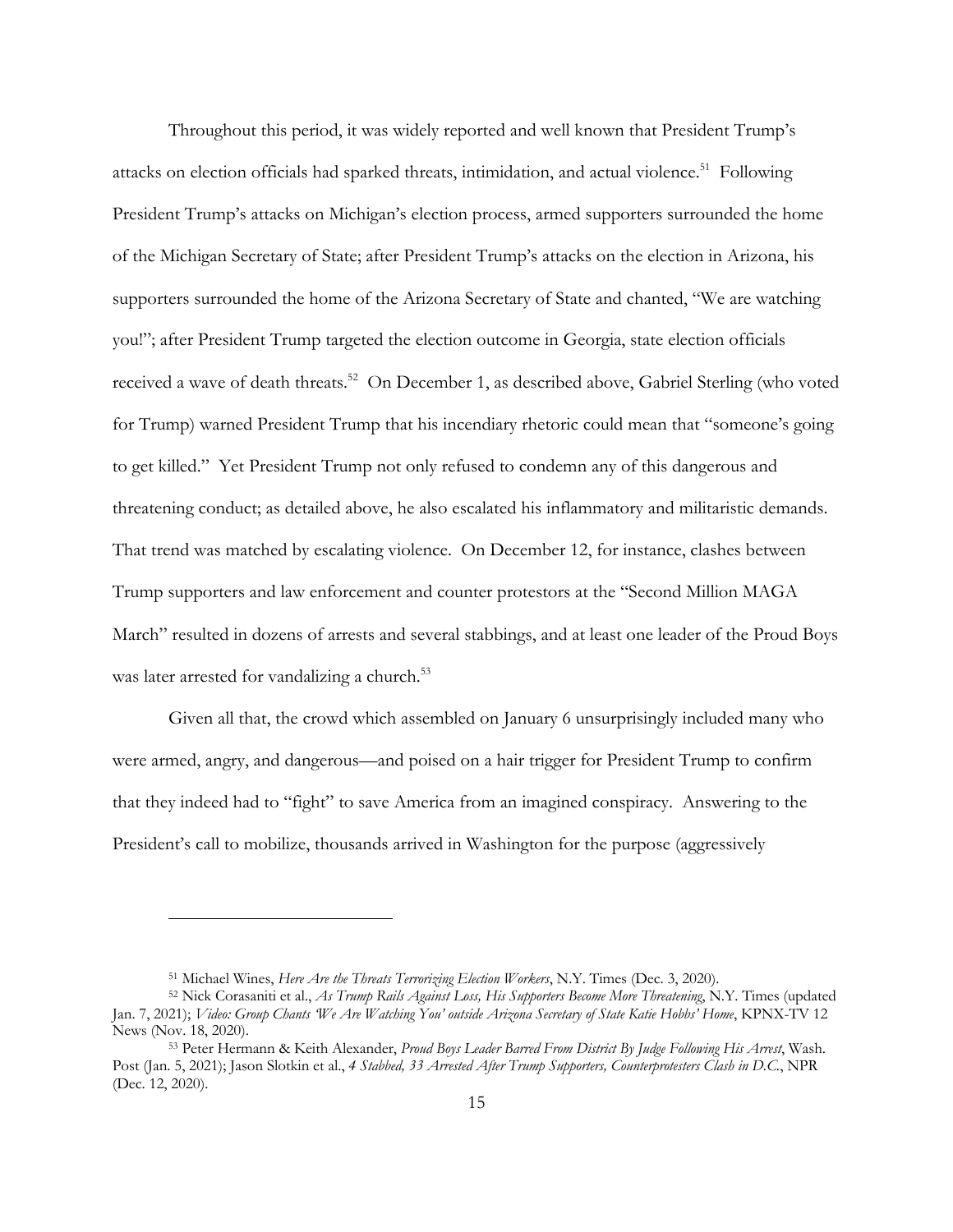Throughout this period, it was widely reported and well known that President Trump's attacks on election officials had sparked threats, intimidation, and actual violence.[51] Following President Trump's attacks on Michigan's election process, armed supporters surrounded the home of the Michigan Secretary of State; after President Trump's attacks on the election in Arizona, his supporters surrounded the home of the Arizona Secretary of State and chanted, "We are watching you!"; after President Trump targeted the election outcome in Georgia, state election officials received a wave of death threats.[52] On December 1, as described above, Gabriel Sterling (who voted for Trump) warned President Trump that his incendiary rhetoric could mean that "someone's going to get killed." Yet President Trump not only refused to condemn any of this dangerous and threatening conduct; as detailed above, he also escalated his inflammatory and militaristic demands. That trend was matched by escalating violence. On December 12, for instance, clashes between Trump supporters and law enforcement and counter protestors at the "Second Million MAGA March" resulted in dozens of arrests and several stabbings, and at least one leader of the Proud Boys was later arrested for vandalizing a church.[53]

Given all that, the crowd which assembled on January 6 unsurprisingly included many who were armed, angry, and dangerous—and poised on a hair trigger for President Trump to confirm that they indeed had to "fight" to save America from an imagined conspiracy. Answering to the President's call to mobilize, thousands arrived in Washington for the purpose (aggressively

---

[51] Michael Wines, *Here Are the Threats Terrorizing Election Workers*, N.Y. Times (Dec. 3, 2020).

[52] Nick Corasaniti et al., *As Trump Rails Against Loss, His Supporters Become More Threatening*, N.Y. Times (updated Jan. 7, 2021); *Video: Group Chants 'We Are Watching You' outside Arizona Secretary of State Katie Hobbs' Home*, KPNX-TV 12 News (Nov. 18, 2020).

[53] Peter Hermann & Keith Alexander, *Proud Boys Leader Barred From District By Judge Following His Arrest*, Wash. Post (Jan. 5, 2021); Jason Slotkin et al., *4 Stabbed, 33 Arrested After Trump Supporters, Counterprotesters Clash in D.C.*, NPR (Dec. 12, 2020).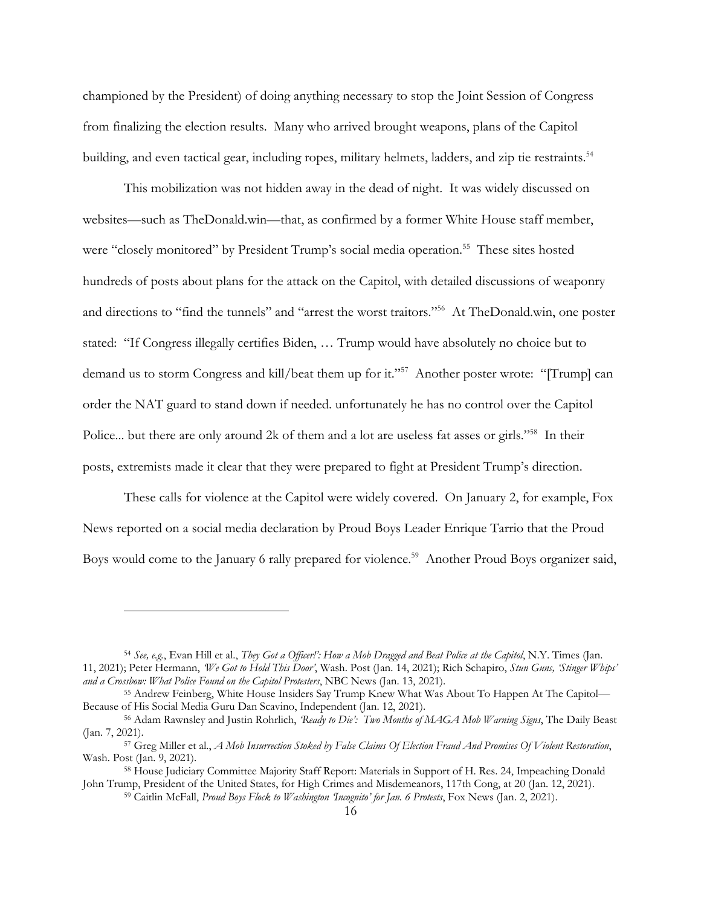championed by the President) of doing anything necessary to stop the Joint Session of Congress from finalizing the election results. Many who arrived brought weapons, plans of the Capitol building, and even tactical gear, including ropes, military helmets, ladders, and zip tie restraints.[54]

This mobilization was not hidden away in the dead of night. It was widely discussed on websites—such as TheDonald.win—that, as confirmed by a former White House staff member, were "closely monitored" by President Trump's social media operation.[55] These sites hosted hundreds of posts about plans for the attack on the Capitol, with detailed discussions of weaponry and directions to "find the tunnels" and "arrest the worst traitors."[56] At TheDonald.win, one poster stated: "If Congress illegally certifies Biden, … Trump would have absolutely no choice but to demand us to storm Congress and kill/beat them up for it."[57] Another poster wrote: "[Trump] can order the NAT guard to stand down if needed. unfortunately he has no control over the Capitol Police... but there are only around 2k of them and a lot are useless fat asses or girls."[58] In their posts, extremists made it clear that they were prepared to fight at President Trump's direction.

These calls for violence at the Capitol were widely covered. On January 2, for example, Fox News reported on a social media declaration by Proud Boys Leader Enrique Tarrio that the Proud Boys would come to the January 6 rally prepared for violence.[59] Another Proud Boys organizer said,

---

[54] *See, e.g.*, Evan Hill et al., *They Got a Officer!': How a Mob Dragged and Beat Police at the Capitol*, N.Y. Times (Jan. 11, 2021); Peter Hermann, *'We Got to Hold This Door'*, Wash. Post (Jan. 14, 2021); Rich Schapiro, *Stun Guns, 'Stinger Whips' and a Crossbow: What Police Found on the Capitol Protesters*, NBC News (Jan. 13, 2021).

[55] Andrew Feinberg, White House Insiders Say Trump Knew What Was About To Happen At The Capitol—Because of His Social Media Guru Dan Scavino, Independent (Jan. 12, 2021).

[56] Adam Rawnsley and Justin Rohrlich, *'Ready to Die': Two Months of MAGA Mob Warning Signs*, The Daily Beast (Jan. 7, 2021).

[57] Greg Miller et al., *A Mob Insurrection Stoked by False Claims Of Election Fraud And Promises Of Violent Restoration*, Wash. Post (Jan. 9, 2021).

[58] House Judiciary Committee Majority Staff Report: Materials in Support of H. Res. 24, Impeaching Donald John Trump, President of the United States, for High Crimes and Misdemeanors, 117th Cong, at 20 (Jan. 12, 2021).

[59] Caitlin McFall, *Proud Boys Flock to Washington 'Incognito' for Jan. 6 Protests*, Fox News (Jan. 2, 2021).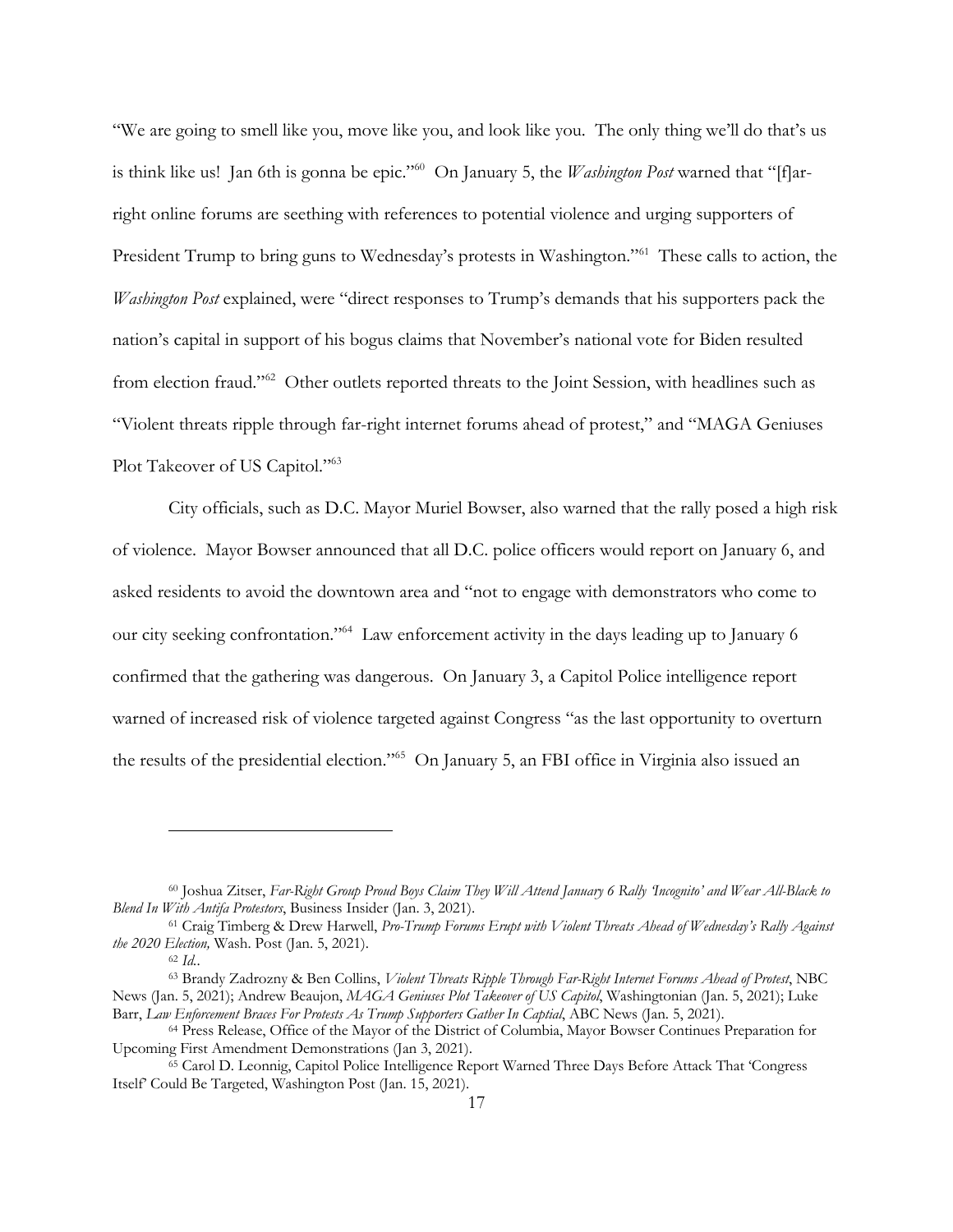"We are going to smell like you, move like you, and look like you. The only thing we'll do that's us is think like us! Jan 6th is gonna be epic."[60] On January 5, the *Washington Post* warned that "[f]ar-right online forums are seething with references to potential violence and urging supporters of President Trump to bring guns to Wednesday's protests in Washington."[61] These calls to action, the *Washington Post* explained, were "direct responses to Trump's demands that his supporters pack the nation's capital in support of his bogus claims that November's national vote for Biden resulted from election fraud."[62] Other outlets reported threats to the Joint Session, with headlines such as "Violent threats ripple through far-right internet forums ahead of protest," and "MAGA Geniuses Plot Takeover of US Capitol."[63]

City officials, such as D.C. Mayor Muriel Bowser, also warned that the rally posed a high risk of violence. Mayor Bowser announced that all D.C. police officers would report on January 6, and asked residents to avoid the downtown area and "not to engage with demonstrators who come to our city seeking confrontation."[64] Law enforcement activity in the days leading up to January 6 confirmed that the gathering was dangerous. On January 3, a Capitol Police intelligence report warned of increased risk of violence targeted against Congress "as the last opportunity to overturn the results of the presidential election."[65] On January 5, an FBI office in Virginia also issued an

---

[60] Joshua Zitser, *Far-Right Group Proud Boys Claim They Will Attend January 6 Rally 'Incognito' and Wear All-Black to Blend In With Antifa Protestors*, Business Insider (Jan. 3, 2021).

[61] Craig Timberg & Drew Harwell, *Pro-Trump Forums Erupt with Violent Threats Ahead of Wednesday's Rally Against the 2020 Election,* Wash. Post (Jan. 5, 2021).

[62] *Id.*.

[63] Brandy Zadrozny & Ben Collins, *Violent Threats Ripple Through Far-Right Internet Forums Ahead of Protest*, NBC News (Jan. 5, 2021); Andrew Beaujon, *MAGA Geniuses Plot Takeover of US Capitol*, Washingtonian (Jan. 5, 2021); Luke Barr, *Law Enforcement Braces For Protests As Trump Supporters Gather In Captial*, ABC News (Jan. 5, 2021).

[64] Press Release, Office of the Mayor of the District of Columbia, Mayor Bowser Continues Preparation for Upcoming First Amendment Demonstrations (Jan 3, 2021).

[65] Carol D. Leonnig, Capitol Police Intelligence Report Warned Three Days Before Attack That 'Congress Itself' Could Be Targeted, Washington Post (Jan. 15, 2021).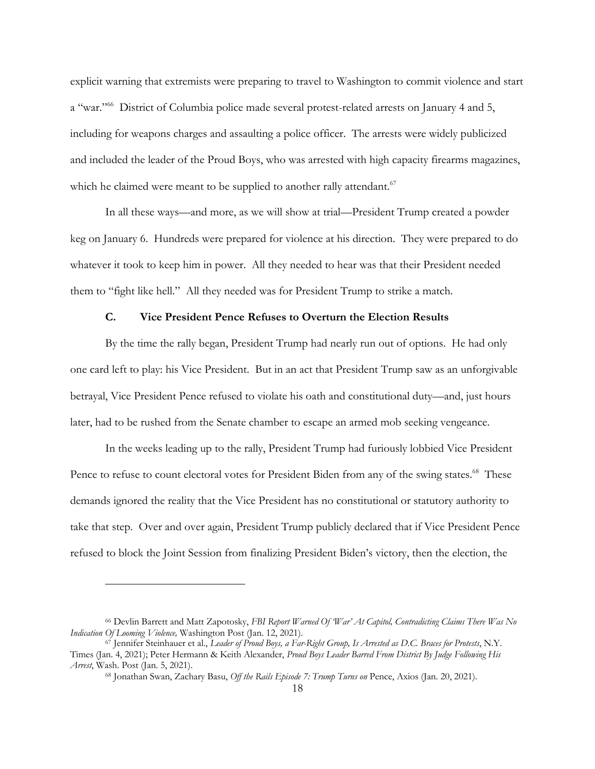explicit warning that extremists were preparing to travel to Washington to commit violence and start a "war."[66] District of Columbia police made several protest-related arrests on January 4 and 5, including for weapons charges and assaulting a police officer. The arrests were widely publicized and included the leader of the Proud Boys, who was arrested with high capacity firearms magazines, which he claimed were meant to be supplied to another rally attendant.[67]

In all these ways—and more, as we will show at trial—President Trump created a powder keg on January 6. Hundreds were prepared for violence at his direction. They were prepared to do whatever it took to keep him in power. All they needed to hear was that their President needed them to "fight like hell." All they needed was for President Trump to strike a match.

### C. Vice President Pence Refuses to Overturn the Election Results

By the time the rally began, President Trump had nearly run out of options. He had only one card left to play: his Vice President. But in an act that President Trump saw as an unforgivable betrayal, Vice President Pence refused to violate his oath and constitutional duty—and, just hours later, had to be rushed from the Senate chamber to escape an armed mob seeking vengeance.

In the weeks leading up to the rally, President Trump had furiously lobbied Vice President Pence to refuse to count electoral votes for President Biden from any of the swing states.[68] These demands ignored the reality that the Vice President has no constitutional or statutory authority to take that step. Over and over again, President Trump publicly declared that if Vice President Pence refused to block the Joint Session from finalizing President Biden's victory, then the election, the

---

[66] Devlin Barrett and Matt Zapotosky, *FBI Report Warned Of 'War' At Capitol, Contradicting Claims There Was No Indication Of Looming Violence,* Washington Post (Jan. 12, 2021).

[67] Jennifer Steinhauer et al., *Leader of Proud Boys, a Far-Right Group, Is Arrested as D.C. Braces for Protests*, N.Y. Times (Jan. 4, 2021); Peter Hermann & Keith Alexander, *Proud Boys Leader Barred From District By Judge Following His Arrest*, Wash. Post (Jan. 5, 2021).

[68] Jonathan Swan, Zachary Basu, *Off the Rails Episode 7: Trump Turns on* Pence, Axios (Jan. 20, 2021).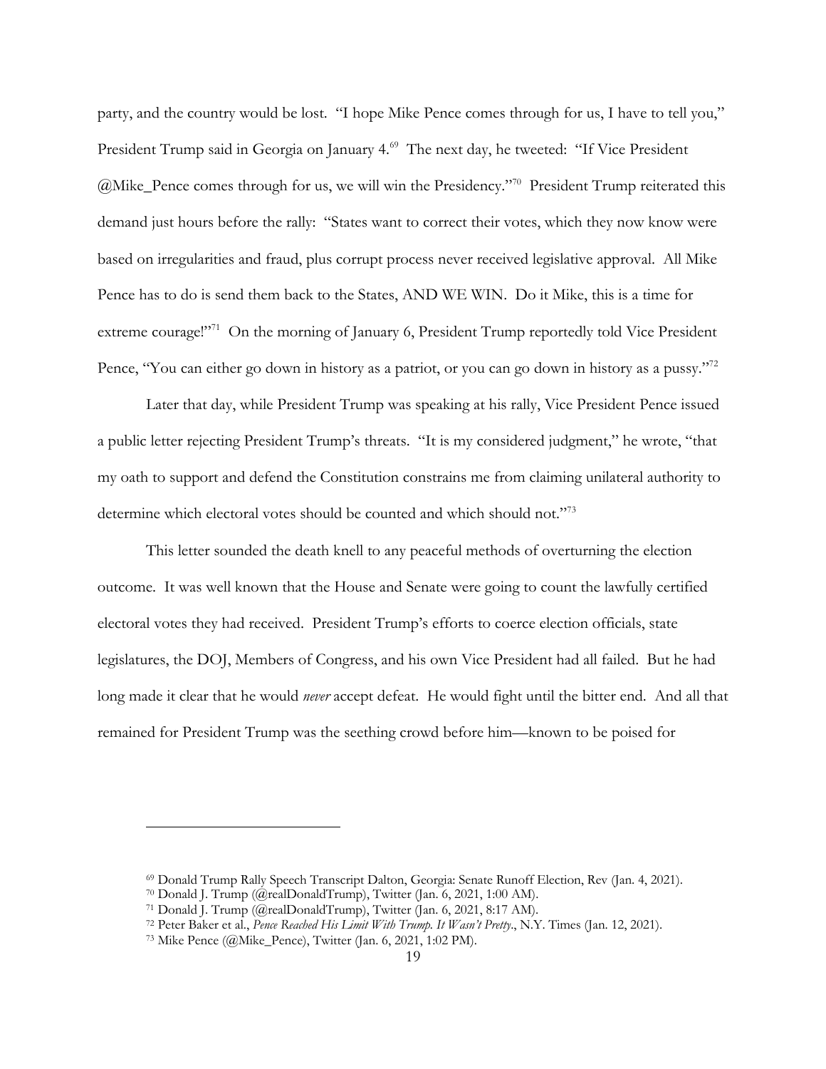party, and the country would be lost. "I hope Mike Pence comes through for us, I have to tell you," President Trump said in Georgia on January 4.[69] The next day, he tweeted: "If Vice President @Mike_Pence comes through for us, we will win the Presidency."[70] President Trump reiterated this demand just hours before the rally: "States want to correct their votes, which they now know were based on irregularities and fraud, plus corrupt process never received legislative approval. All Mike Pence has to do is send them back to the States, AND WE WIN. Do it Mike, this is a time for extreme courage!"[71] On the morning of January 6, President Trump reportedly told Vice President Pence, "You can either go down in history as a patriot, or you can go down in history as a pussy."[72]

Later that day, while President Trump was speaking at his rally, Vice President Pence issued a public letter rejecting President Trump's threats. "It is my considered judgment," he wrote, "that my oath to support and defend the Constitution constrains me from claiming unilateral authority to determine which electoral votes should be counted and which should not."[73]

This letter sounded the death knell to any peaceful methods of overturning the election outcome. It was well known that the House and Senate were going to count the lawfully certified electoral votes they had received. President Trump's efforts to coerce election officials, state legislatures, the DOJ, Members of Congress, and his own Vice President had all failed. But he had long made it clear that he would *never* accept defeat. He would fight until the bitter end. And all that remained for President Trump was the seething crowd before him—known to be poised for

---

[69] Donald Trump Rally Speech Transcript Dalton, Georgia: Senate Runoff Election, Rev (Jan. 4, 2021).

[70] Donald J. Trump (@realDonaldTrump), Twitter (Jan. 6, 2021, 1:00 AM).

[71] Donald J. Trump (@realDonaldTrump), Twitter (Jan. 6, 2021, 8:17 AM).

[72] Peter Baker et al., *Pence Reached His Limit With Trump. It Wasn't Pretty.*, N.Y. Times (Jan. 12, 2021).

[73] Mike Pence (@Mike_Pence), Twitter (Jan. 6, 2021, 1:02 PM).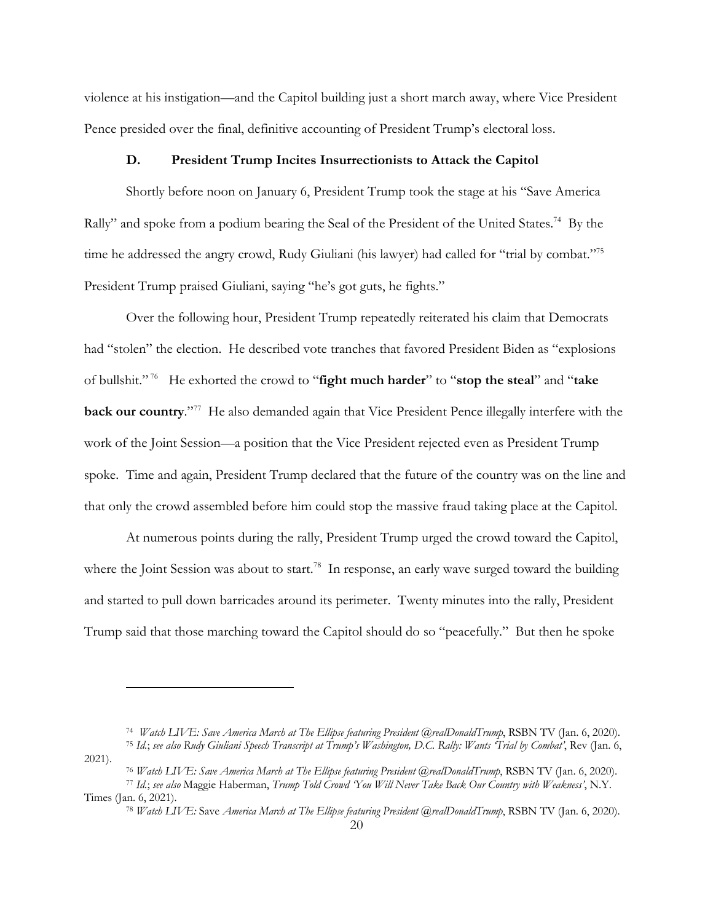violence at his instigation—and the Capitol building just a short march away, where Vice President Pence presided over the final, definitive accounting of President Trump's electoral loss.

### D. President Trump Incites Insurrectionists to Attack the Capitol

Shortly before noon on January 6, President Trump took the stage at his "Save America Rally" and spoke from a podium bearing the Seal of the President of the United States.[74] By the time he addressed the angry crowd, Rudy Giuliani (his lawyer) had called for "trial by combat."[75] President Trump praised Giuliani, saying "he's got guts, he fights."

Over the following hour, President Trump repeatedly reiterated his claim that Democrats had "stolen" the election. He described vote tranches that favored President Biden as "explosions of bullshit."[76] He exhorted the crowd to "**fight much harder**" to "**stop the steal**" and "**take back our country**."[77] He also demanded again that Vice President Pence illegally interfere with the work of the Joint Session—a position that the Vice President rejected even as President Trump spoke. Time and again, President Trump declared that the future of the country was on the line and that only the crowd assembled before him could stop the massive fraud taking place at the Capitol.

At numerous points during the rally, President Trump urged the crowd toward the Capitol, where the Joint Session was about to start.[78] In response, an early wave surged toward the building and started to pull down barricades around its perimeter. Twenty minutes into the rally, President Trump said that those marching toward the Capitol should do so "peacefully." But then he spoke

---

[74] *Watch LIVE: Save America March at The Ellipse featuring President @realDonaldTrump*, RSBN TV (Jan. 6, 2020).

[75] *Id.*; *see also Rudy Giuliani Speech Transcript at Trump's Washington, D.C. Rally: Wants 'Trial by Combat'*, Rev (Jan. 6, 2021).

[76] *Watch LIVE: Save America March at The Ellipse featuring President @realDonaldTrump*, RSBN TV (Jan. 6, 2020).

[77] *Id.*; *see also* Maggie Haberman, *Trump Told Crowd 'You Will Never Take Back Our Country with Weakness'*, N.Y. Times (Jan. 6, 2021).

[78] *Watch LIVE:* Save *America March at The Ellipse featuring President @realDonaldTrump*, RSBN TV (Jan. 6, 2020).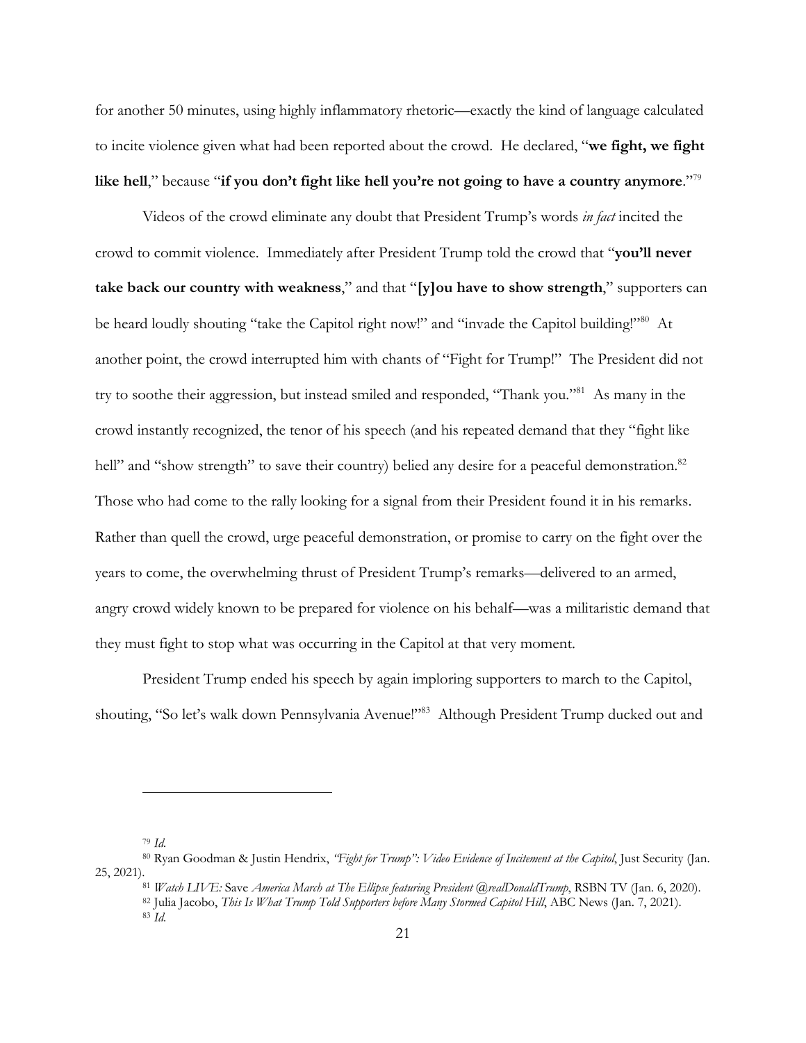for another 50 minutes, using highly inflammatory rhetoric—exactly the kind of language calculated to incite violence given what had been reported about the crowd. He declared, "**we fight, we fight like hell**," because "**if you don't fight like hell you're not going to have a country anymore**."[79]

Videos of the crowd eliminate any doubt that President Trump's words *in fact* incited the crowd to commit violence. Immediately after President Trump told the crowd that "**you'll never take back our country with weakness**," and that "**[y]ou have to show strength**," supporters can be heard loudly shouting "take the Capitol right now!" and "invade the Capitol building!"[80] At another point, the crowd interrupted him with chants of "Fight for Trump!" The President did not try to soothe their aggression, but instead smiled and responded, "Thank you."[81] As many in the crowd instantly recognized, the tenor of his speech (and his repeated demand that they "fight like hell" and "show strength" to save their country) belied any desire for a peaceful demonstration.[82] Those who had come to the rally looking for a signal from their President found it in his remarks. Rather than quell the crowd, urge peaceful demonstration, or promise to carry on the fight over the years to come, the overwhelming thrust of President Trump's remarks—delivered to an armed, angry crowd widely known to be prepared for violence on his behalf—was a militaristic demand that they must fight to stop what was occurring in the Capitol at that very moment.

President Trump ended his speech by again imploring supporters to march to the Capitol, shouting, "So let's walk down Pennsylvania Avenue!"[83] Although President Trump ducked out and

---

[79] *Id.*

[80] Ryan Goodman & Justin Hendrix, *"Fight for Trump": Video Evidence of Incitement at the Capitol*, Just Security (Jan. 25, 2021).

[81] *Watch LIVE:* Save *America March at The Ellipse featuring President @realDonaldTrump*, RSBN TV (Jan. 6, 2020).

[82] Julia Jacobo, *This Is What Trump Told Supporters before Many Stormed Capitol Hill*, ABC News (Jan. 7, 2021).

[83] *Id.*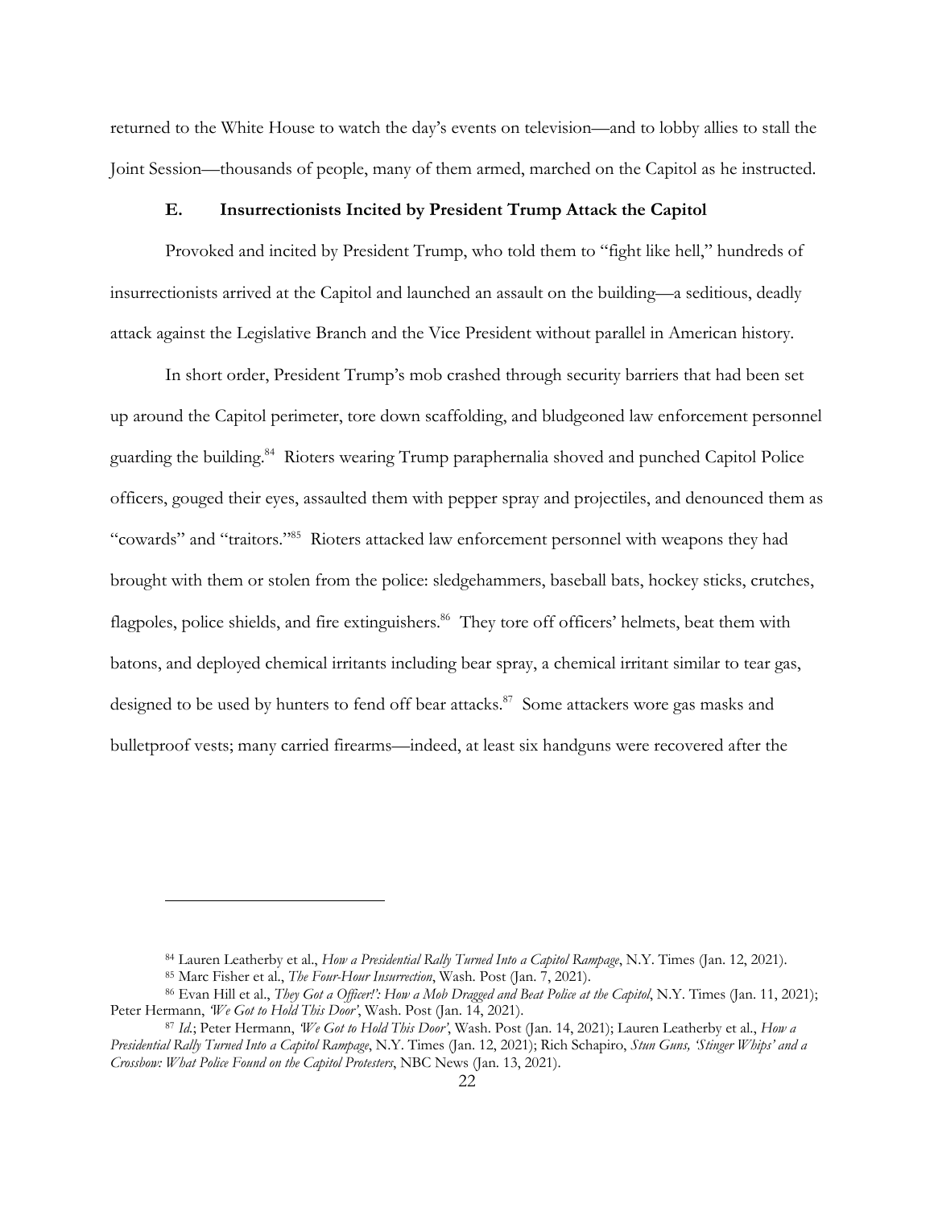returned to the White House to watch the day's events on television—and to lobby allies to stall the Joint Session—thousands of people, many of them armed, marched on the Capitol as he instructed.

### E. Insurrectionists Incited by President Trump Attack the Capitol

Provoked and incited by President Trump, who told them to "fight like hell," hundreds of insurrectionists arrived at the Capitol and launched an assault on the building—a seditious, deadly attack against the Legislative Branch and the Vice President without parallel in American history.

In short order, President Trump's mob crashed through security barriers that had been set up around the Capitol perimeter, tore down scaffolding, and bludgeoned law enforcement personnel guarding the building.[84] Rioters wearing Trump paraphernalia shoved and punched Capitol Police officers, gouged their eyes, assaulted them with pepper spray and projectiles, and denounced them as "cowards" and "traitors."[85] Rioters attacked law enforcement personnel with weapons they had brought with them or stolen from the police: sledgehammers, baseball bats, hockey sticks, crutches, flagpoles, police shields, and fire extinguishers.[86] They tore off officers' helmets, beat them with batons, and deployed chemical irritants including bear spray, a chemical irritant similar to tear gas, designed to be used by hunters to fend off bear attacks.[87] Some attackers wore gas masks and bulletproof vests; many carried firearms—indeed, at least six handguns were recovered after the

---

[84] Lauren Leatherby et al., *How a Presidential Rally Turned Into a Capitol Rampage*, N.Y. Times (Jan. 12, 2021).

[85] Marc Fisher et al., *The Four-Hour Insurrection*, Wash. Post (Jan. 7, 2021).

[86] Evan Hill et al., *'They Got a Officer!': How a Mob Dragged and Beat Police at the Capitol*, N.Y. Times (Jan. 11, 2021); Peter Hermann, *'We Got to Hold This Door'*, Wash. Post (Jan. 14, 2021).

[87] *Id.*; Peter Hermann, *'We Got to Hold This Door'*, Wash. Post (Jan. 14, 2021); Lauren Leatherby et al., *How a Presidential Rally Turned Into a Capitol Rampage*, N.Y. Times (Jan. 12, 2021); Rich Schapiro, *Stun Guns, 'Stinger Whips' and a Crossbow: What Police Found on the Capitol Protesters*, NBC News (Jan. 13, 2021).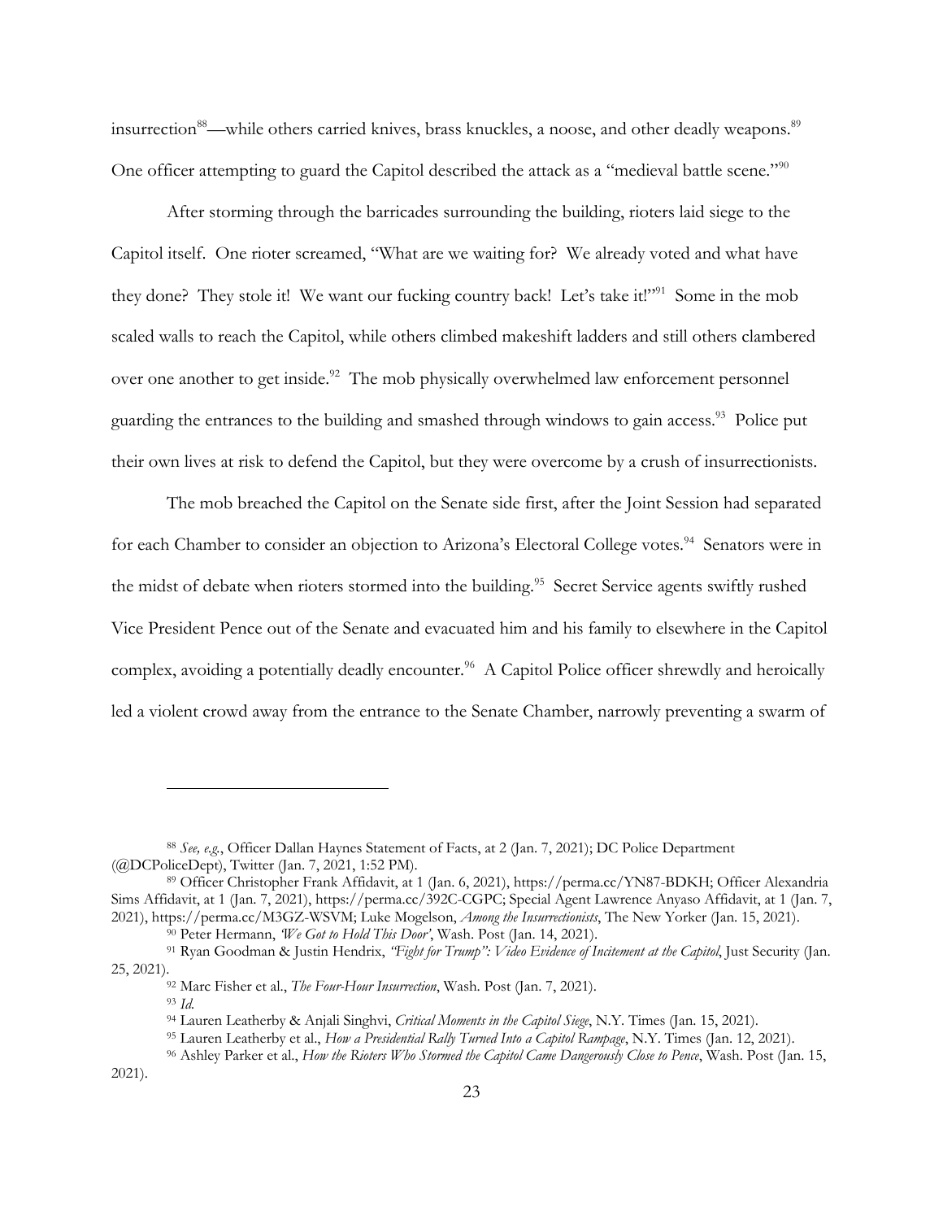insurrection[88]—while others carried knives, brass knuckles, a noose, and other deadly weapons.[89] One officer attempting to guard the Capitol described the attack as a "medieval battle scene."[90]

After storming through the barricades surrounding the building, rioters laid siege to the Capitol itself. One rioter screamed, "What are we waiting for? We already voted and what have they done? They stole it! We want our fucking country back! Let's take it!"[91] Some in the mob scaled walls to reach the Capitol, while others climbed makeshift ladders and still others clambered over one another to get inside.[92] The mob physically overwhelmed law enforcement personnel guarding the entrances to the building and smashed through windows to gain access.[93] Police put their own lives at risk to defend the Capitol, but they were overcome by a crush of insurrectionists.

The mob breached the Capitol on the Senate side first, after the Joint Session had separated for each Chamber to consider an objection to Arizona's Electoral College votes.[94] Senators were in the midst of debate when rioters stormed into the building.[95] Secret Service agents swiftly rushed Vice President Pence out of the Senate and evacuated him and his family to elsewhere in the Capitol complex, avoiding a potentially deadly encounter.[96] A Capitol Police officer shrewdly and heroically led a violent crowd away from the entrance to the Senate Chamber, narrowly preventing a swarm of

---

[88] *See, e.g.*, Officer Dallan Haynes Statement of Facts, at 2 (Jan. 7, 2021); DC Police Department (@DCPoliceDept), Twitter (Jan. 7, 2021, 1:52 PM).

[89] Officer Christopher Frank Affidavit, at 1 (Jan. 6, 2021), https://perma.cc/YN87-BDKH; Officer Alexandria Sims Affidavit, at 1 (Jan. 7, 2021), https://perma.cc/392C-CGPC; Special Agent Lawrence Anyaso Affidavit, at 1 (Jan. 7, 2021), https://perma.cc/M3GZ-WSVM; Luke Mogelson, *Among the Insurrectionists*, The New Yorker (Jan. 15, 2021).

[90] Peter Hermann, *'We Got to Hold This Door'*, Wash. Post (Jan. 14, 2021).

[91] Ryan Goodman & Justin Hendrix, *"Fight for Trump": Video Evidence of Incitement at the Capitol*, Just Security (Jan. 25, 2021).

[92] Marc Fisher et al., *The Four-Hour Insurrection*, Wash. Post (Jan. 7, 2021).

[93] *Id.*

[94] Lauren Leatherby & Anjali Singhvi, *Critical Moments in the Capitol Siege*, N.Y. Times (Jan. 15, 2021).

[95] Lauren Leatherby et al., *How a Presidential Rally Turned Into a Capitol Rampage*, N.Y. Times (Jan. 12, 2021).

[96] Ashley Parker et al., *How the Rioters Who Stormed the Capitol Came Dangerously Close to Pence*, Wash. Post (Jan. 15, 2021).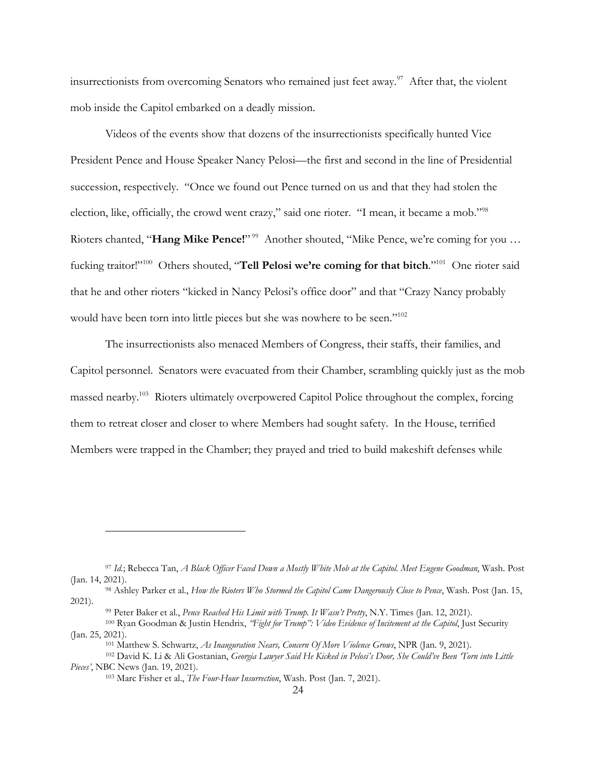insurrectionists from overcoming Senators who remained just feet away.[97] After that, the violent mob inside the Capitol embarked on a deadly mission.

Videos of the events show that dozens of the insurrectionists specifically hunted Vice President Pence and House Speaker Nancy Pelosi—the first and second in the line of Presidential succession, respectively. "Once we found out Pence turned on us and that they had stolen the election, like, officially, the crowd went crazy," said one rioter. "I mean, it became a mob."[98] Rioters chanted, "**Hang Mike Pence!**"[99] Another shouted, "Mike Pence, we're coming for you … fucking traitor!"[100] Others shouted, "**Tell Pelosi we're coming for that bitch**."[101] One rioter said that he and other rioters "kicked in Nancy Pelosi's office door" and that "Crazy Nancy probably would have been torn into little pieces but she was nowhere to be seen."[102]

The insurrectionists also menaced Members of Congress, their staffs, their families, and Capitol personnel. Senators were evacuated from their Chamber, scrambling quickly just as the mob massed nearby.[103] Rioters ultimately overpowered Capitol Police throughout the complex, forcing them to retreat closer and closer to where Members had sought safety. In the House, terrified Members were trapped in the Chamber; they prayed and tried to build makeshift defenses while

---

[97] *Id.*; Rebecca Tan, *A Black Officer Faced Down a Mostly White Mob at the Capitol. Meet Eugene Goodman*, Wash. Post (Jan. 14, 2021).

[98] Ashley Parker et al., *How the Rioters Who Stormed the Capitol Came Dangerously Close to Pence*, Wash. Post (Jan. 15, 2021).

[99] Peter Baker et al., *Pence Reached His Limit with Trump. It Wasn't Pretty*, N.Y. Times (Jan. 12, 2021).

[100] Ryan Goodman & Justin Hendrix, *"Fight for Trump": Video Evidence of Incitement at the Capitol*, Just Security (Jan. 25, 2021).

[101] Matthew S. Schwartz, *As Inauguration Nears, Concern Of More Violence Grows*, NPR (Jan. 9, 2021).

[102] David K. Li & Ali Gostanian, *Georgia Lawyer Said He Kicked in Pelosi's Door, She Could've Been 'Torn into Little Pieces'*, NBC News (Jan. 19, 2021).

[103] Marc Fisher et al., *The Four-Hour Insurrection*, Wash. Post (Jan. 7, 2021).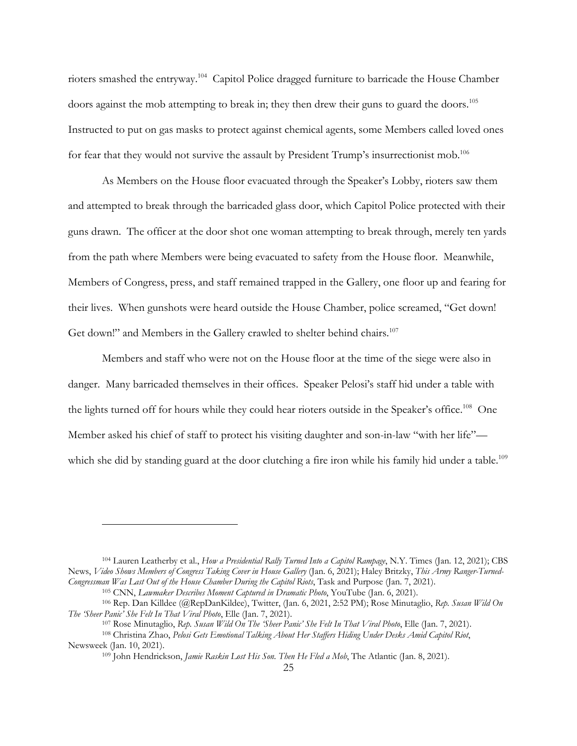rioters smashed the entryway.[104] Capitol Police dragged furniture to barricade the House Chamber doors against the mob attempting to break in; they then drew their guns to guard the doors.[105] Instructed to put on gas masks to protect against chemical agents, some Members called loved ones for fear that they would not survive the assault by President Trump's insurrectionist mob.[106]

As Members on the House floor evacuated through the Speaker's Lobby, rioters saw them and attempted to break through the barricaded glass door, which Capitol Police protected with their guns drawn. The officer at the door shot one woman attempting to break through, merely ten yards from the path where Members were being evacuated to safety from the House floor. Meanwhile, Members of Congress, press, and staff remained trapped in the Gallery, one floor up and fearing for their lives. When gunshots were heard outside the House Chamber, police screamed, "Get down! Get down!" and Members in the Gallery crawled to shelter behind chairs.[107]

Members and staff who were not on the House floor at the time of the siege were also in danger. Many barricaded themselves in their offices. Speaker Pelosi's staff hid under a table with the lights turned off for hours while they could hear rioters outside in the Speaker's office.[108] One Member asked his chief of staff to protect his visiting daughter and son-in-law "with her life"—which she did by standing guard at the door clutching a fire iron while his family hid under a table.[109]

---

[104] Lauren Leatherby et al., *How a Presidential Rally Turned Into a Capitol Rampage*, N.Y. Times (Jan. 12, 2021); CBS News, *Video Shows Members of Congress Taking Cover in House Gallery* (Jan. 6, 2021); Haley Britzky, *This Army Ranger-Turned-Congressman Was Last Out of the House Chamber During the Capitol Riots*, Task and Purpose (Jan. 7, 2021).

[105] CNN, *Lawmaker Describes Moment Captured in Dramatic Photo*, YouTube (Jan. 6, 2021).

[106] Rep. Dan Killdee (@RepDanKildee), Twitter, (Jan. 6, 2021, 2:52 PM); Rose Minutaglio, *Rep. Susan Wild On The 'Sheer Panic' She Felt In That Viral Photo*, Elle (Jan. 7, 2021).

[107] Rose Minutaglio, *Rep. Susan Wild On The 'Sheer Panic' She Felt In That Viral Photo*, Elle (Jan. 7, 2021).

[108] Christina Zhao, *Pelosi Gets Emotional Talking About Her Staffers Hiding Under Desks Amid Capitol Riot*, Newsweek (Jan. 10, 2021).

[109] John Hendrickson, *Jamie Raskin Lost His Son. Then He Fled a Mob*, The Atlantic (Jan. 8, 2021).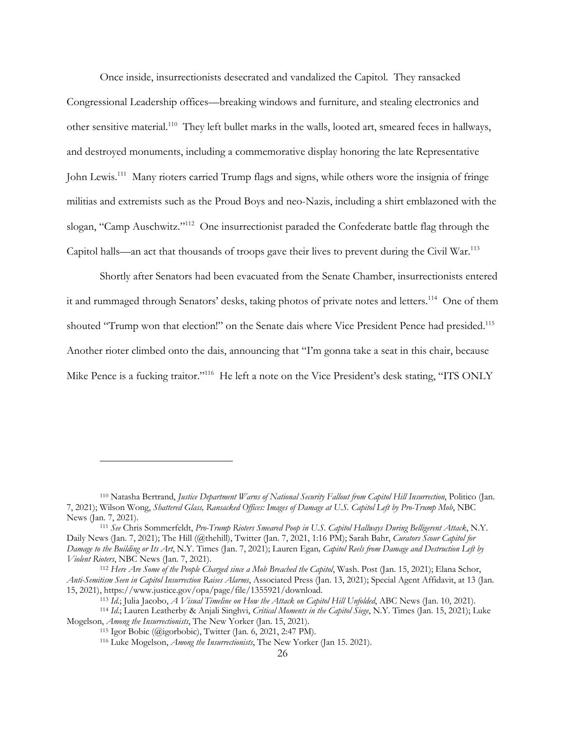Once inside, insurrectionists desecrated and vandalized the Capitol. They ransacked Congressional Leadership offices—breaking windows and furniture, and stealing electronics and other sensitive material.[110] They left bullet marks in the walls, looted art, smeared feces in hallways, and destroyed monuments, including a commemorative display honoring the late Representative John Lewis.[111] Many rioters carried Trump flags and signs, while others wore the insignia of fringe militias and extremists such as the Proud Boys and neo-Nazis, including a shirt emblazoned with the slogan, "Camp Auschwitz."[112] One insurrectionist paraded the Confederate battle flag through the Capitol halls—an act that thousands of troops gave their lives to prevent during the Civil War.[113]

Shortly after Senators had been evacuated from the Senate Chamber, insurrectionists entered it and rummaged through Senators' desks, taking photos of private notes and letters.[114] One of them shouted "Trump won that election!" on the Senate dais where Vice President Pence had presided.[115] Another rioter climbed onto the dais, announcing that "I'm gonna take a seat in this chair, because Mike Pence is a fucking traitor."[116] He left a note on the Vice President's desk stating, "ITS ONLY

---

[110] Natasha Bertrand, *Justice Department Warns of National Security Fallout from Capitol Hill Insurrection*, Politico (Jan. 7, 2021); Wilson Wong, *Shattered Glass, Ransacked Offices: Images of Damage at U.S. Capitol Left by Pro-Trump Mob*, NBC News (Jan. 7, 2021).

[111] *See* Chris Sommerfeldt, *Pro-Trump Rioters Smeared Poop in U.S. Capitol Hallways During Belligerent Attack*, N.Y. Daily News (Jan. 7, 2021); The Hill (@thehill), Twitter (Jan. 7, 2021, 1:16 PM); Sarah Bahr, *Curators Scour Capitol for Damage to the Building or Its Art*, N.Y. Times (Jan. 7, 2021); Lauren Egan*, Capitol Reels from Damage and Destruction Left by Violent Rioters*, NBC News (Jan. 7, 2021).

[112] *Here Are Some of the People Charged since a Mob Breached the Capitol*, Wash. Post (Jan. 15, 2021); Elana Schor, *Anti-Semitism Seen in Capitol Insurrection Raises Alarms*, Associated Press (Jan. 13, 2021); Special Agent Affidavit, at 13 (Jan. 15, 2021), https://www.justice.gov/opa/page/file/1355921/download.

[113] *Id.*; Julia Jacobo, *A Visual Timeline on How the Attack on Capitol Hill Unfolded*, ABC News (Jan. 10, 2021).

[114] *Id.*; Lauren Leatherby & Anjali Singhvi, *Critical Moments in the Capitol Siege*, N.Y. Times (Jan. 15, 2021); Luke Mogelson, *Among the Insurrectionists*, The New Yorker (Jan. 15, 2021).

[115] Igor Bobic (@igorbobic), Twitter (Jan. 6, 2021, 2:47 PM).

[116] Luke Mogelson, *Among the Insurrectionists*, The New Yorker (Jan 15. 2021).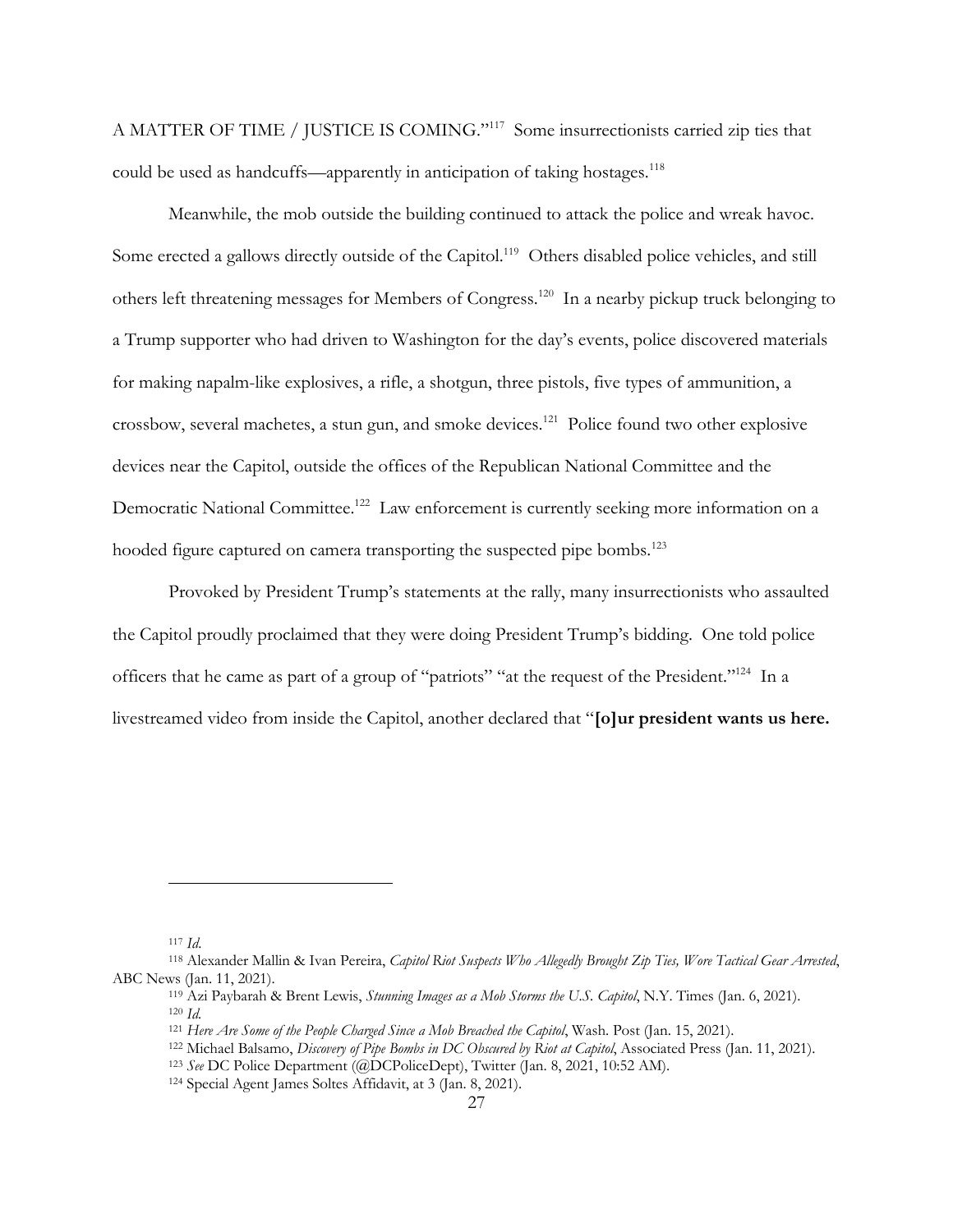A MATTER OF TIME / JUSTICE IS COMING."[117] Some insurrectionists carried zip ties that could be used as handcuffs—apparently in anticipation of taking hostages.[118]

Meanwhile, the mob outside the building continued to attack the police and wreak havoc. Some erected a gallows directly outside of the Capitol.[119] Others disabled police vehicles, and still others left threatening messages for Members of Congress.[120] In a nearby pickup truck belonging to a Trump supporter who had driven to Washington for the day's events, police discovered materials for making napalm-like explosives, a rifle, a shotgun, three pistols, five types of ammunition, a crossbow, several machetes, a stun gun, and smoke devices.[121] Police found two other explosive devices near the Capitol, outside the offices of the Republican National Committee and the Democratic National Committee.[122] Law enforcement is currently seeking more information on a hooded figure captured on camera transporting the suspected pipe bombs.[123]

Provoked by President Trump's statements at the rally, many insurrectionists who assaulted the Capitol proudly proclaimed that they were doing President Trump's bidding. One told police officers that he came as part of a group of "patriots" "at the request of the President."[124] In a livestreamed video from inside the Capitol, another declared that "**[o]ur president wants us here.**

---

[117] *Id.*

[118] Alexander Mallin & Ivan Pereira, *Capitol Riot Suspects Who Allegedly Brought Zip Ties, Wore Tactical Gear Arrested*, ABC News (Jan. 11, 2021).

[119] Azi Paybarah & Brent Lewis, *Stunning Images as a Mob Storms the U.S. Capitol*, N.Y. Times (Jan. 6, 2021).

[120] *Id.*

[121] *Here Are Some of the People Charged Since a Mob Breached the Capitol*, Wash. Post (Jan. 15, 2021).

[122] Michael Balsamo, *Discovery of Pipe Bombs in DC Obscured by Riot at Capitol*, Associated Press (Jan. 11, 2021).

[123] *See* DC Police Department (@DCPoliceDept), Twitter (Jan. 8, 2021, 10:52 AM).

[124] Special Agent James Soltes Affidavit, at 3 (Jan. 8, 2021).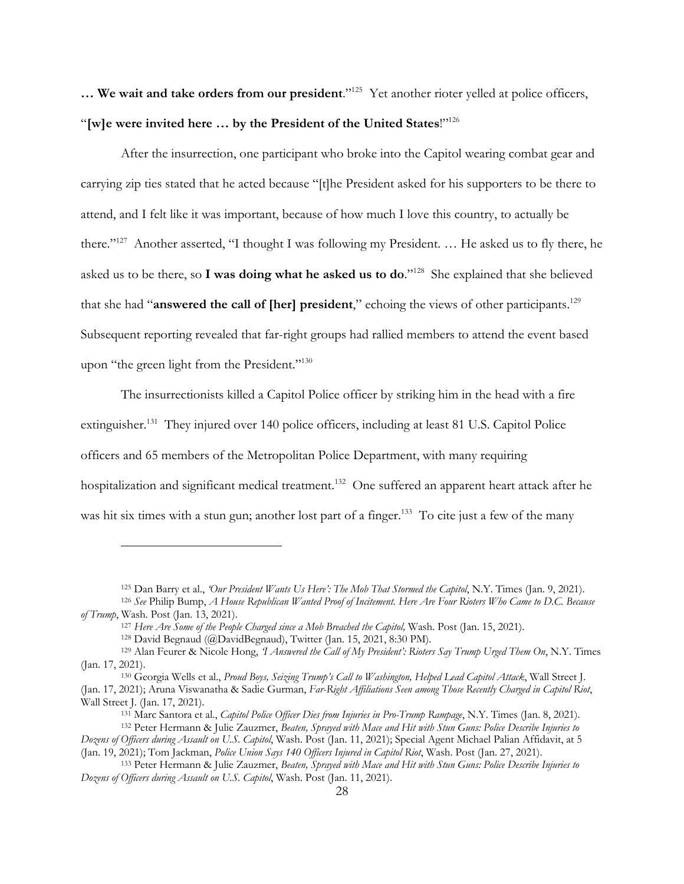**… We wait and take orders from our president**."[125] Yet another rioter yelled at police officers, "**[w]e were invited here … by the President of the United States**!"[126]

After the insurrection, one participant who broke into the Capitol wearing combat gear and carrying zip ties stated that he acted because "[t]he President asked for his supporters to be there to attend, and I felt like it was important, because of how much I love this country, to actually be there."[127] Another asserted, "I thought I was following my President. … He asked us to fly there, he asked us to be there, so **I was doing what he asked us to do**."[128] She explained that she believed that she had "**answered the call of [her] president**," echoing the views of other participants.[129] Subsequent reporting revealed that far-right groups had rallied members to attend the event based upon "the green light from the President."[130]

The insurrectionists killed a Capitol Police officer by striking him in the head with a fire extinguisher.[131] They injured over 140 police officers, including at least 81 U.S. Capitol Police officers and 65 members of the Metropolitan Police Department, with many requiring hospitalization and significant medical treatment.[132] One suffered an apparent heart attack after he was hit six times with a stun gun; another lost part of a finger.[133] To cite just a few of the many

---

[125] Dan Barry et al., *'Our President Wants Us Here': The Mob That Stormed the Capitol*, N.Y. Times (Jan. 9, 2021).

[126] *See* Philip Bump, *A House Republican Wanted Proof of Incitement. Here Are Four Rioters Who Came to D.C. Because of Trump*, Wash. Post (Jan. 13, 2021).

[127] *Here Are Some of the People Charged since a Mob Breached the Capitol,* Wash. Post (Jan. 15, 2021).

[128] David Begnaud (@DavidBegnaud), Twitter (Jan. 15, 2021, 8:30 PM).

[129] Alan Feurer & Nicole Hong, *'I Answered the Call of My President': Rioters Say Trump Urged Them On*, N.Y. Times (Jan. 17, 2021).

[130] Georgia Wells et al., *Proud Boys, Seizing Trump's Call to Washington, Helped Lead Capitol Attack*, Wall Street J. (Jan. 17, 2021); Aruna Viswanatha & Sadie Gurman, *Far-Right Affiliations Seen among Those Recently Charged in Capitol Riot*, Wall Street J. (Jan. 17, 2021).

[131] Marc Santora et al., *Capitol Police Officer Dies from Injuries in Pro-Trump Rampage*, N.Y. Times (Jan. 8, 2021).

[132] Peter Hermann & Julie Zauzmer, *Beaten, Sprayed with Mace and Hit with Stun Guns: Police Describe Injuries to Dozens of Officers during Assault on U.S. Capitol*, Wash. Post (Jan. 11, 2021); Special Agent Michael Palian Affidavit, at 5 (Jan. 19, 2021); Tom Jackman, *Police Union Says 140 Officers Injured in Capitol Riot*, Wash. Post (Jan. 27, 2021).

[133] Peter Hermann & Julie Zauzmer, *Beaten, Sprayed with Mace and Hit with Stun Guns: Police Describe Injuries to Dozens of Officers during Assault on U.S. Capitol*, Wash. Post (Jan. 11, 2021).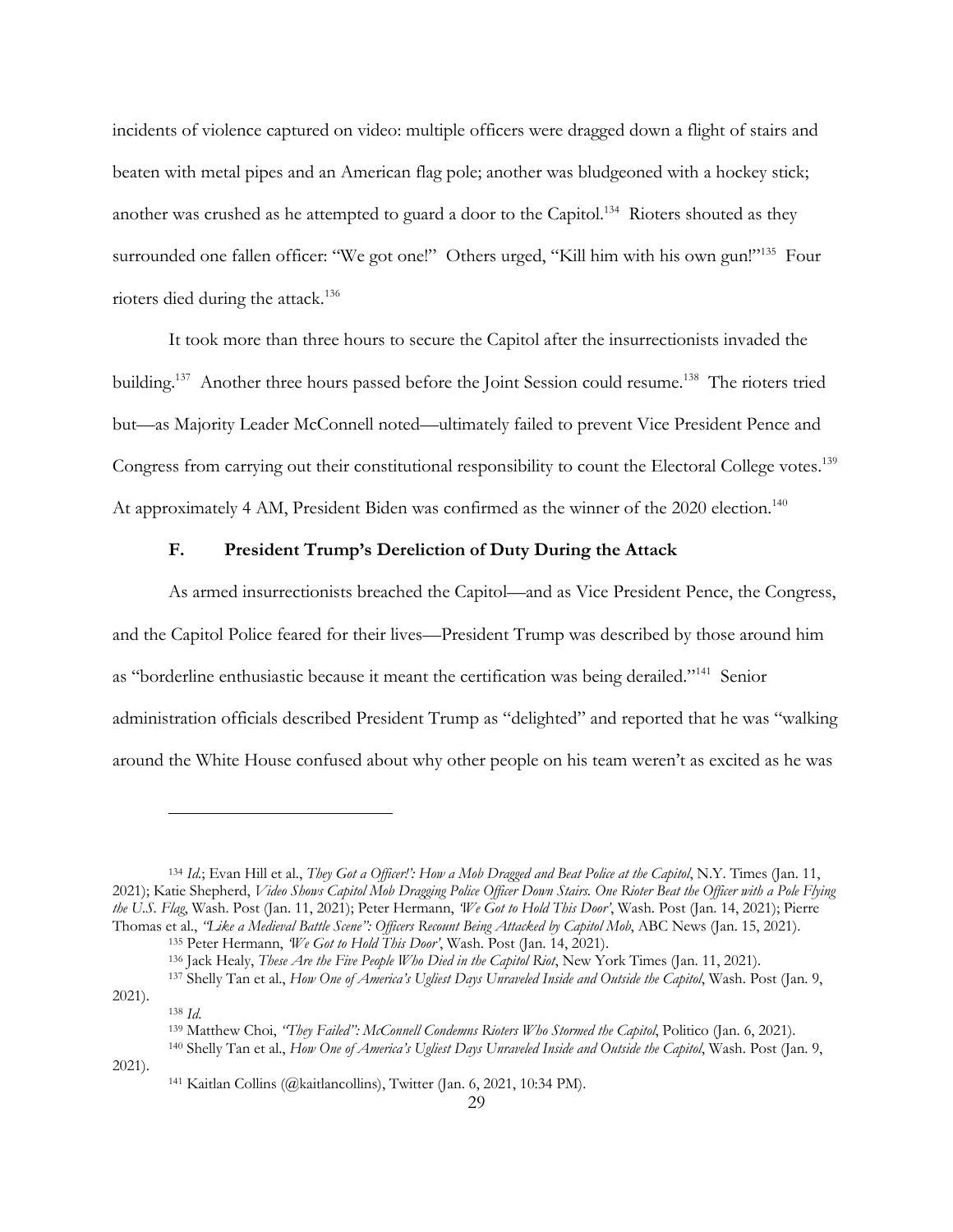incidents of violence captured on video: multiple officers were dragged down a flight of stairs and beaten with metal pipes and an American flag pole; another was bludgeoned with a hockey stick; another was crushed as he attempted to guard a door to the Capitol.[134] Rioters shouted as they surrounded one fallen officer: "We got one!" Others urged, "Kill him with his own gun!"[135] Four rioters died during the attack.[136]

It took more than three hours to secure the Capitol after the insurrectionists invaded the building.[137] Another three hours passed before the Joint Session could resume.[138] The rioters tried but—as Majority Leader McConnell noted—ultimately failed to prevent Vice President Pence and Congress from carrying out their constitutional responsibility to count the Electoral College votes.[139] At approximately 4 AM, President Biden was confirmed as the winner of the 2020 election.[140]

### F. President Trump's Dereliction of Duty During the Attack

As armed insurrectionists breached the Capitol—and as Vice President Pence, the Congress, and the Capitol Police feared for their lives—President Trump was described by those around him as "borderline enthusiastic because it meant the certification was being derailed."[141] Senior administration officials described President Trump as "delighted" and reported that he was "walking around the White House confused about why other people on his team weren't as excited as he was

---

[134] *Id.*; Evan Hill et al., *They Got a Officer!': How a Mob Dragged and Beat Police at the Capitol*, N.Y. Times (Jan. 11, 2021); Katie Shepherd, *Video Shows Capitol Mob Dragging Police Officer Down Stairs. One Rioter Beat the Officer with a Pole Flying the U.S. Flag*, Wash. Post (Jan. 11, 2021); Peter Hermann, *'We Got to Hold This Door'*, Wash. Post (Jan. 14, 2021); Pierre Thomas et al., *'Like a Medieval Battle Scene": Officers Recount Being Attacked by Capitol Mob*, ABC News (Jan. 15, 2021).

[135] Peter Hermann, *'We Got to Hold This Door'*, Wash. Post (Jan. 14, 2021).

[136] Jack Healy, *These Are the Five People Who Died in the Capitol Riot*, New York Times (Jan. 11, 2021).

[137] Shelly Tan et al., *How One of America's Ugliest Days Unraveled Inside and Outside the Capitol*, Wash. Post (Jan. 9, 2021).

[138] *Id.*

[139] Matthew Choi, *"They Failed": McConnell Condemns Rioters Who Stormed the Capitol*, Politico (Jan. 6, 2021).

[140] Shelly Tan et al., *How One of America's Ugliest Days Unraveled Inside and Outside the Capitol*, Wash. Post (Jan. 9, 2021).

[141] Kaitlan Collins (@kaitlancollins), Twitter (Jan. 6, 2021, 10:34 PM).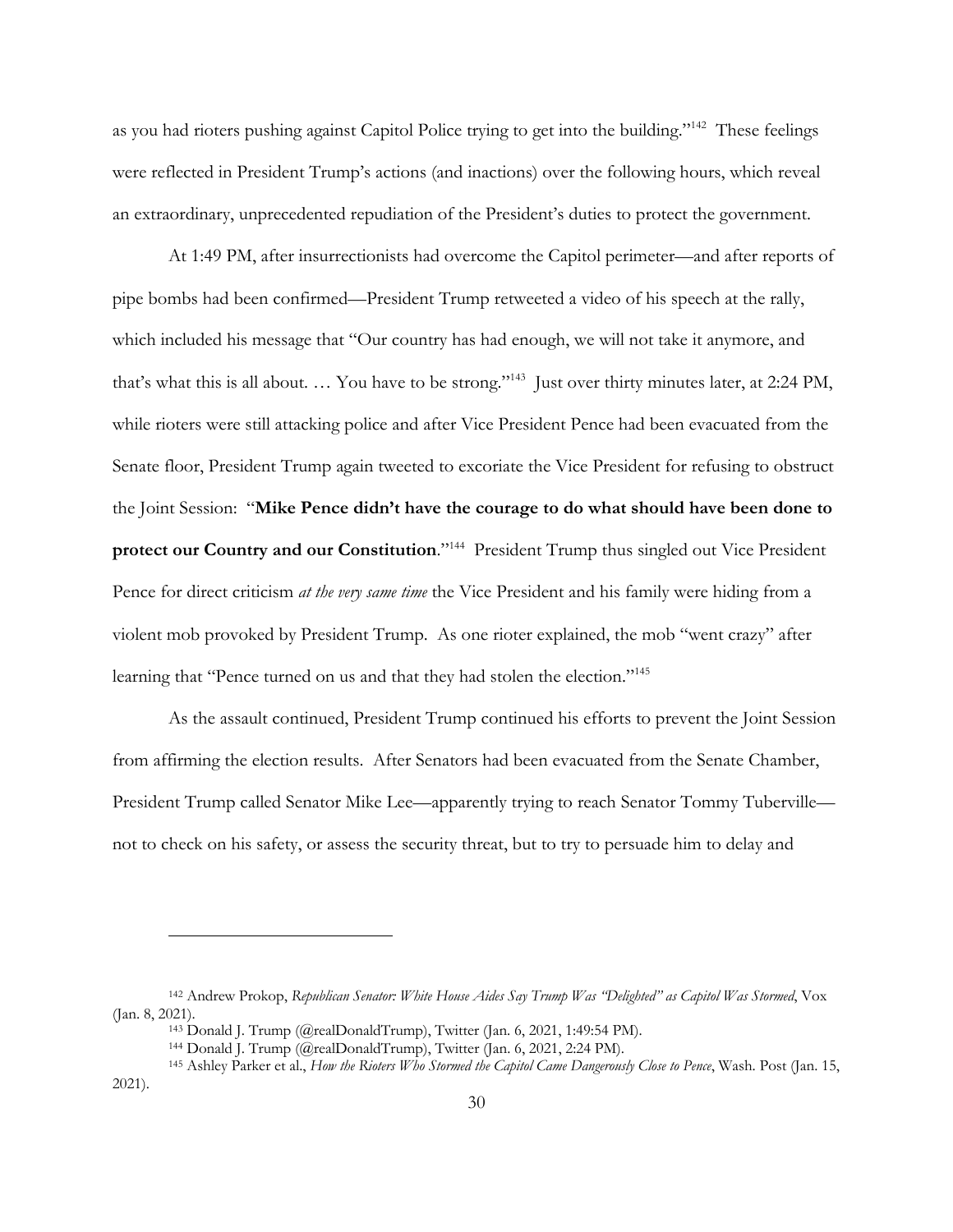as you had rioters pushing against Capitol Police trying to get into the building."[142] These feelings were reflected in President Trump's actions (and inactions) over the following hours, which reveal an extraordinary, unprecedented repudiation of the President's duties to protect the government.

At 1:49 PM, after insurrectionists had overcome the Capitol perimeter—and after reports of pipe bombs had been confirmed—President Trump retweeted a video of his speech at the rally, which included his message that "Our country has had enough, we will not take it anymore, and that's what this is all about. … You have to be strong."[143] Just over thirty minutes later, at 2:24 PM, while rioters were still attacking police and after Vice President Pence had been evacuated from the Senate floor, President Trump again tweeted to excoriate the Vice President for refusing to obstruct the Joint Session: "**Mike Pence didn't have the courage to do what should have been done to protect our Country and our Constitution**."[144] President Trump thus singled out Vice President Pence for direct criticism *at the very same time* the Vice President and his family were hiding from a violent mob provoked by President Trump. As one rioter explained, the mob "went crazy" after learning that "Pence turned on us and that they had stolen the election."[145]

As the assault continued, President Trump continued his efforts to prevent the Joint Session from affirming the election results. After Senators had been evacuated from the Senate Chamber, President Trump called Senator Mike Lee—apparently trying to reach Senator Tommy Tuberville—not to check on his safety, or assess the security threat, but to try to persuade him to delay and

---

[142] Andrew Prokop, *Republican Senator: White House Aides Say Trump Was "Delighted" as Capitol Was Stormed*, Vox (Jan. 8, 2021).

[143] Donald J. Trump (@realDonaldTrump), Twitter (Jan. 6, 2021, 1:49:54 PM).

[144] Donald J. Trump (@realDonaldTrump), Twitter (Jan. 6, 2021, 2:24 PM).

[145] Ashley Parker et al., *How the Rioters Who Stormed the Capitol Came Dangerously Close to Pence*, Wash. Post (Jan. 15, 2021).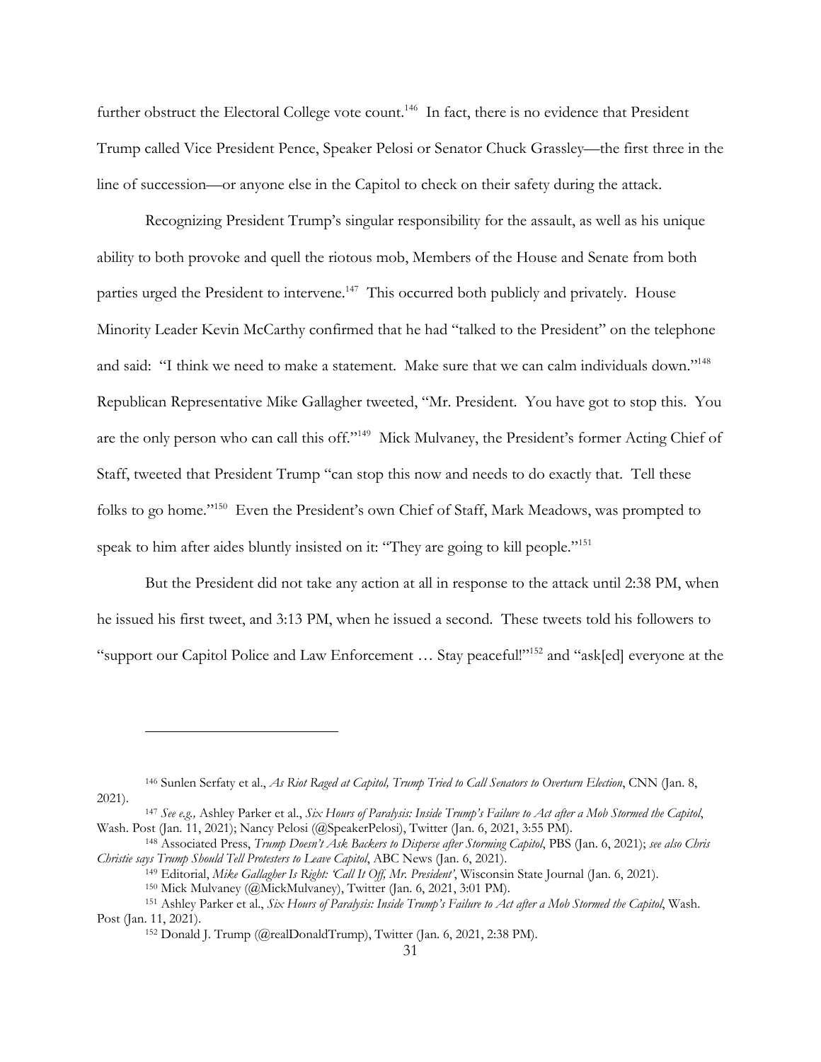further obstruct the Electoral College vote count.[146] In fact, there is no evidence that President Trump called Vice President Pence, Speaker Pelosi or Senator Chuck Grassley—the first three in the line of succession—or anyone else in the Capitol to check on their safety during the attack.

Recognizing President Trump's singular responsibility for the assault, as well as his unique ability to both provoke and quell the riotous mob, Members of the House and Senate from both parties urged the President to intervene.[147] This occurred both publicly and privately. House Minority Leader Kevin McCarthy confirmed that he had "talked to the President" on the telephone and said: "I think we need to make a statement. Make sure that we can calm individuals down."[148] Republican Representative Mike Gallagher tweeted, "Mr. President. You have got to stop this. You are the only person who can call this off."[149] Mick Mulvaney, the President's former Acting Chief of Staff, tweeted that President Trump "can stop this now and needs to do exactly that. Tell these folks to go home."[150] Even the President's own Chief of Staff, Mark Meadows, was prompted to speak to him after aides bluntly insisted on it: "They are going to kill people."[151]

But the President did not take any action at all in response to the attack until 2:38 PM, when he issued his first tweet, and 3:13 PM, when he issued a second. These tweets told his followers to "support our Capitol Police and Law Enforcement … Stay peaceful!"[152] and "ask[ed] everyone at the

---

[146] Sunlen Serfaty et al., *As Riot Raged at Capitol, Trump Tried to Call Senators to Overturn Election*, CNN (Jan. 8, 2021).

[147] *See e.g.,* Ashley Parker et al., *Six Hours of Paralysis: Inside Trump's Failure to Act after a Mob Stormed the Capitol*, Wash. Post (Jan. 11, 2021); Nancy Pelosi (@SpeakerPelosi), Twitter (Jan. 6, 2021, 3:55 PM).

[148] Associated Press, *Trump Doesn't Ask Backers to Disperse after Storming Capitol*, PBS (Jan. 6, 2021); *see also Chris Christie says Trump Should Tell Protesters to Leave Capitol*, ABC News (Jan. 6, 2021).

[149] Editorial, *Mike Gallagher Is Right: 'Call It Off, Mr. President'*, Wisconsin State Journal (Jan. 6, 2021).

[150] Mick Mulvaney (@MickMulvaney), Twitter (Jan. 6, 2021, 3:01 PM).

[151] Ashley Parker et al., *Six Hours of Paralysis: Inside Trump's Failure to Act after a Mob Stormed the Capitol*, Wash. Post (Jan. 11, 2021).

[152] Donald J. Trump (@realDonaldTrump), Twitter (Jan. 6, 2021, 2:38 PM).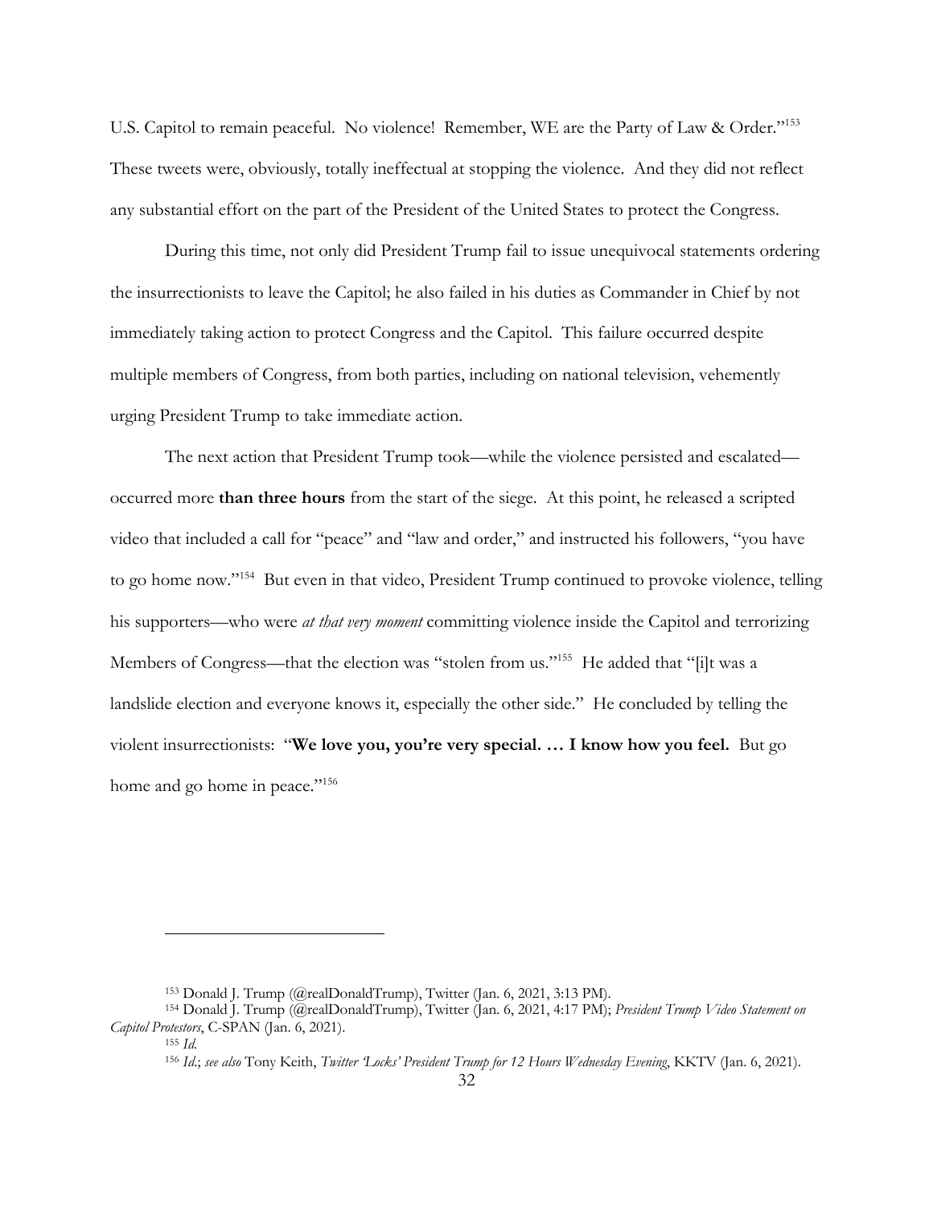U.S. Capitol to remain peaceful. No violence! Remember, WE are the Party of Law & Order."[153] These tweets were, obviously, totally ineffectual at stopping the violence. And they did not reflect any substantial effort on the part of the President of the United States to protect the Congress.

During this time, not only did President Trump fail to issue unequivocal statements ordering the insurrectionists to leave the Capitol; he also failed in his duties as Commander in Chief by not immediately taking action to protect Congress and the Capitol. This failure occurred despite multiple members of Congress, from both parties, including on national television, vehemently urging President Trump to take immediate action.

The next action that President Trump took—while the violence persisted and escalated—occurred more **than three hours** from the start of the siege. At this point, he released a scripted video that included a call for "peace" and "law and order," and instructed his followers, "you have to go home now."[154] But even in that video, President Trump continued to provoke violence, telling his supporters—who were *at that very moment* committing violence inside the Capitol and terrorizing Members of Congress—that the election was "stolen from us."[155] He added that "[i]t was a landslide election and everyone knows it, especially the other side." He concluded by telling the violent insurrectionists: "**We love you, you're very special. … I know how you feel.** But go home and go home in peace."[156]

---

[153] Donald J. Trump (@realDonaldTrump), Twitter (Jan. 6, 2021, 3:13 PM).

[154] Donald J. Trump (@realDonaldTrump), Twitter (Jan. 6, 2021, 4:17 PM); *President Trump Video Statement on Capitol Protestors*, C-SPAN (Jan. 6, 2021).

[155] *Id.*

[156] *Id.*; *see also* Tony Keith, *Twitter 'Locks' President Trump for 12 Hours Wednesday Evening*, KKTV (Jan. 6, 2021).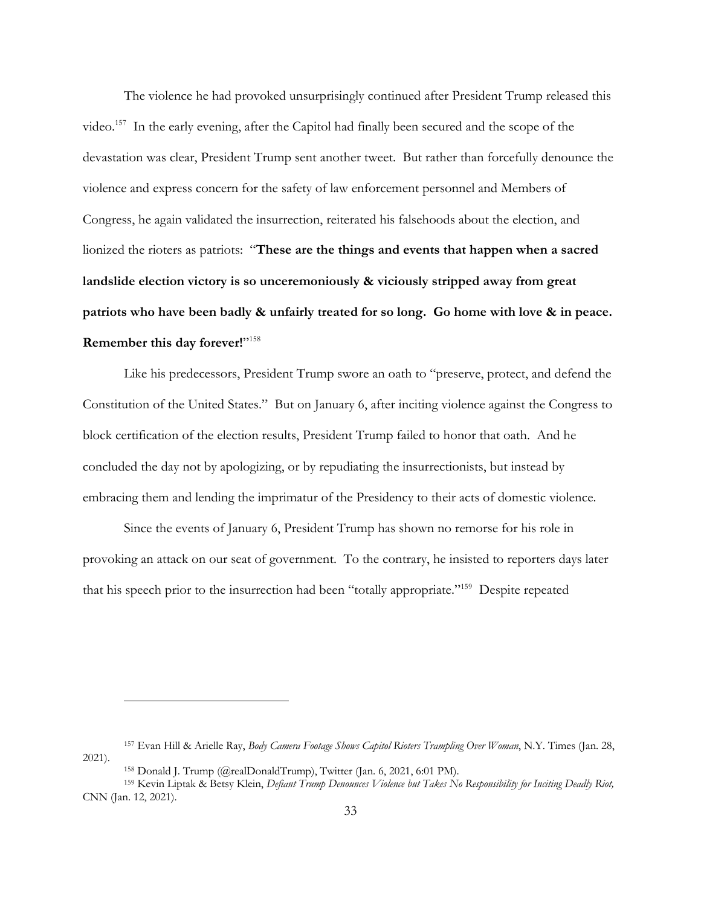The violence he had provoked unsurprisingly continued after President Trump released this video.[157] In the early evening, after the Capitol had finally been secured and the scope of the devastation was clear, President Trump sent another tweet. But rather than forcefully denounce the violence and express concern for the safety of law enforcement personnel and Members of Congress, he again validated the insurrection, reiterated his falsehoods about the election, and lionized the rioters as patriots: "**These are the things and events that happen when a sacred landslide election victory is so unceremoniously & viciously stripped away from great patriots who have been badly & unfairly treated for so long. Go home with love & in peace. Remember this day forever!**"[158]

Like his predecessors, President Trump swore an oath to "preserve, protect, and defend the Constitution of the United States." But on January 6, after inciting violence against the Congress to block certification of the election results, President Trump failed to honor that oath. And he concluded the day not by apologizing, or by repudiating the insurrectionists, but instead by embracing them and lending the imprimatur of the Presidency to their acts of domestic violence.

Since the events of January 6, President Trump has shown no remorse for his role in provoking an attack on our seat of government. To the contrary, he insisted to reporters days later that his speech prior to the insurrection had been "totally appropriate."[159] Despite repeated

---

[157] Evan Hill & Arielle Ray, *Body Camera Footage Shows Capitol Rioters Trampling Over Woman*, N.Y. Times (Jan. 28, 2021).

[158] Donald J. Trump (@realDonaldTrump), Twitter (Jan. 6, 2021, 6:01 PM).

[159] Kevin Liptak & Betsy Klein, *Defiant Trump Denounces Violence but Takes No Responsibility for Inciting Deadly Riot,* CNN (Jan. 12, 2021).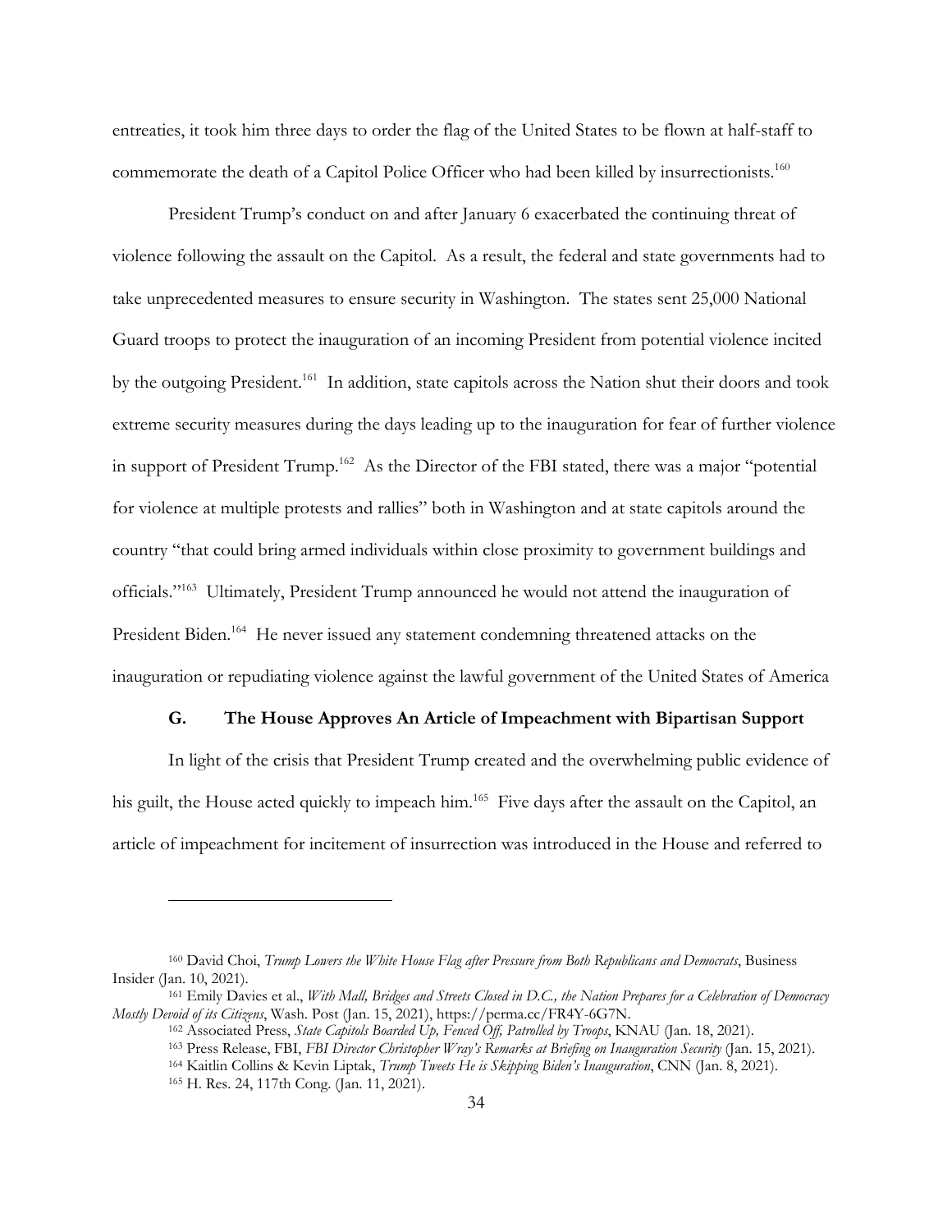entreaties, it took him three days to order the flag of the United States to be flown at half-staff to commemorate the death of a Capitol Police Officer who had been killed by insurrectionists.[160]

President Trump's conduct on and after January 6 exacerbated the continuing threat of violence following the assault on the Capitol. As a result, the federal and state governments had to take unprecedented measures to ensure security in Washington. The states sent 25,000 National Guard troops to protect the inauguration of an incoming President from potential violence incited by the outgoing President.[161] In addition, state capitols across the Nation shut their doors and took extreme security measures during the days leading up to the inauguration for fear of further violence in support of President Trump.[162] As the Director of the FBI stated, there was a major "potential for violence at multiple protests and rallies" both in Washington and at state capitols around the country "that could bring armed individuals within close proximity to government buildings and officials."[163] Ultimately, President Trump announced he would not attend the inauguration of President Biden.[164] He never issued any statement condemning threatened attacks on the inauguration or repudiating violence against the lawful government of the United States of America

### G. The House Approves An Article of Impeachment with Bipartisan Support

In light of the crisis that President Trump created and the overwhelming public evidence of his guilt, the House acted quickly to impeach him.[165] Five days after the assault on the Capitol, an article of impeachment for incitement of insurrection was introduced in the House and referred to

---

[160] David Choi, *Trump Lowers the White House Flag after Pressure from Both Republicans and Democrats*, Business Insider (Jan. 10, 2021).

[161] Emily Davies et al., *With Mall, Bridges and Streets Closed in D.C., the Nation Prepares for a Celebration of Democracy Mostly Devoid of its Citizens*, Wash. Post (Jan. 15, 2021), https://perma.cc/FR4Y-6G7N.

[162] Associated Press, *State Capitols Boarded Up, Fenced Off, Patrolled by Troops*, KNAU (Jan. 18, 2021).

[163] Press Release, FBI, *FBI Director Christopher Wray's Remarks at Briefing on Inauguration Security* (Jan. 15, 2021).

[164] Kaitlin Collins & Kevin Liptak, *Trump Tweets He is Skipping Biden's Inauguration*, CNN (Jan. 8, 2021).

[165] H. Res. 24, 117th Cong. (Jan. 11, 2021).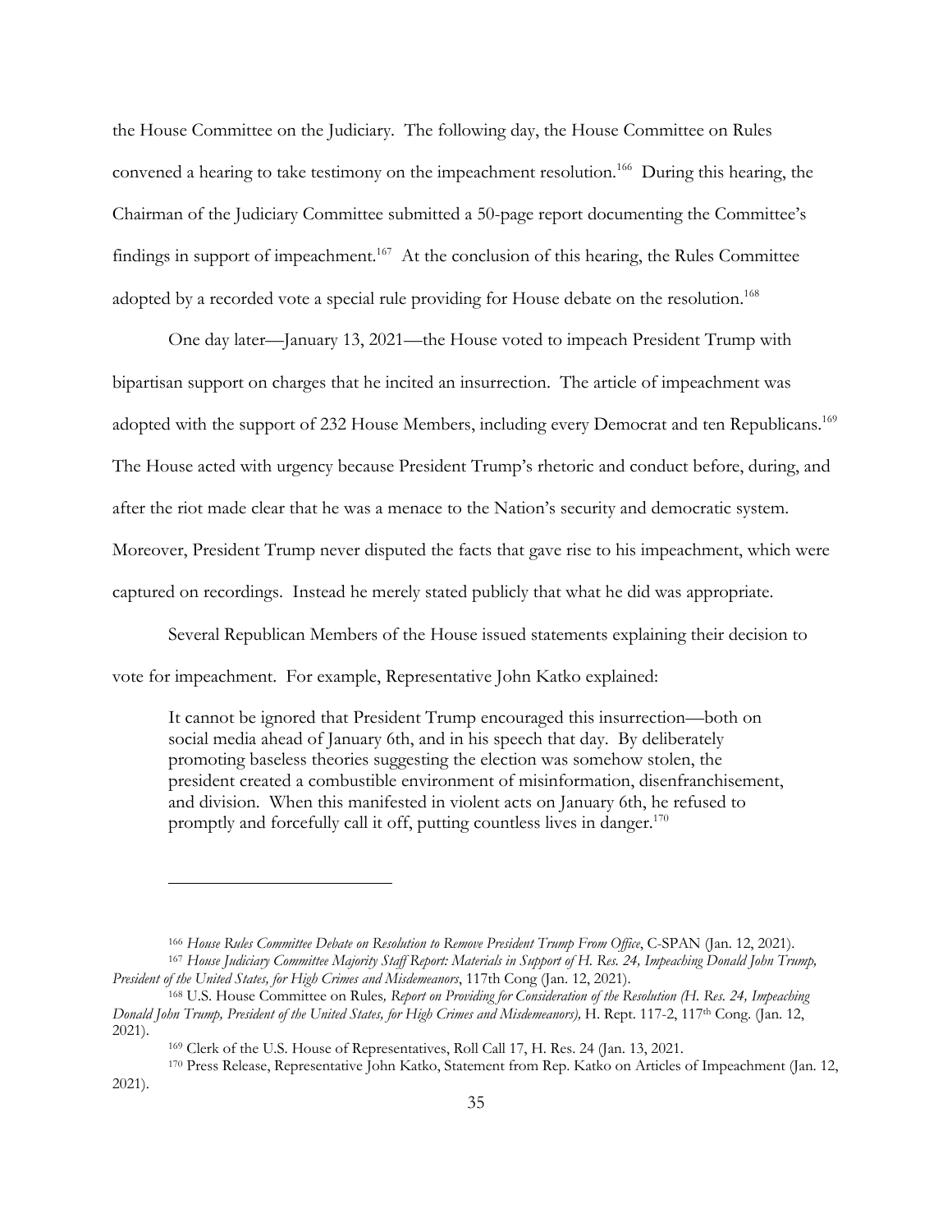the House Committee on the Judiciary. The following day, the House Committee on Rules convened a hearing to take testimony on the impeachment resolution.[166] During this hearing, the Chairman of the Judiciary Committee submitted a 50-page report documenting the Committee's findings in support of impeachment.[167] At the conclusion of this hearing, the Rules Committee adopted by a recorded vote a special rule providing for House debate on the resolution.[168]

One day later—January 13, 2021—the House voted to impeach President Trump with bipartisan support on charges that he incited an insurrection. The article of impeachment was adopted with the support of 232 House Members, including every Democrat and ten Republicans.[169] The House acted with urgency because President Trump's rhetoric and conduct before, during, and after the riot made clear that he was a menace to the Nation's security and democratic system. Moreover, President Trump never disputed the facts that gave rise to his impeachment, which were captured on recordings. Instead he merely stated publicly that what he did was appropriate.

Several Republican Members of the House issued statements explaining their decision to vote for impeachment. For example, Representative John Katko explained:

> It cannot be ignored that President Trump encouraged this insurrection—both on social media ahead of January 6th, and in his speech that day. By deliberately promoting baseless theories suggesting the election was somehow stolen, the president created a combustible environment of misinformation, disenfranchisement, and division. When this manifested in violent acts on January 6th, he refused to promptly and forcefully call it off, putting countless lives in danger.[170]

---

[166] *House Rules Committee Debate on Resolution to Remove President Trump From Office*, C-SPAN (Jan. 12, 2021).

[167] *House Judiciary Committee Majority Staff Report: Materials in Support of H. Res. 24, Impeaching Donald John Trump, President of the United States, for High Crimes and Misdemeanors*, 117th Cong (Jan. 12, 2021).

[168] U.S. House Committee on Rules*, Report on Providing for Consideration of the Resolution (H. Res. 24, Impeaching Donald John Trump, President of the United States, for High Crimes and Misdemeanors),* H. Rept. 117-2, 117th Cong. (Jan. 12, 2021).

[169] Clerk of the U.S. House of Representatives, Roll Call 17, H. Res. 24 (Jan. 13, 2021.

[170] Press Release, Representative John Katko, Statement from Rep. Katko on Articles of Impeachment (Jan. 12, 2021).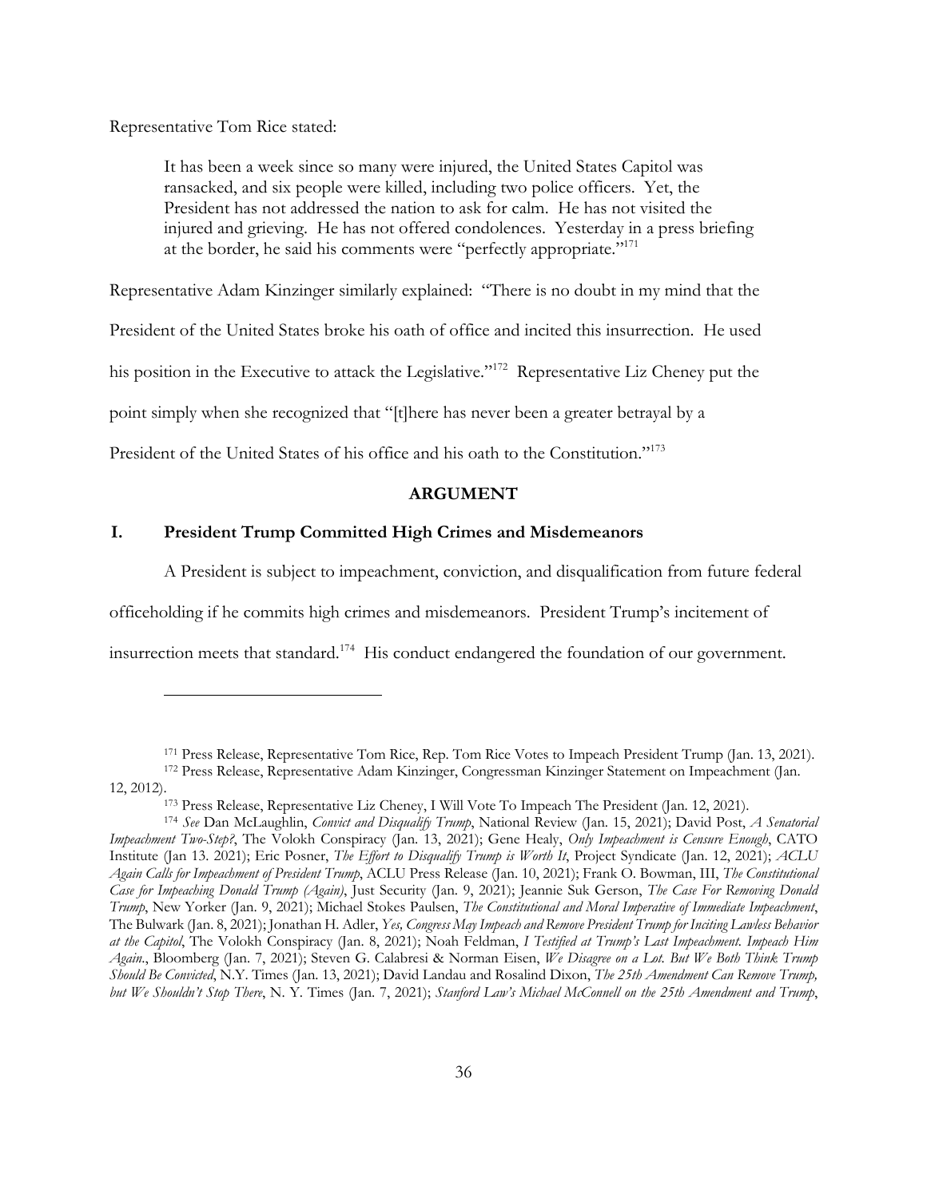Representative Tom Rice stated:

> It has been a week since so many were injured, the United States Capitol was ransacked, and six people were killed, including two police officers. Yet, the President has not addressed the nation to ask for calm. He has not visited the injured and grieving. He has not offered condolences. Yesterday in a press briefing at the border, he said his comments were "perfectly appropriate."[171]

Representative Adam Kinzinger similarly explained: "There is no doubt in my mind that the President of the United States broke his oath of office and incited this insurrection. He used his position in the Executive to attack the Legislative."[172] Representative Liz Cheney put the point simply when she recognized that "[t]here has never been a greater betrayal by a President of the United States of his office and his oath to the Constitution."[173]

## ARGUMENT

### I. President Trump Committed High Crimes and Misdemeanors

A President is subject to impeachment, conviction, and disqualification from future federal officeholding if he commits high crimes and misdemeanors. President Trump's incitement of insurrection meets that standard.[174] His conduct endangered the foundation of our government.

---

[171] Press Release, Representative Tom Rice, Rep. Tom Rice Votes to Impeach President Trump (Jan. 13, 2021).

[172] Press Release, Representative Adam Kinzinger, Congressman Kinzinger Statement on Impeachment (Jan. 12, 2012).

[173] Press Release, Representative Liz Cheney, I Will Vote To Impeach The President (Jan. 12, 2021).

[174] *See* Dan McLaughlin, *Convict and Disqualify Trump*, National Review (Jan. 15, 2021); David Post, *A Senatorial Impeachment Two-Step?*, The Volokh Conspiracy (Jan. 13, 2021); Gene Healy, *Only Impeachment is Censure Enough*, CATO Institute (Jan 13. 2021); Eric Posner, *The Effort to Disqualify Trump is Worth It*, Project Syndicate (Jan. 12, 2021); *ACLU Again Calls for Impeachment of President Trump*, ACLU Press Release (Jan. 10, 2021); Frank O. Bowman, III, *The Constitutional Case for Impeaching Donald Trump (Again)*, Just Security (Jan. 9, 2021); Jeannie Suk Gerson, *The Case For Removing Donald Trump*, New Yorker (Jan. 9, 2021); Michael Stokes Paulsen, *The Constitutional and Moral Imperative of Immediate Impeachment*, The Bulwark (Jan. 8, 2021); Jonathan H. Adler, *Yes, Congress May Impeach and Remove President Trump for Inciting Lawless Behavior at the Capitol*, The Volokh Conspiracy (Jan. 8, 2021); Noah Feldman, *I Testified at Trump's Last Impeachment. Impeach Him Again.*, Bloomberg (Jan. 7, 2021); Steven G. Calabresi & Norman Eisen, *We Disagree on a Lot. But We Both Think Trump Should Be Convicted*, N.Y. Times (Jan. 13, 2021); David Landau and Rosalind Dixon, *The 25th Amendment Can Remove Trump, but We Shouldn't Stop There*, N. Y. Times (Jan. 7, 2021); *Stanford Law's Michael McConnell on the 25th Amendment and Trump*,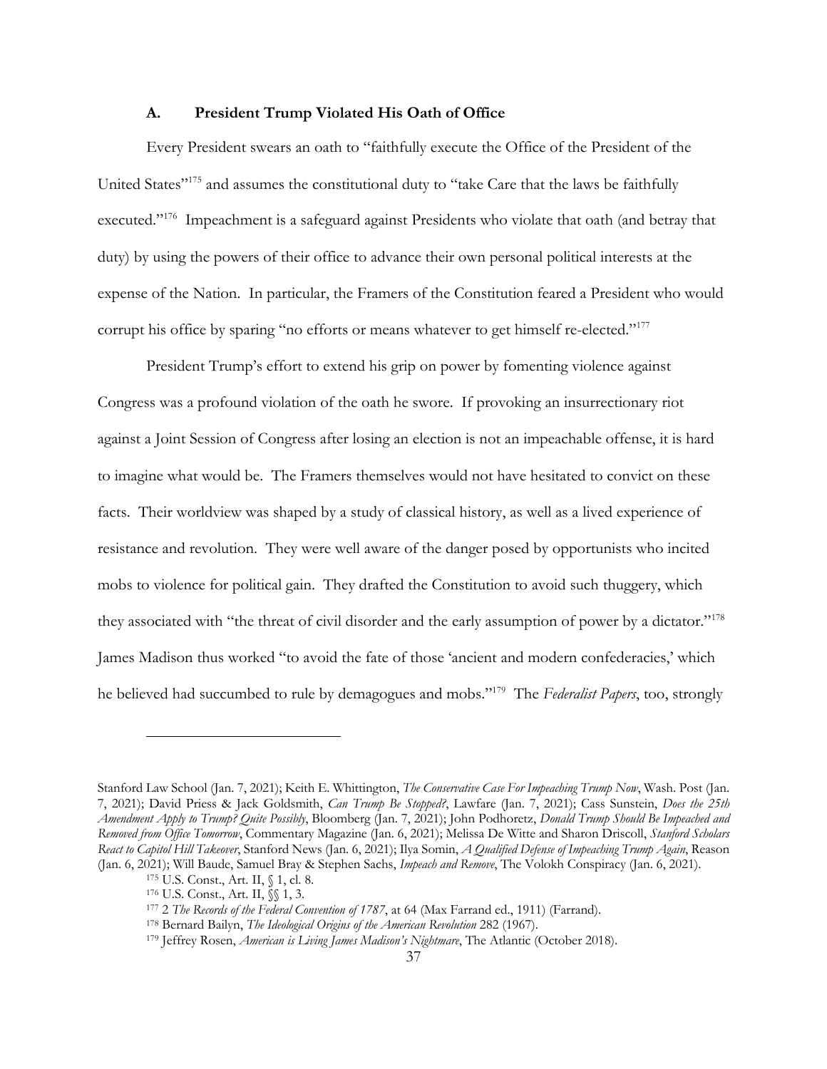### A. President Trump Violated His Oath of Office

Every President swears an oath to "faithfully execute the Office of the President of the United States"[175] and assumes the constitutional duty to "take Care that the laws be faithfully executed."[176] Impeachment is a safeguard against Presidents who violate that oath (and betray that duty) by using the powers of their office to advance their own personal political interests at the expense of the Nation. In particular, the Framers of the Constitution feared a President who would corrupt his office by sparing "no efforts or means whatever to get himself re-elected."[177]

President Trump's effort to extend his grip on power by fomenting violence against Congress was a profound violation of the oath he swore. If provoking an insurrectionary riot against a Joint Session of Congress after losing an election is not an impeachable offense, it is hard to imagine what would be. The Framers themselves would not have hesitated to convict on these facts. Their worldview was shaped by a study of classical history, as well as a lived experience of resistance and revolution. They were well aware of the danger posed by opportunists who incited mobs to violence for political gain. They drafted the Constitution to avoid such thuggery, which they associated with "the threat of civil disorder and the early assumption of power by a dictator."[178] James Madison thus worked "to avoid the fate of those 'ancient and modern confederacies,' which he believed had succumbed to rule by demagogues and mobs."[179] The *Federalist Papers*, too, strongly

---

Stanford Law School (Jan. 7, 2021); Keith E. Whittington, *The Conservative Case For Impeaching Trump Now*, Wash. Post (Jan. 7, 2021); David Priess & Jack Goldsmith, *Can Trump Be Stopped?*, Lawfare (Jan. 7, 2021); Cass Sunstein, *Does the 25th Amendment Apply to Trump? Quite Possibly*, Bloomberg (Jan. 7, 2021); John Podhoretz, *Donald Trump Should Be Impeached and Removed from Office Tomorrow*, Commentary Magazine (Jan. 6, 2021); Melissa De Witte and Sharon Driscoll, *Stanford Scholars React to Capitol Hill Takeover*, Stanford News (Jan. 6, 2021); Ilya Somin, *A Qualified Defense of Impeaching Trump Again*, Reason (Jan. 6, 2021); Will Baude, Samuel Bray & Stephen Sachs, *Impeach and Remove*, The Volokh Conspiracy (Jan. 6, 2021).

[175] U.S. Const., Art. II, § 1, cl. 8.

[176] U.S. Const., Art. II, §§ 1, 3.

[177] 2 *The Records of the Federal Convention of 1787*, at 64 (Max Farrand ed., 1911) (Farrand).

[178] Bernard Bailyn, *The Ideological Origins of the American Revolution* 282 (1967).

[179] Jeffrey Rosen, *American is Living James Madison's Nightmare*, The Atlantic (October 2018).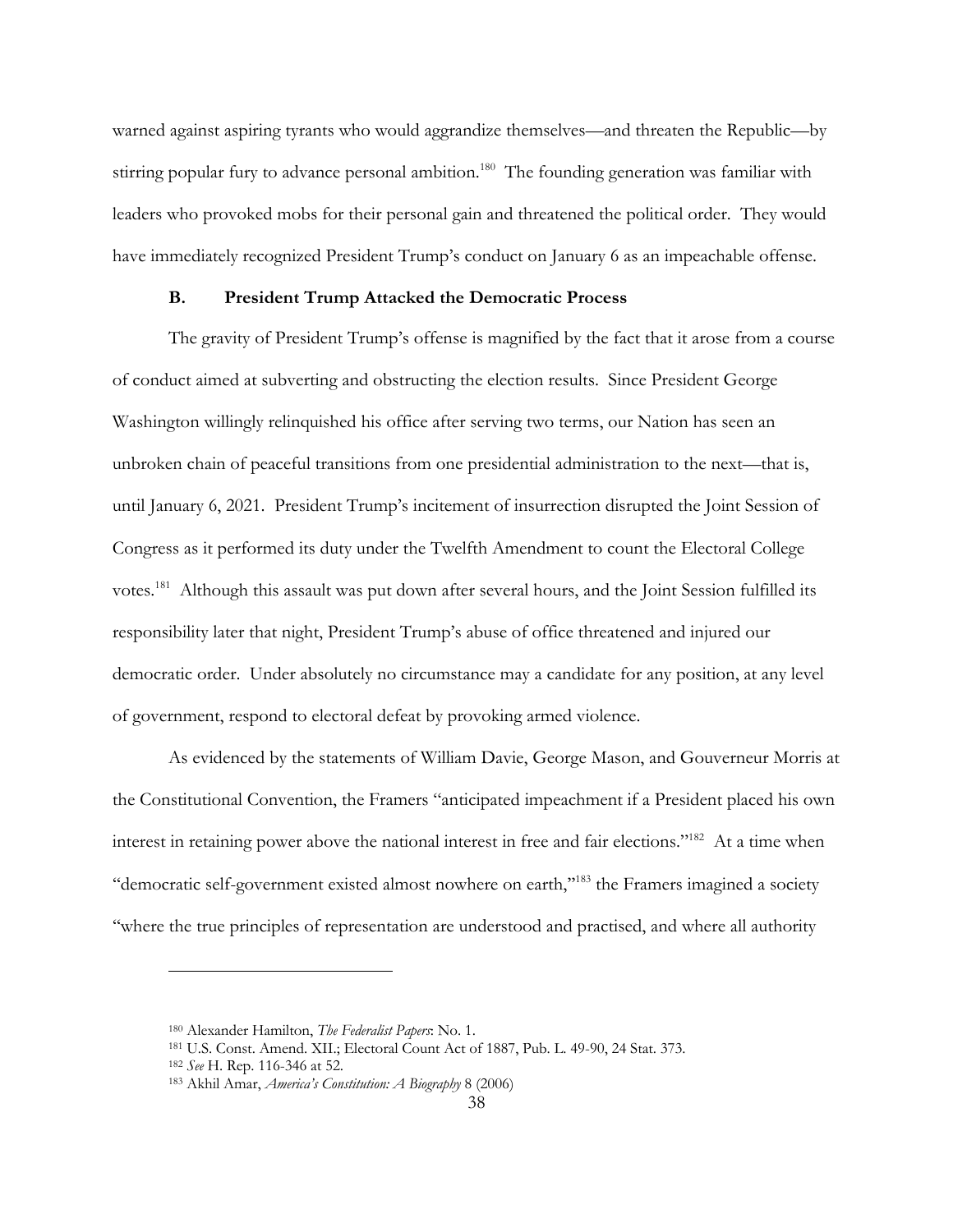warned against aspiring tyrants who would aggrandize themselves—and threaten the Republic—by stirring popular fury to advance personal ambition.[180] The founding generation was familiar with leaders who provoked mobs for their personal gain and threatened the political order. They would have immediately recognized President Trump's conduct on January 6 as an impeachable offense.

### B. President Trump Attacked the Democratic Process

The gravity of President Trump's offense is magnified by the fact that it arose from a course of conduct aimed at subverting and obstructing the election results. Since President George Washington willingly relinquished his office after serving two terms, our Nation has seen an unbroken chain of peaceful transitions from one presidential administration to the next—that is, until January 6, 2021. President Trump's incitement of insurrection disrupted the Joint Session of Congress as it performed its duty under the Twelfth Amendment to count the Electoral College votes.[181] Although this assault was put down after several hours, and the Joint Session fulfilled its responsibility later that night, President Trump's abuse of office threatened and injured our democratic order. Under absolutely no circumstance may a candidate for any position, at any level of government, respond to electoral defeat by provoking armed violence.

As evidenced by the statements of William Davie, George Mason, and Gouverneur Morris at the Constitutional Convention, the Framers "anticipated impeachment if a President placed his own interest in retaining power above the national interest in free and fair elections."[182] At a time when "democratic self-government existed almost nowhere on earth,"[183] the Framers imagined a society "where the true principles of representation are understood and practised, and where all authority

---

[180] Alexander Hamilton, *The Federalist Papers*: No. 1.

[181] U.S. Const. Amend. XII.; Electoral Count Act of 1887, Pub. L. 49-90, 24 Stat. 373.

[182] *See* H. Rep. 116-346 at 52.

[183] Akhil Amar, *America's Constitution: A Biography* 8 (2006)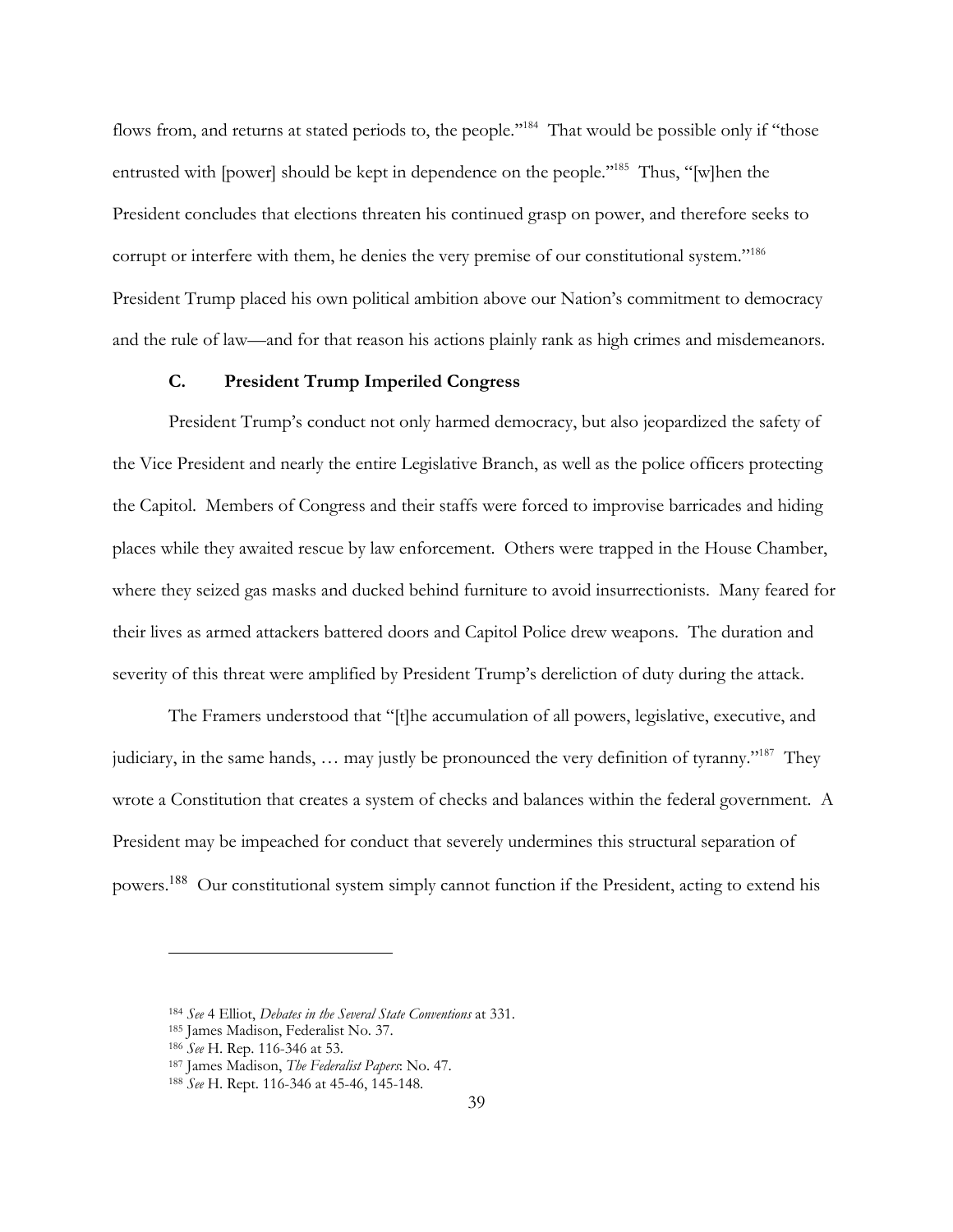flows from, and returns at stated periods to, the people."[184] That would be possible only if "those entrusted with [power] should be kept in dependence on the people."[185] Thus, "[w]hen the President concludes that elections threaten his continued grasp on power, and therefore seeks to corrupt or interfere with them, he denies the very premise of our constitutional system."[186] President Trump placed his own political ambition above our Nation's commitment to democracy and the rule of law—and for that reason his actions plainly rank as high crimes and misdemeanors.

### C. President Trump Imperiled Congress

President Trump's conduct not only harmed democracy, but also jeopardized the safety of the Vice President and nearly the entire Legislative Branch, as well as the police officers protecting the Capitol. Members of Congress and their staffs were forced to improvise barricades and hiding places while they awaited rescue by law enforcement. Others were trapped in the House Chamber, where they seized gas masks and ducked behind furniture to avoid insurrectionists. Many feared for their lives as armed attackers battered doors and Capitol Police drew weapons. The duration and severity of this threat were amplified by President Trump's dereliction of duty during the attack.

The Framers understood that "[t]he accumulation of all powers, legislative, executive, and judiciary, in the same hands, … may justly be pronounced the very definition of tyranny."[187] They wrote a Constitution that creates a system of checks and balances within the federal government. A President may be impeached for conduct that severely undermines this structural separation of powers.[188] Our constitutional system simply cannot function if the President, acting to extend his

---

[184] *See* 4 Elliot, *Debates in the Several State Conventions* at 331.

[185] James Madison, Federalist No. 37.

[186] *See* H. Rep. 116-346 at 53.

[187] James Madison, *The Federalist Papers*: No. 47.

[188] *See* H. Rept. 116-346 at 45-46, 145-148.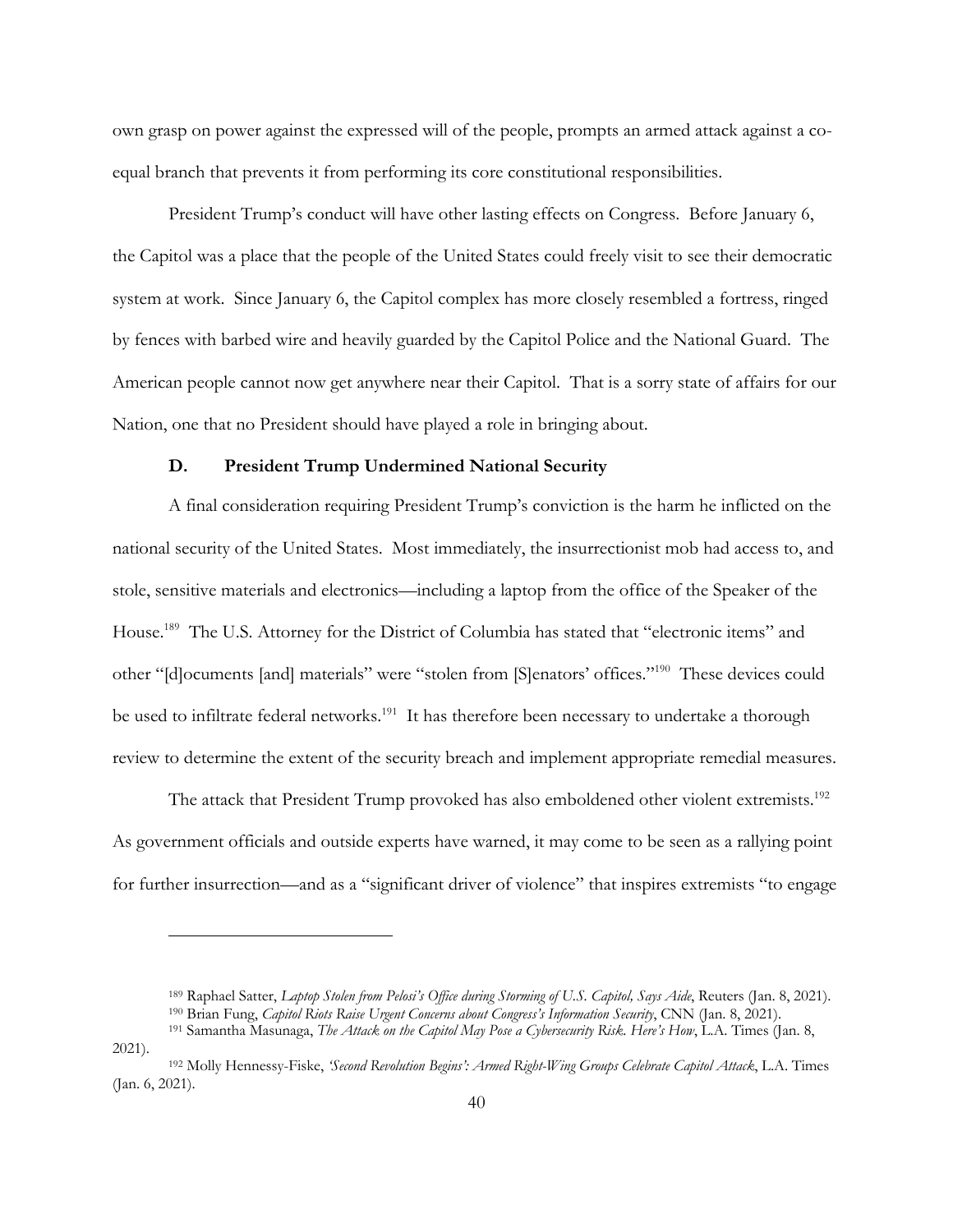own grasp on power against the expressed will of the people, prompts an armed attack against a co-equal branch that prevents it from performing its core constitutional responsibilities.

President Trump's conduct will have other lasting effects on Congress. Before January 6, the Capitol was a place that the people of the United States could freely visit to see their democratic system at work. Since January 6, the Capitol complex has more closely resembled a fortress, ringed by fences with barbed wire and heavily guarded by the Capitol Police and the National Guard. The American people cannot now get anywhere near their Capitol. That is a sorry state of affairs for our Nation, one that no President should have played a role in bringing about.

### D. President Trump Undermined National Security

A final consideration requiring President Trump's conviction is the harm he inflicted on the national security of the United States. Most immediately, the insurrectionist mob had access to, and stole, sensitive materials and electronics—including a laptop from the office of the Speaker of the House.[189] The U.S. Attorney for the District of Columbia has stated that "electronic items" and other "[d]ocuments [and] materials" were "stolen from [S]enators' offices."[190] These devices could be used to infiltrate federal networks.[191] It has therefore been necessary to undertake a thorough review to determine the extent of the security breach and implement appropriate remedial measures.

The attack that President Trump provoked has also emboldened other violent extremists.[192] As government officials and outside experts have warned, it may come to be seen as a rallying point for further insurrection—and as a "significant driver of violence" that inspires extremists "to engage

---

[189] Raphael Satter, *Laptop Stolen from Pelosi's Office during Storming of U.S. Capitol, Says Aide*, Reuters (Jan. 8, 2021).

[190] Brian Fung, *Capitol Riots Raise Urgent Concerns about Congress's Information Security*, CNN (Jan. 8, 2021).

[191] Samantha Masunaga, *The Attack on the Capitol May Pose a Cybersecurity Risk. Here's How*, L.A. Times (Jan. 8, 2021).

[192] Molly Hennessy-Fiske, *'Second Revolution Begins': Armed Right-Wing Groups Celebrate Capitol Attack*, L.A. Times (Jan. 6, 2021).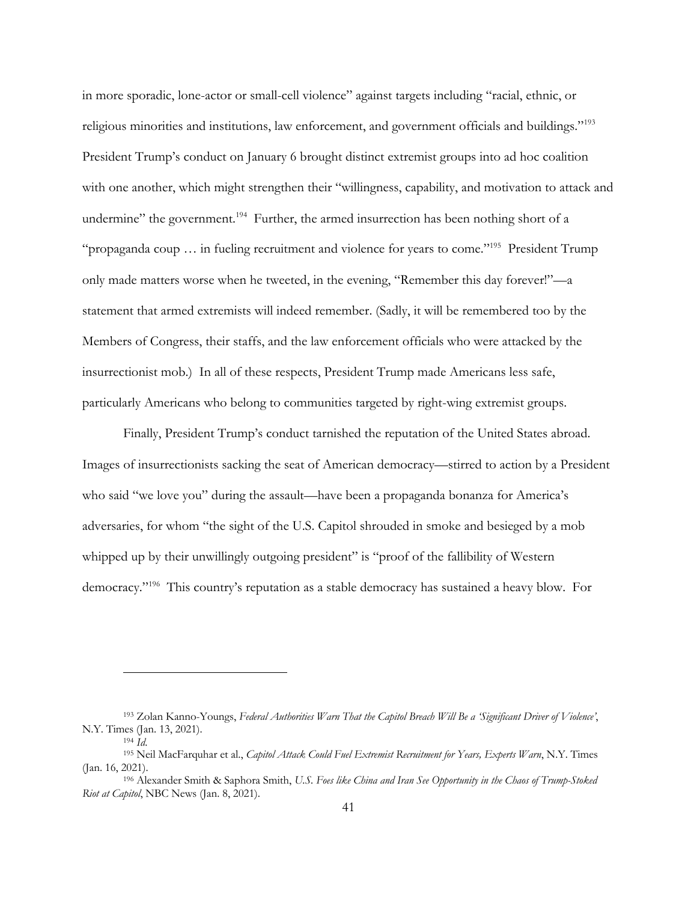in more sporadic, lone-actor or small-cell violence" against targets including "racial, ethnic, or religious minorities and institutions, law enforcement, and government officials and buildings."[193] President Trump's conduct on January 6 brought distinct extremist groups into ad hoc coalition with one another, which might strengthen their "willingness, capability, and motivation to attack and undermine" the government.[194] Further, the armed insurrection has been nothing short of a "propaganda coup … in fueling recruitment and violence for years to come."[195] President Trump only made matters worse when he tweeted, in the evening, "Remember this day forever!"—a statement that armed extremists will indeed remember. (Sadly, it will be remembered too by the Members of Congress, their staffs, and the law enforcement officials who were attacked by the insurrectionist mob.) In all of these respects, President Trump made Americans less safe, particularly Americans who belong to communities targeted by right-wing extremist groups.

Finally, President Trump's conduct tarnished the reputation of the United States abroad. Images of insurrectionists sacking the seat of American democracy—stirred to action by a President who said "we love you" during the assault—have been a propaganda bonanza for America's adversaries, for whom "the sight of the U.S. Capitol shrouded in smoke and besieged by a mob whipped up by their unwillingly outgoing president" is "proof of the fallibility of Western democracy."[196] This country's reputation as a stable democracy has sustained a heavy blow. For

---

[193] Zolan Kanno-Youngs, *Federal Authorities Warn That the Capitol Breach Will Be a 'Significant Driver of Violence'*, N.Y. Times (Jan. 13, 2021).

[194] *Id.*

[195] Neil MacFarquhar et al., *Capitol Attack Could Fuel Extremist Recruitment for Years, Experts Warn*, N.Y. Times (Jan. 16, 2021).

[196] Alexander Smith & Saphora Smith, *U.S. Foes like China and Iran See Opportunity in the Chaos of Trump-Stoked Riot at Capitol*, NBC News (Jan. 8, 2021).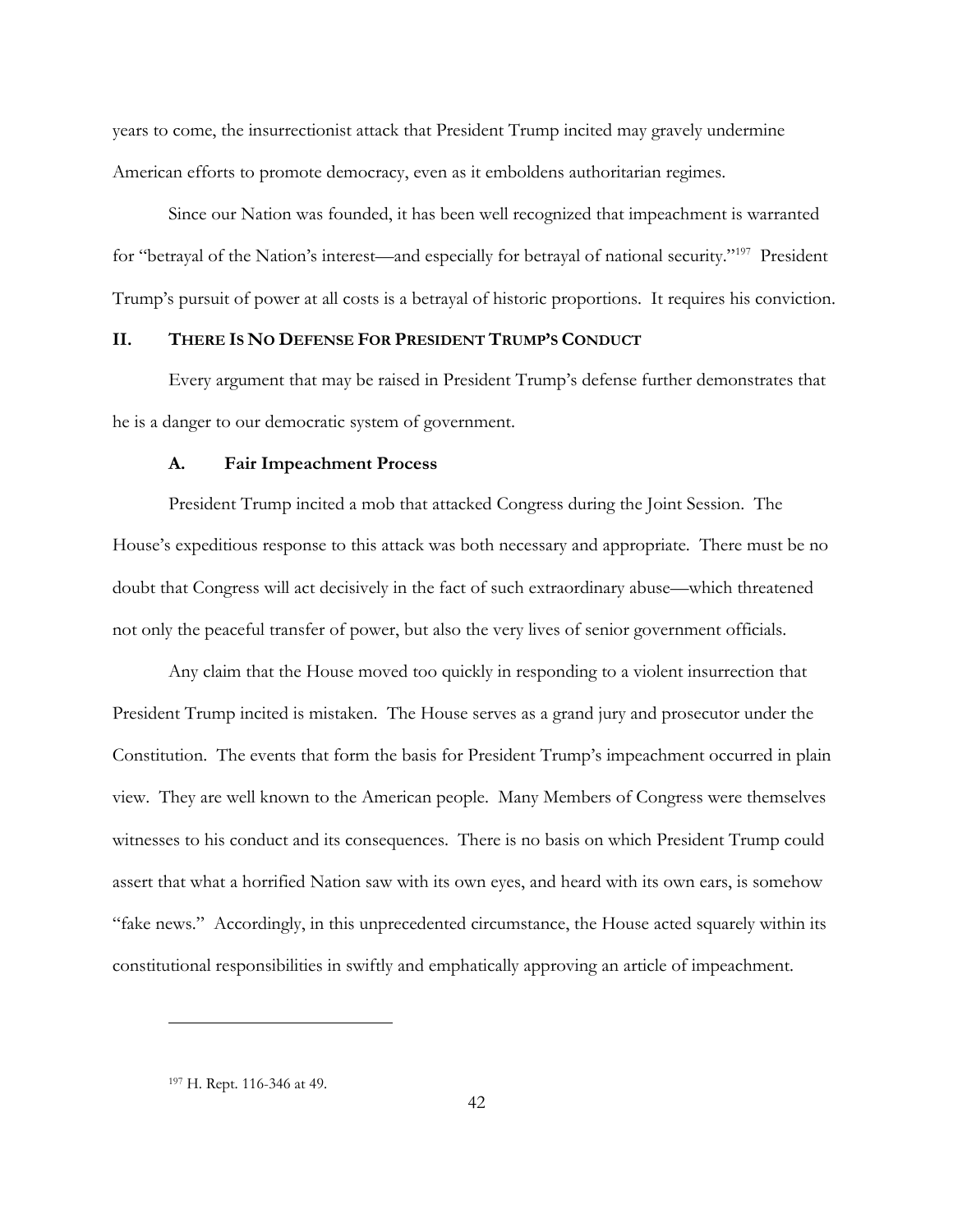years to come, the insurrectionist attack that President Trump incited may gravely undermine American efforts to promote democracy, even as it emboldens authoritarian regimes.

Since our Nation was founded, it has been well recognized that impeachment is warranted for "betrayal of the Nation's interest—and especially for betrayal of national security."[197] President Trump's pursuit of power at all costs is a betrayal of historic proportions. It requires his conviction.

## II. THERE IS NO DEFENSE FOR PRESIDENT TRUMP'S CONDUCT

Every argument that may be raised in President Trump's defense further demonstrates that he is a danger to our democratic system of government.

### A. Fair Impeachment Process

President Trump incited a mob that attacked Congress during the Joint Session. The House's expeditious response to this attack was both necessary and appropriate. There must be no doubt that Congress will act decisively in the fact of such extraordinary abuse—which threatened not only the peaceful transfer of power, but also the very lives of senior government officials.

Any claim that the House moved too quickly in responding to a violent insurrection that President Trump incited is mistaken. The House serves as a grand jury and prosecutor under the Constitution. The events that form the basis for President Trump's impeachment occurred in plain view. They are well known to the American people. Many Members of Congress were themselves witnesses to his conduct and its consequences. There is no basis on which President Trump could assert that what a horrified Nation saw with its own eyes, and heard with its own ears, is somehow "fake news." Accordingly, in this unprecedented circumstance, the House acted squarely within its constitutional responsibilities in swiftly and emphatically approving an article of impeachment.

---

[197] H. Rept. 116-346 at 49.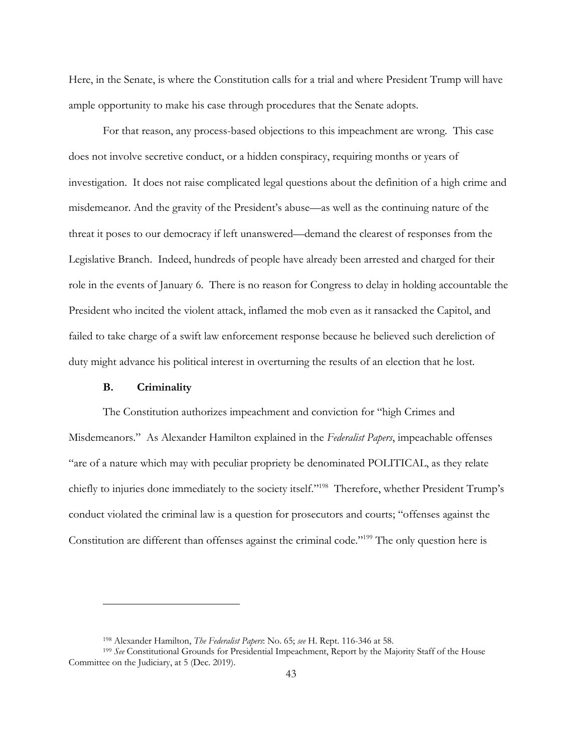Here, in the Senate, is where the Constitution calls for a trial and where President Trump will have ample opportunity to make his case through procedures that the Senate adopts.

For that reason, any process-based objections to this impeachment are wrong. This case does not involve secretive conduct, or a hidden conspiracy, requiring months or years of investigation. It does not raise complicated legal questions about the definition of a high crime and misdemeanor. And the gravity of the President's abuse—as well as the continuing nature of the threat it poses to our democracy if left unanswered—demand the clearest of responses from the Legislative Branch. Indeed, hundreds of people have already been arrested and charged for their role in the events of January 6. There is no reason for Congress to delay in holding accountable the President who incited the violent attack, inflamed the mob even as it ransacked the Capitol, and failed to take charge of a swift law enforcement response because he believed such dereliction of duty might advance his political interest in overturning the results of an election that he lost.

### B. Criminality

The Constitution authorizes impeachment and conviction for "high Crimes and Misdemeanors." As Alexander Hamilton explained in the *Federalist Papers*, impeachable offenses "are of a nature which may with peculiar propriety be denominated POLITICAL, as they relate chiefly to injuries done immediately to the society itself."[198] Therefore, whether President Trump's conduct violated the criminal law is a question for prosecutors and courts; "offenses against the Constitution are different than offenses against the criminal code."[199] The only question here is

---

[198] Alexander Hamilton, *The Federalist Papers*: No. 65; *see* H. Rept. 116-346 at 58.

[199] *See* Constitutional Grounds for Presidential Impeachment, Report by the Majority Staff of the House Committee on the Judiciary, at 5 (Dec. 2019).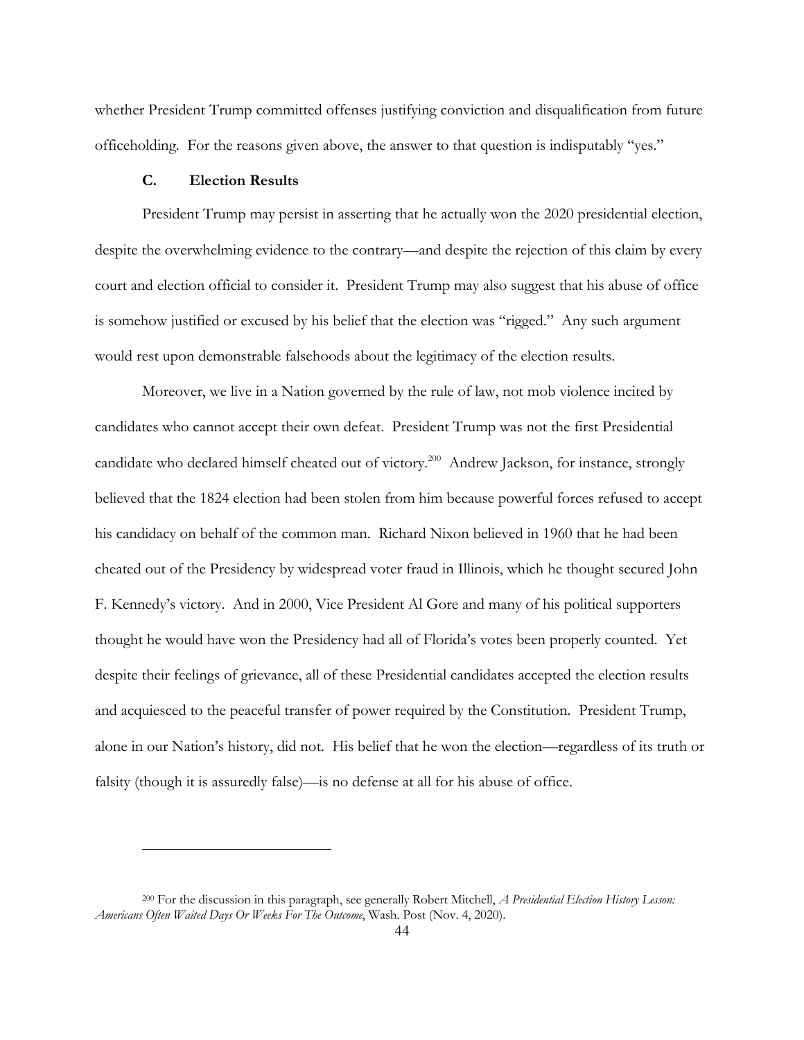whether President Trump committed offenses justifying conviction and disqualification from future officeholding. For the reasons given above, the answer to that question is indisputably "yes."

### C. Election Results

President Trump may persist in asserting that he actually won the 2020 presidential election, despite the overwhelming evidence to the contrary—and despite the rejection of this claim by every court and election official to consider it. President Trump may also suggest that his abuse of office is somehow justified or excused by his belief that the election was "rigged." Any such argument would rest upon demonstrable falsehoods about the legitimacy of the election results.

Moreover, we live in a Nation governed by the rule of law, not mob violence incited by candidates who cannot accept their own defeat. President Trump was not the first Presidential candidate who declared himself cheated out of victory.[200] Andrew Jackson, for instance, strongly believed that the 1824 election had been stolen from him because powerful forces refused to accept his candidacy on behalf of the common man. Richard Nixon believed in 1960 that he had been cheated out of the Presidency by widespread voter fraud in Illinois, which he thought secured John F. Kennedy's victory. And in 2000, Vice President Al Gore and many of his political supporters thought he would have won the Presidency had all of Florida's votes been properly counted. Yet despite their feelings of grievance, all of these Presidential candidates accepted the election results and acquiesced to the peaceful transfer of power required by the Constitution. President Trump, alone in our Nation's history, did not. His belief that he won the election—regardless of its truth or falsity (though it is assuredly false)—is no defense at all for his abuse of office.

---

[200] For the discussion in this paragraph, see generally Robert Mitchell, *A Presidential Election History Lesson: Americans Often Waited Days Or Weeks For The Outcome*, Wash. Post (Nov. 4, 2020).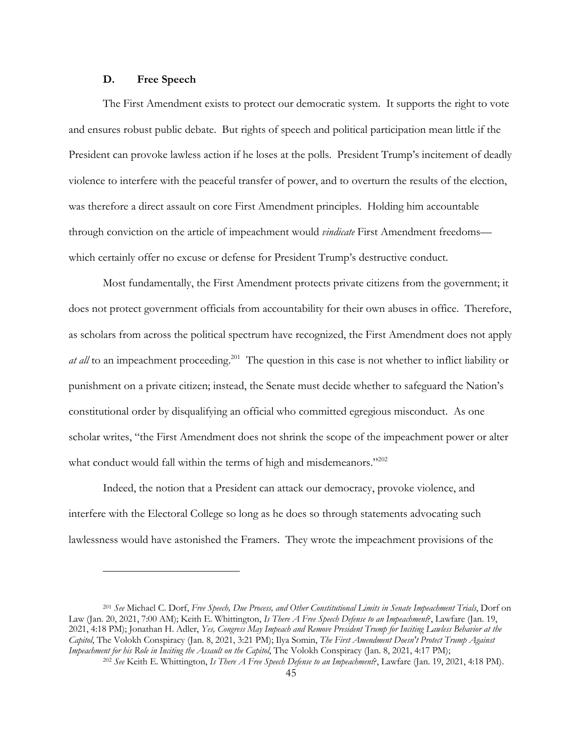### D. Free Speech

The First Amendment exists to protect our democratic system. It supports the right to vote and ensures robust public debate. But rights of speech and political participation mean little if the President can provoke lawless action if he loses at the polls. President Trump's incitement of deadly violence to interfere with the peaceful transfer of power, and to overturn the results of the election, was therefore a direct assault on core First Amendment principles. Holding him accountable through conviction on the article of impeachment would *vindicate* First Amendment freedoms—which certainly offer no excuse or defense for President Trump's destructive conduct.

Most fundamentally, the First Amendment protects private citizens from the government; it does not protect government officials from accountability for their own abuses in office. Therefore, as scholars from across the political spectrum have recognized, the First Amendment does not apply *at all* to an impeachment proceeding.[201] The question in this case is not whether to inflict liability or punishment on a private citizen; instead, the Senate must decide whether to safeguard the Nation's constitutional order by disqualifying an official who committed egregious misconduct. As one scholar writes, "the First Amendment does not shrink the scope of the impeachment power or alter what conduct would fall within the terms of high and misdemeanors."[202]

Indeed, the notion that a President can attack our democracy, provoke violence, and interfere with the Electoral College so long as he does so through statements advocating such lawlessness would have astonished the Framers. They wrote the impeachment provisions of the

---

[201] *See* Michael C. Dorf, *Free Speech, Due Process, and Other Constitutional Limits in Senate Impeachment Trials*, Dorf on Law (Jan. 20, 2021, 7:00 AM); Keith E. Whittington, *Is There A Free Speech Defense to an Impeachment?*, Lawfare (Jan. 19, 2021, 4:18 PM); Jonathan H. Adler, *Yes, Congress May Impeach and Remove President Trump for Inciting Lawless Behavior at the Capitol*, The Volokh Conspiracy (Jan. 8, 2021, 3:21 PM); Ilya Somin, *The First Amendment Doesn't Protect Trump Against Impeachment for his Role in Inciting the Assault on the Capitol*, The Volokh Conspiracy (Jan. 8, 2021, 4:17 PM);

[202] *See* Keith E. Whittington, *Is There A Free Speech Defense to an Impeachment?*, Lawfare (Jan. 19, 2021, 4:18 PM).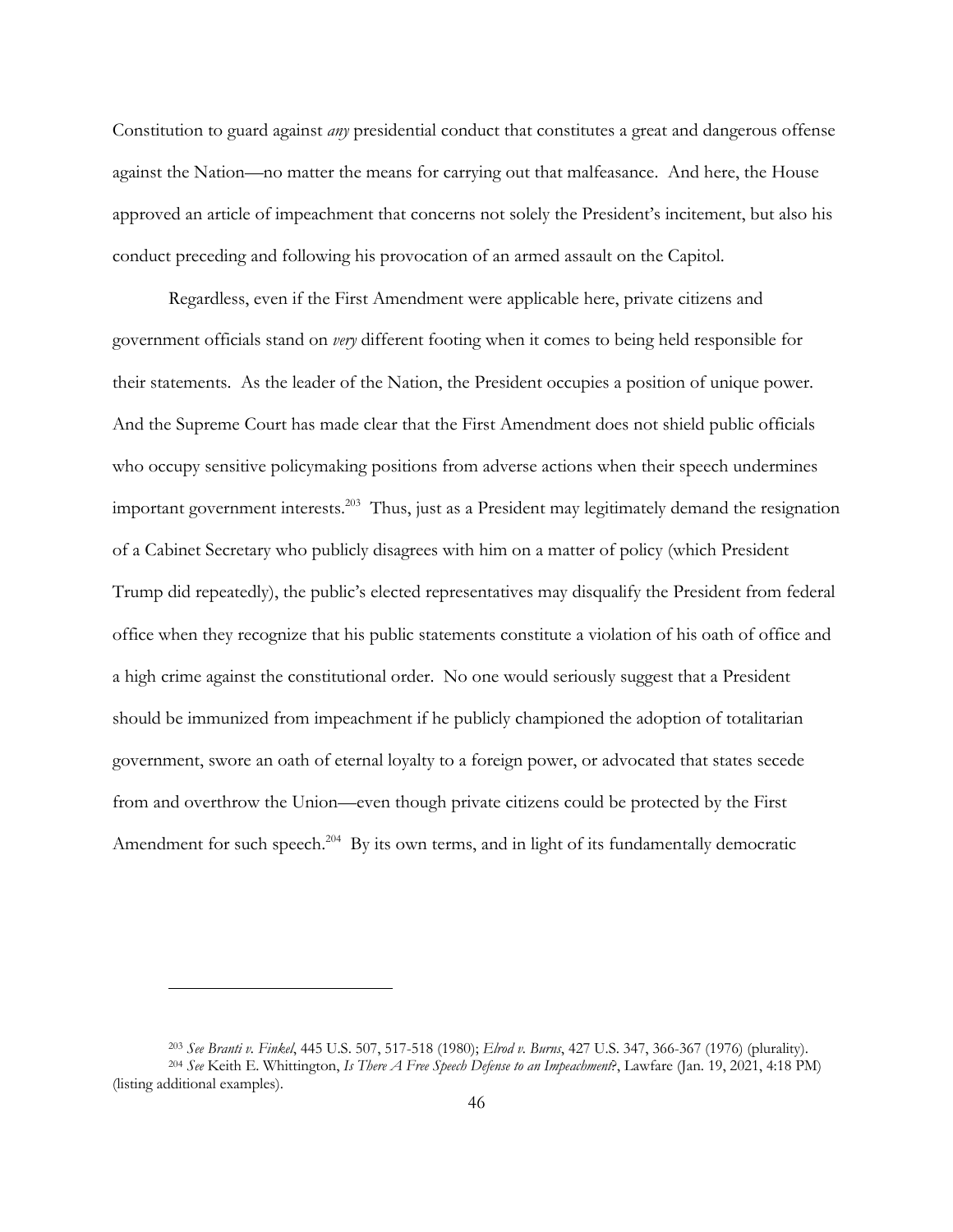Constitution to guard against *any* presidential conduct that constitutes a great and dangerous offense against the Nation—no matter the means for carrying out that malfeasance. And here, the House approved an article of impeachment that concerns not solely the President's incitement, but also his conduct preceding and following his provocation of an armed assault on the Capitol.

Regardless, even if the First Amendment were applicable here, private citizens and government officials stand on *very* different footing when it comes to being held responsible for their statements. As the leader of the Nation, the President occupies a position of unique power. And the Supreme Court has made clear that the First Amendment does not shield public officials who occupy sensitive policymaking positions from adverse actions when their speech undermines important government interests.[203] Thus, just as a President may legitimately demand the resignation of a Cabinet Secretary who publicly disagrees with him on a matter of policy (which President Trump did repeatedly), the public's elected representatives may disqualify the President from federal office when they recognize that his public statements constitute a violation of his oath of office and a high crime against the constitutional order. No one would seriously suggest that a President should be immunized from impeachment if he publicly championed the adoption of totalitarian government, swore an oath of eternal loyalty to a foreign power, or advocated that states secede from and overthrow the Union—even though private citizens could be protected by the First Amendment for such speech.[204] By its own terms, and in light of its fundamentally democratic

---

[203] *See Branti v. Finkel*, 445 U.S. 507, 517-518 (1980); *Elrod v. Burns*, 427 U.S. 347, 366-367 (1976) (plurality).

[204] *See* Keith E. Whittington, *Is There A Free Speech Defense to an Impeachment?*, Lawfare (Jan. 19, 2021, 4:18 PM) (listing additional examples).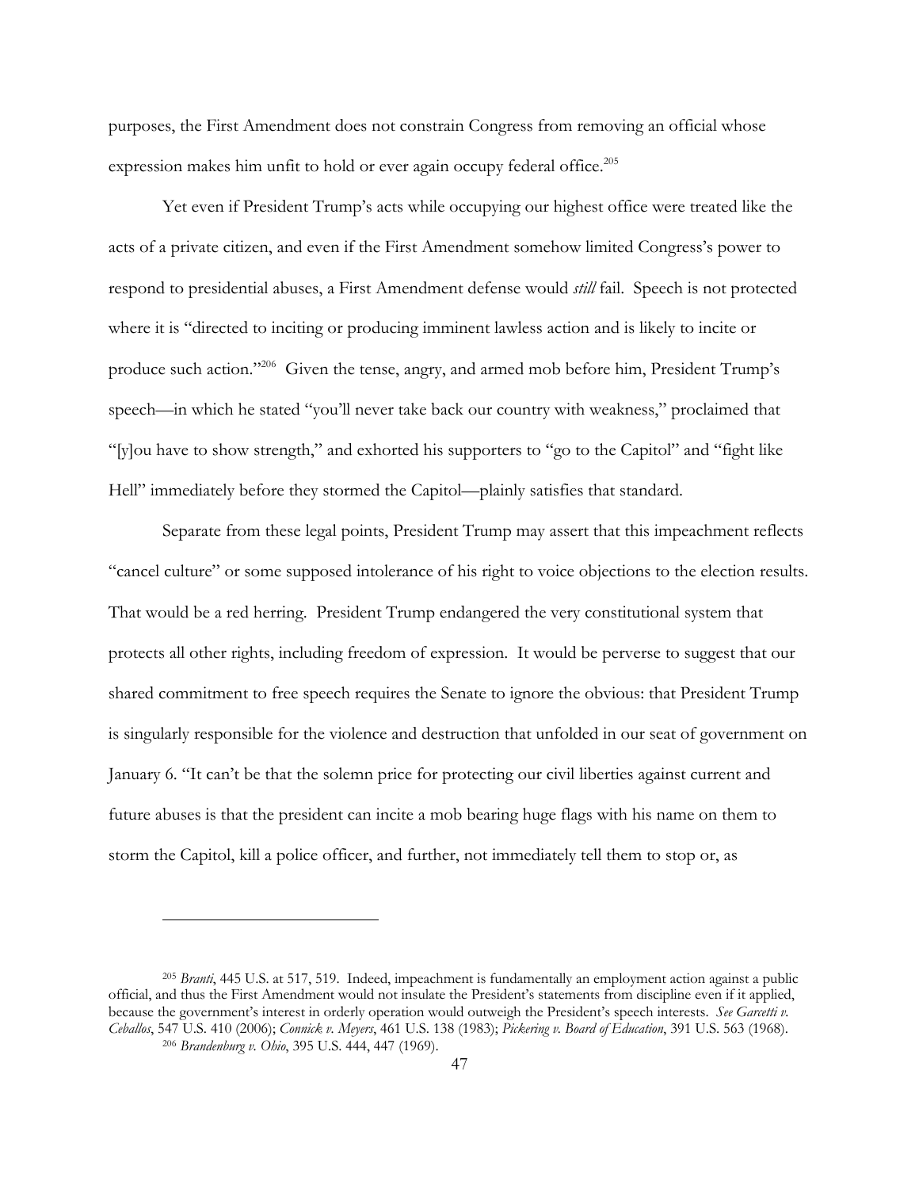purposes, the First Amendment does not constrain Congress from removing an official whose expression makes him unfit to hold or ever again occupy federal office.[205]

Yet even if President Trump's acts while occupying our highest office were treated like the acts of a private citizen, and even if the First Amendment somehow limited Congress's power to respond to presidential abuses, a First Amendment defense would *still* fail. Speech is not protected where it is "directed to inciting or producing imminent lawless action and is likely to incite or produce such action."[206] Given the tense, angry, and armed mob before him, President Trump's speech—in which he stated "you'll never take back our country with weakness," proclaimed that "[y]ou have to show strength," and exhorted his supporters to "go to the Capitol" and "fight like Hell" immediately before they stormed the Capitol—plainly satisfies that standard.

Separate from these legal points, President Trump may assert that this impeachment reflects "cancel culture" or some supposed intolerance of his right to voice objections to the election results. That would be a red herring. President Trump endangered the very constitutional system that protects all other rights, including freedom of expression. It would be perverse to suggest that our shared commitment to free speech requires the Senate to ignore the obvious: that President Trump is singularly responsible for the violence and destruction that unfolded in our seat of government on January 6. "It can't be that the solemn price for protecting our civil liberties against current and future abuses is that the president can incite a mob bearing huge flags with his name on them to storm the Capitol, kill a police officer, and further, not immediately tell them to stop or, as

---

[205] *Branti*, 445 U.S. at 517, 519. Indeed, impeachment is fundamentally an employment action against a public official, and thus the First Amendment would not insulate the President's statements from discipline even if it applied, because the government's interest in orderly operation would outweigh the President's speech interests. *See Garcetti v. Ceballos*, 547 U.S. 410 (2006); *Connick v. Meyers*, 461 U.S. 138 (1983); *Pickering v. Board of Education*, 391 U.S. 563 (1968).

[206] *Brandenburg v. Ohio*, 395 U.S. 444, 447 (1969).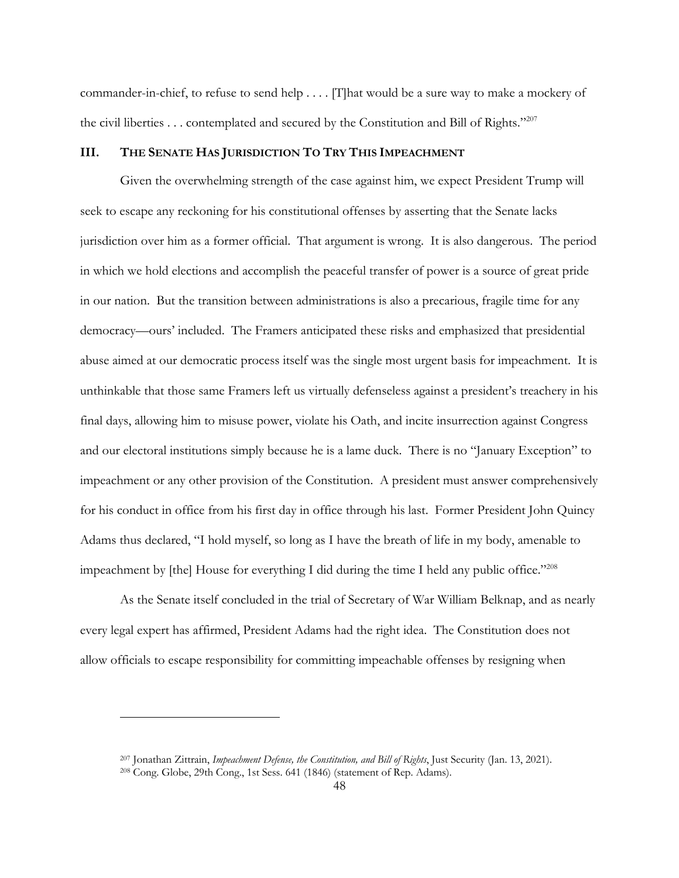commander-in-chief, to refuse to send help . . . . [T]hat would be a sure way to make a mockery of the civil liberties . . . contemplated and secured by the Constitution and Bill of Rights."[207]

## III. THE SENATE HAS JURISDICTION TO TRY THIS IMPEACHMENT

Given the overwhelming strength of the case against him, we expect President Trump will seek to escape any reckoning for his constitutional offenses by asserting that the Senate lacks jurisdiction over him as a former official. That argument is wrong. It is also dangerous. The period in which we hold elections and accomplish the peaceful transfer of power is a source of great pride in our nation. But the transition between administrations is also a precarious, fragile time for any democracy—ours' included. The Framers anticipated these risks and emphasized that presidential abuse aimed at our democratic process itself was the single most urgent basis for impeachment. It is unthinkable that those same Framers left us virtually defenseless against a president's treachery in his final days, allowing him to misuse power, violate his Oath, and incite insurrection against Congress and our electoral institutions simply because he is a lame duck. There is no "January Exception" to impeachment or any other provision of the Constitution. A president must answer comprehensively for his conduct in office from his first day in office through his last. Former President John Quincy Adams thus declared, "I hold myself, so long as I have the breath of life in my body, amenable to impeachment by [the] House for everything I did during the time I held any public office."[208]

As the Senate itself concluded in the trial of Secretary of War William Belknap, and as nearly every legal expert has affirmed, President Adams had the right idea. The Constitution does not allow officials to escape responsibility for committing impeachable offenses by resigning when

---

[207] Jonathan Zittrain, *Impeachment Defense, the Constitution, and Bill of Rights*, Just Security (Jan. 13, 2021).
[208] Cong. Globe, 29th Cong., 1st Sess. 641 (1846) (statement of Rep. Adams).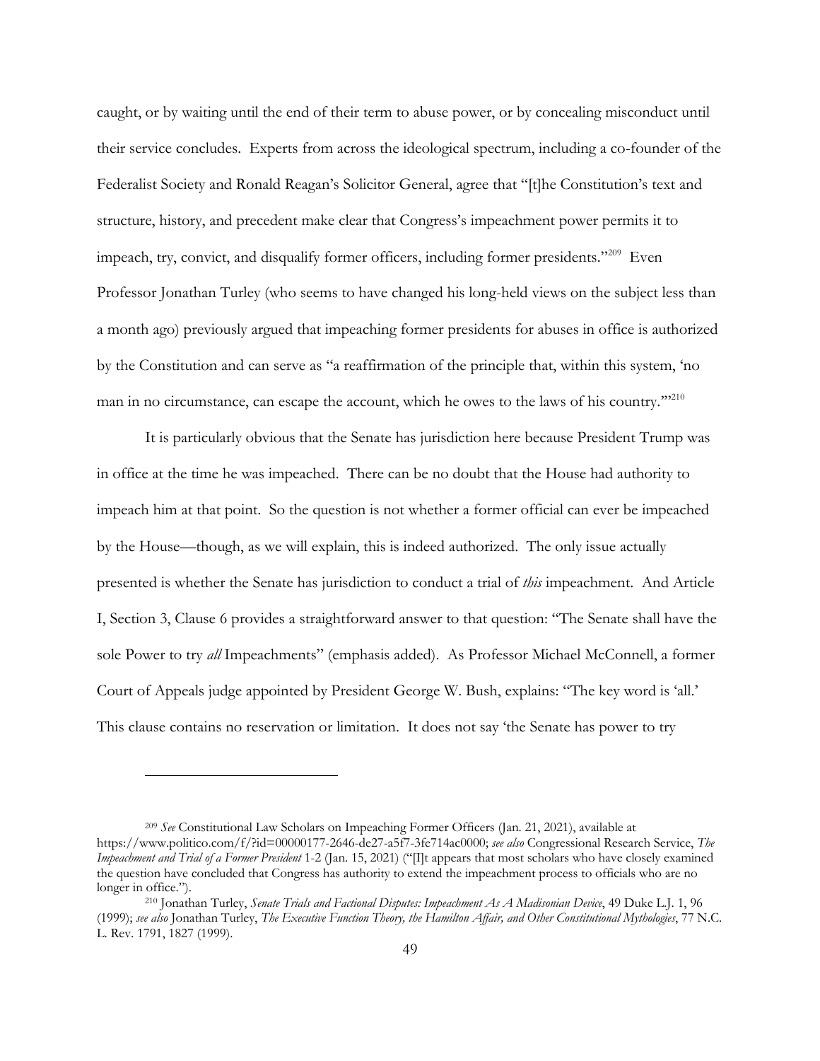caught, or by waiting until the end of their term to abuse power, or by concealing misconduct until their service concludes. Experts from across the ideological spectrum, including a co-founder of the Federalist Society and Ronald Reagan's Solicitor General, agree that "[t]he Constitution's text and structure, history, and precedent make clear that Congress's impeachment power permits it to impeach, try, convict, and disqualify former officers, including former presidents."[209] Even Professor Jonathan Turley (who seems to have changed his long-held views on the subject less than a month ago) previously argued that impeaching former presidents for abuses in office is authorized by the Constitution and can serve as "a reaffirmation of the principle that, within this system, 'no man in no circumstance, can escape the account, which he owes to the laws of his country.'"[210]

It is particularly obvious that the Senate has jurisdiction here because President Trump was in office at the time he was impeached. There can be no doubt that the House had authority to impeach him at that point. So the question is not whether a former official can ever be impeached by the House—though, as we will explain, this is indeed authorized. The only issue actually presented is whether the Senate has jurisdiction to conduct a trial of *this* impeachment. And Article I, Section 3, Clause 6 provides a straightforward answer to that question: "The Senate shall have the sole Power to try *all* Impeachments" (emphasis added). As Professor Michael McConnell, a former Court of Appeals judge appointed by President George W. Bush, explains: "The key word is 'all.' This clause contains no reservation or limitation. It does not say 'the Senate has power to try

---

[209] *See* Constitutional Law Scholars on Impeaching Former Officers (Jan. 21, 2021), available at https://www.politico.com/f/?id=00000177-2646-de27-a5f7-3fe714ac0000; *see also* Congressional Research Service, *The Impeachment and Trial of a Former President* 1-2 (Jan. 15, 2021) ("[I]t appears that most scholars who have closely examined the question have concluded that Congress has authority to extend the impeachment process to officials who are no longer in office.").

[210] Jonathan Turley, *Senate Trials and Factional Disputes: Impeachment As A Madisonian Device*, 49 Duke L.J. 1, 96 (1999); *see also* Jonathan Turley, *The Executive Function Theory, the Hamilton Affair, and Other Constitutional Mythologies*, 77 N.C. L. Rev. 1791, 1827 (1999).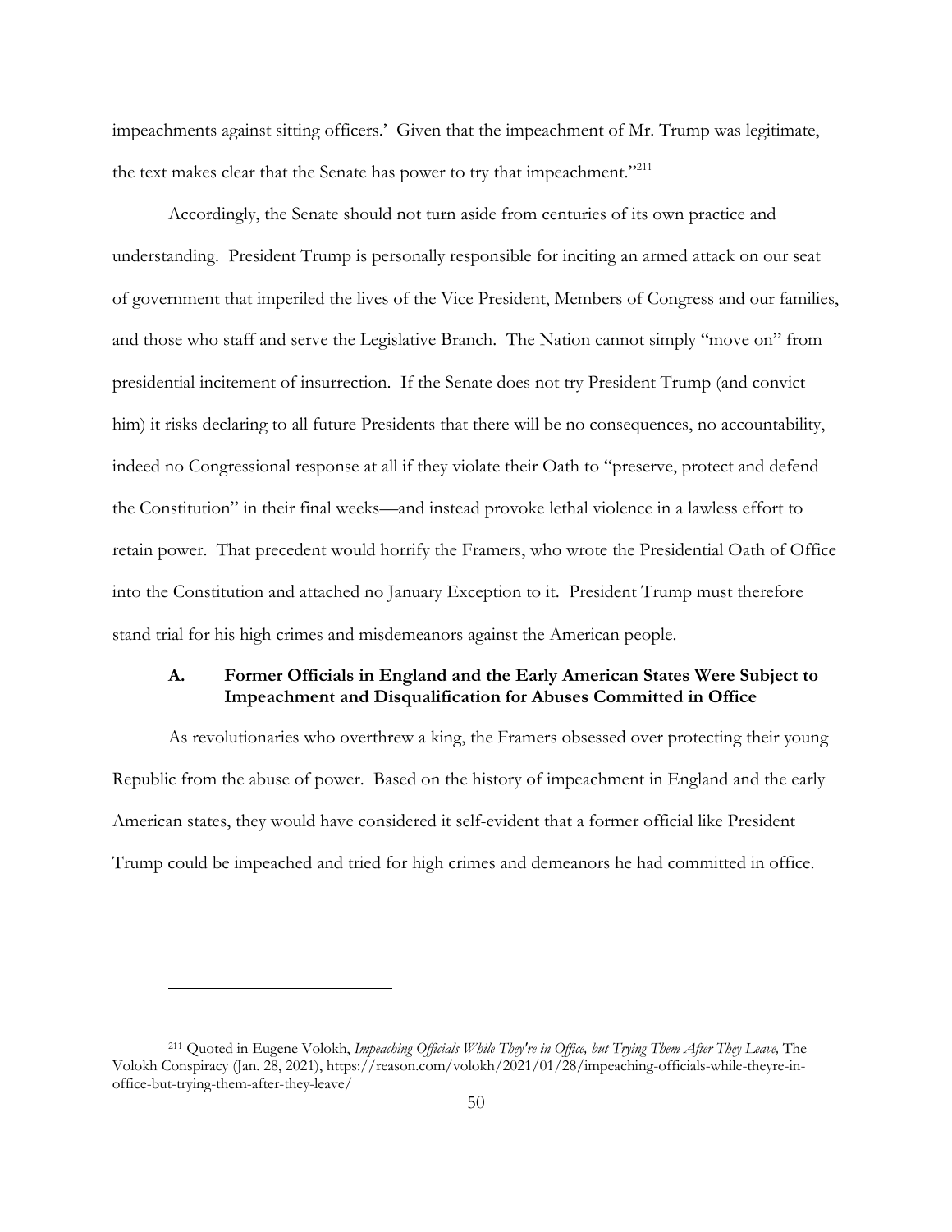impeachments against sitting officers.' Given that the impeachment of Mr. Trump was legitimate, the text makes clear that the Senate has power to try that impeachment."[211]

Accordingly, the Senate should not turn aside from centuries of its own practice and understanding. President Trump is personally responsible for inciting an armed attack on our seat of government that imperiled the lives of the Vice President, Members of Congress and our families, and those who staff and serve the Legislative Branch. The Nation cannot simply "move on" from presidential incitement of insurrection. If the Senate does not try President Trump (and convict him) it risks declaring to all future Presidents that there will be no consequences, no accountability, indeed no Congressional response at all if they violate their Oath to "preserve, protect and defend the Constitution" in their final weeks—and instead provoke lethal violence in a lawless effort to retain power. That precedent would horrify the Framers, who wrote the Presidential Oath of Office into the Constitution and attached no January Exception to it. President Trump must therefore stand trial for his high crimes and misdemeanors against the American people.

### A. Former Officials in England and the Early American States Were Subject to Impeachment and Disqualification for Abuses Committed in Office

As revolutionaries who overthrew a king, the Framers obsessed over protecting their young Republic from the abuse of power. Based on the history of impeachment in England and the early American states, they would have considered it self-evident that a former official like President Trump could be impeached and tried for high crimes and demeanors he had committed in office.

---

[211] Quoted in Eugene Volokh, *Impeaching Officials While They're in Office, but Trying Them After They Leave,* The Volokh Conspiracy (Jan. 28, 2021), https://reason.com/volokh/2021/01/28/impeaching-officials-while-theyre-in-office-but-trying-them-after-they-leave/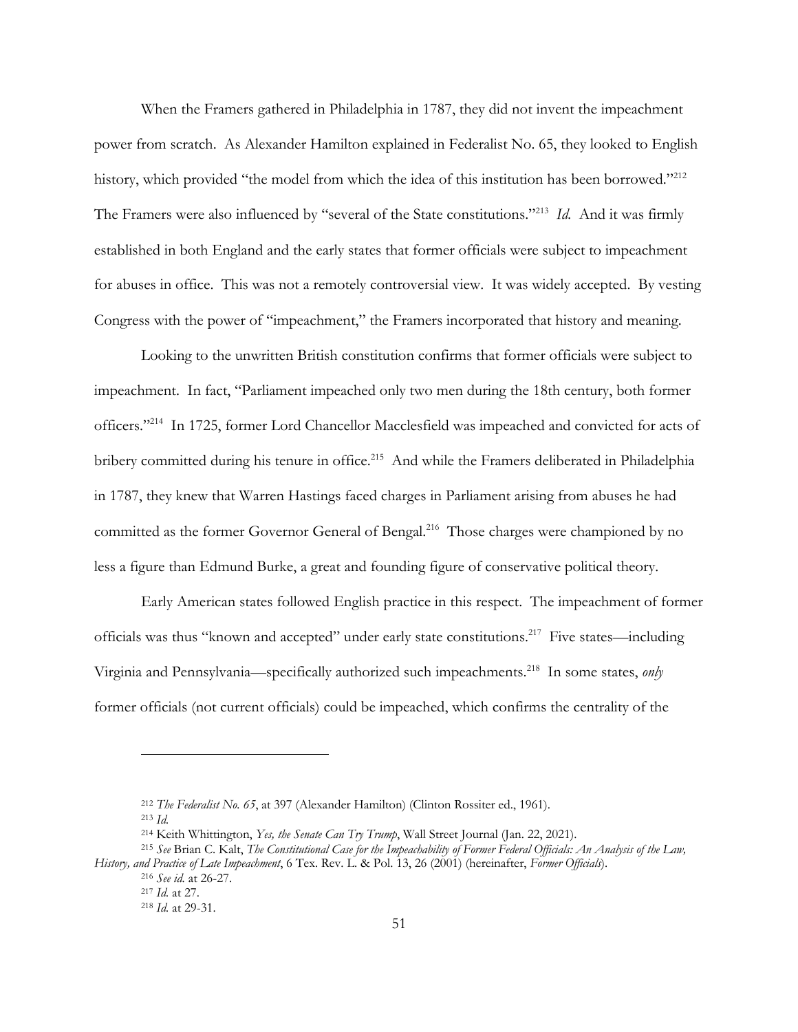When the Framers gathered in Philadelphia in 1787, they did not invent the impeachment power from scratch. As Alexander Hamilton explained in Federalist No. 65, they looked to English history, which provided "the model from which the idea of this institution has been borrowed."[212] The Framers were also influenced by "several of the State constitutions."[213] *Id.* And it was firmly established in both England and the early states that former officials were subject to impeachment for abuses in office. This was not a remotely controversial view. It was widely accepted. By vesting Congress with the power of "impeachment," the Framers incorporated that history and meaning.

Looking to the unwritten British constitution confirms that former officials were subject to impeachment. In fact, "Parliament impeached only two men during the 18th century, both former officers."[214] In 1725, former Lord Chancellor Macclesfield was impeached and convicted for acts of bribery committed during his tenure in office.[215] And while the Framers deliberated in Philadelphia in 1787, they knew that Warren Hastings faced charges in Parliament arising from abuses he had committed as the former Governor General of Bengal.[216] Those charges were championed by no less a figure than Edmund Burke, a great and founding figure of conservative political theory.

Early American states followed English practice in this respect. The impeachment of former officials was thus "known and accepted" under early state constitutions.[217] Five states—including Virginia and Pennsylvania—specifically authorized such impeachments.[218] In some states, *only* former officials (not current officials) could be impeached, which confirms the centrality of the

---

[212] *The Federalist No. 65*, at 397 (Alexander Hamilton) (Clinton Rossiter ed., 1961).

[213] *Id.*

[214] Keith Whittington, *Yes, the Senate Can Try Trump*, Wall Street Journal (Jan. 22, 2021).

[215] *See* Brian C. Kalt, *The Constitutional Case for the Impeachability of Former Federal Officials: An Analysis of the Law, History, and Practice of Late Impeachment*, 6 Tex. Rev. L. & Pol. 13, 26 (2001) (hereinafter, *Former Officials*).

[216] *See id.* at 26-27.

[217] *Id.* at 27.

[218] *Id.* at 29-31.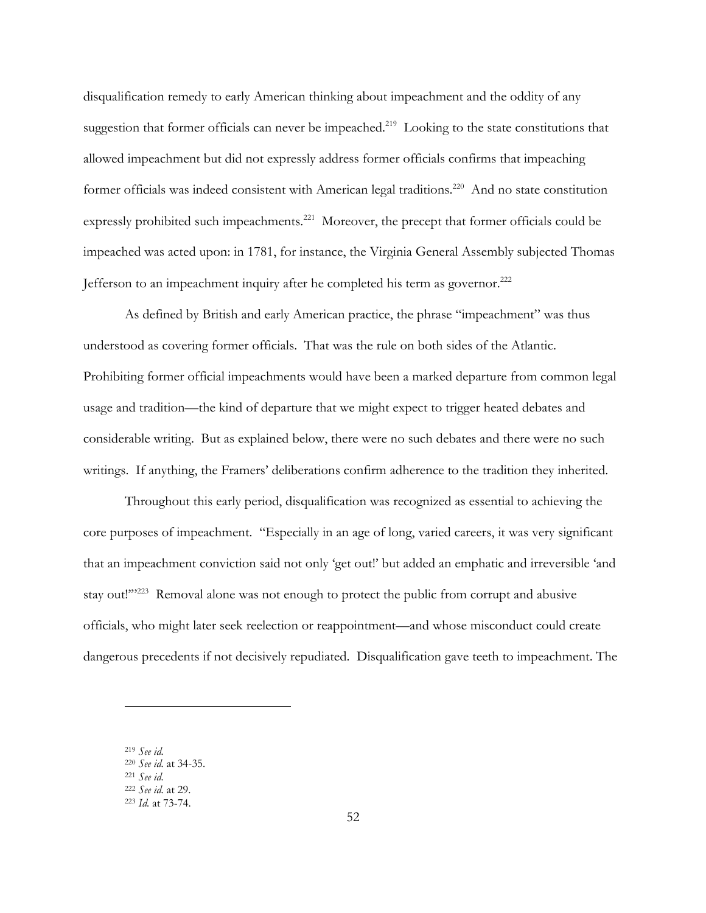disqualification remedy to early American thinking about impeachment and the oddity of any suggestion that former officials can never be impeached.[219] Looking to the state constitutions that allowed impeachment but did not expressly address former officials confirms that impeaching former officials was indeed consistent with American legal traditions.[220] And no state constitution expressly prohibited such impeachments.[221] Moreover, the precept that former officials could be impeached was acted upon: in 1781, for instance, the Virginia General Assembly subjected Thomas Jefferson to an impeachment inquiry after he completed his term as governor.[222]

As defined by British and early American practice, the phrase "impeachment" was thus understood as covering former officials. That was the rule on both sides of the Atlantic. Prohibiting former official impeachments would have been a marked departure from common legal usage and tradition—the kind of departure that we might expect to trigger heated debates and considerable writing. But as explained below, there were no such debates and there were no such writings. If anything, the Framers' deliberations confirm adherence to the tradition they inherited.

Throughout this early period, disqualification was recognized as essential to achieving the core purposes of impeachment. "Especially in an age of long, varied careers, it was very significant that an impeachment conviction said not only 'get out!' but added an emphatic and irreversible 'and stay out!'"[223] Removal alone was not enough to protect the public from corrupt and abusive officials, who might later seek reelection or reappointment—and whose misconduct could create dangerous precedents if not decisively repudiated. Disqualification gave teeth to impeachment. The

---

[219] *See id.*
[220] *See id.* at 34-35.
[221] *See id.*
[222] *See id.* at 29.
[223] *Id.* at 73-74.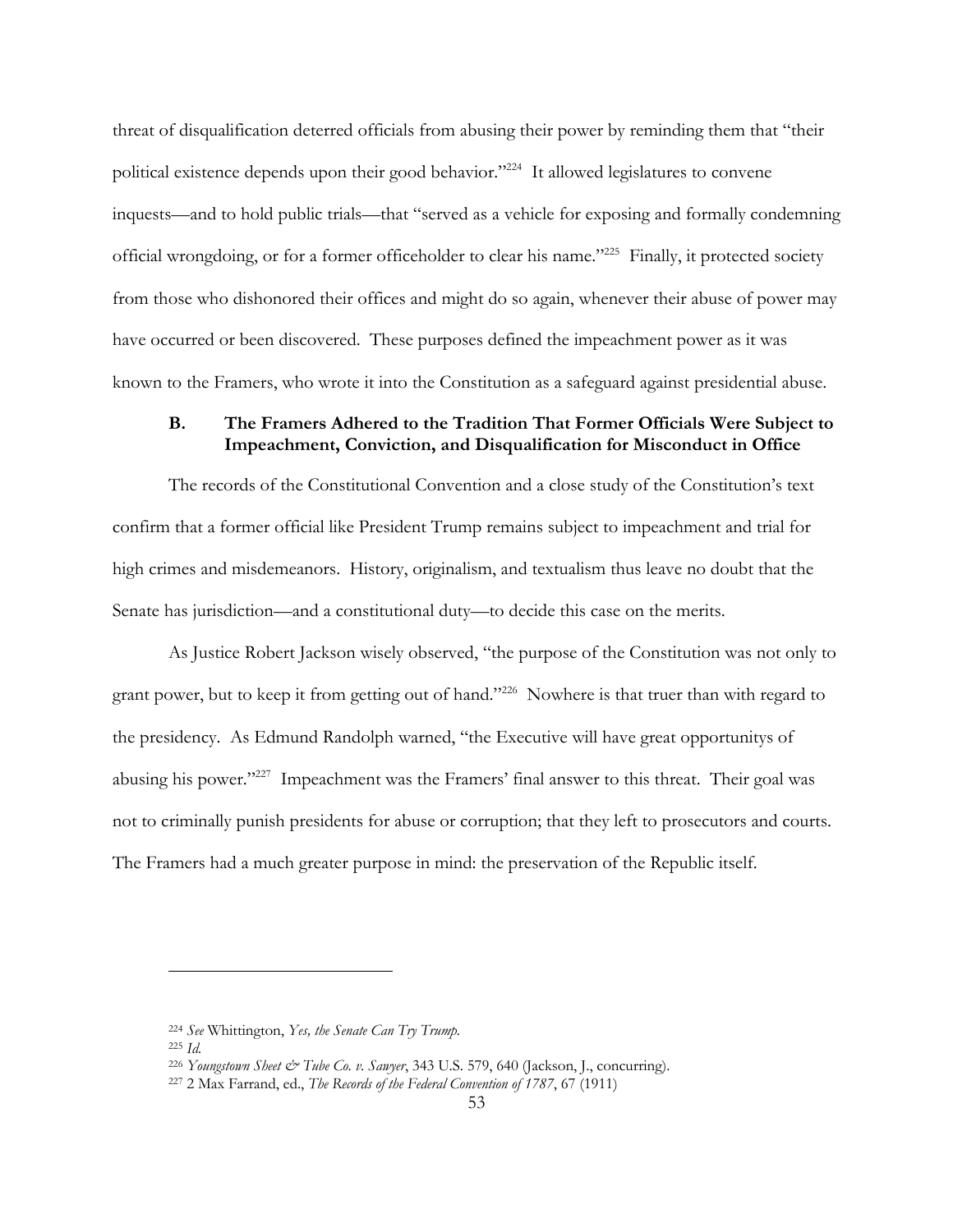threat of disqualification deterred officials from abusing their power by reminding them that "their political existence depends upon their good behavior."[224] It allowed legislatures to convene inquests—and to hold public trials—that "served as a vehicle for exposing and formally condemning official wrongdoing, or for a former officeholder to clear his name."[225] Finally, it protected society from those who dishonored their offices and might do so again, whenever their abuse of power may have occurred or been discovered. These purposes defined the impeachment power as it was known to the Framers, who wrote it into the Constitution as a safeguard against presidential abuse.

### B. The Framers Adhered to the Tradition That Former Officials Were Subject to Impeachment, Conviction, and Disqualification for Misconduct in Office

The records of the Constitutional Convention and a close study of the Constitution's text confirm that a former official like President Trump remains subject to impeachment and trial for high crimes and misdemeanors. History, originalism, and textualism thus leave no doubt that the Senate has jurisdiction—and a constitutional duty—to decide this case on the merits.

As Justice Robert Jackson wisely observed, "the purpose of the Constitution was not only to grant power, but to keep it from getting out of hand."[226] Nowhere is that truer than with regard to the presidency. As Edmund Randolph warned, "the Executive will have great opportunitys of abusing his power."[227] Impeachment was the Framers' final answer to this threat. Their goal was not to criminally punish presidents for abuse or corruption; that they left to prosecutors and courts. The Framers had a much greater purpose in mind: the preservation of the Republic itself.

---

[224] *See* Whittington, *Yes, the Senate Can Try Trump*.

[225] *Id.*

[226] *Youngstown Sheet & Tube Co. v. Sawyer*, 343 U.S. 579, 640 (Jackson, J., concurring).

[227] 2 Max Farrand, ed., *The Records of the Federal Convention of 1787*, 67 (1911)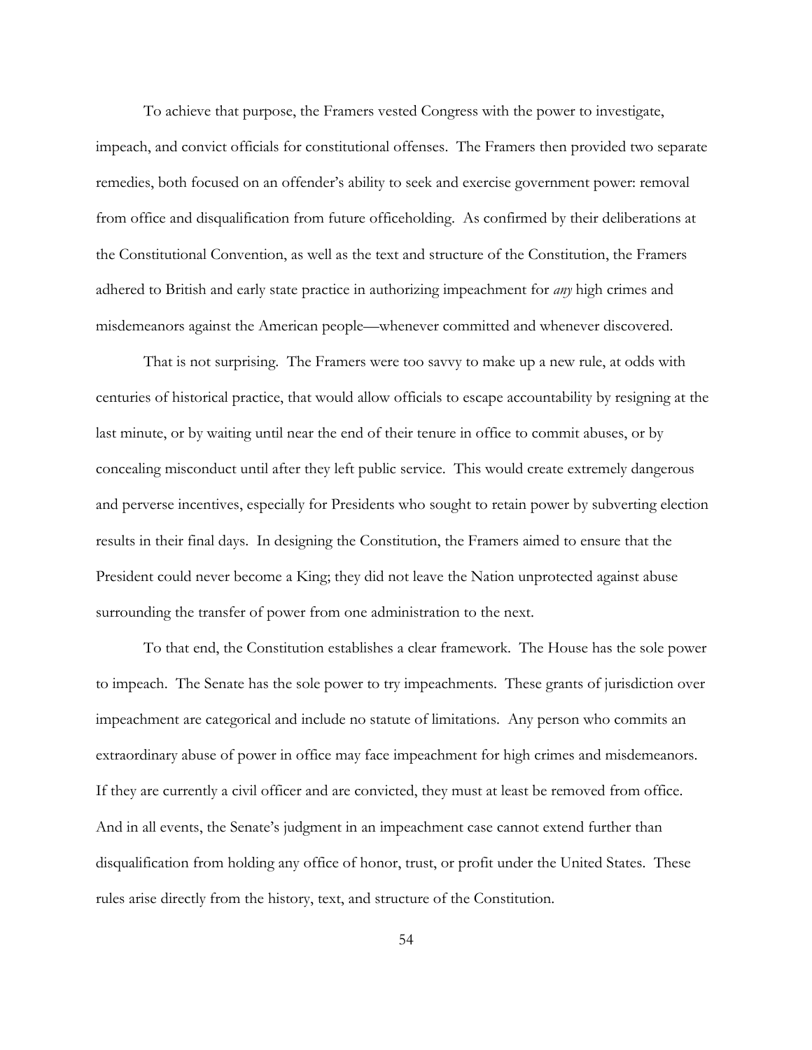To achieve that purpose, the Framers vested Congress with the power to investigate, impeach, and convict officials for constitutional offenses. The Framers then provided two separate remedies, both focused on an offender's ability to seek and exercise government power: removal from office and disqualification from future officeholding. As confirmed by their deliberations at the Constitutional Convention, as well as the text and structure of the Constitution, the Framers adhered to British and early state practice in authorizing impeachment for *any* high crimes and misdemeanors against the American people—whenever committed and whenever discovered.

That is not surprising. The Framers were too savvy to make up a new rule, at odds with centuries of historical practice, that would allow officials to escape accountability by resigning at the last minute, or by waiting until near the end of their tenure in office to commit abuses, or by concealing misconduct until after they left public service. This would create extremely dangerous and perverse incentives, especially for Presidents who sought to retain power by subverting election results in their final days. In designing the Constitution, the Framers aimed to ensure that the President could never become a King; they did not leave the Nation unprotected against abuse surrounding the transfer of power from one administration to the next.

To that end, the Constitution establishes a clear framework. The House has the sole power to impeach. The Senate has the sole power to try impeachments. These grants of jurisdiction over impeachment are categorical and include no statute of limitations. Any person who commits an extraordinary abuse of power in office may face impeachment for high crimes and misdemeanors. If they are currently a civil officer and are convicted, they must at least be removed from office. And in all events, the Senate's judgment in an impeachment case cannot extend further than disqualification from holding any office of honor, trust, or profit under the United States. These rules arise directly from the history, text, and structure of the Constitution.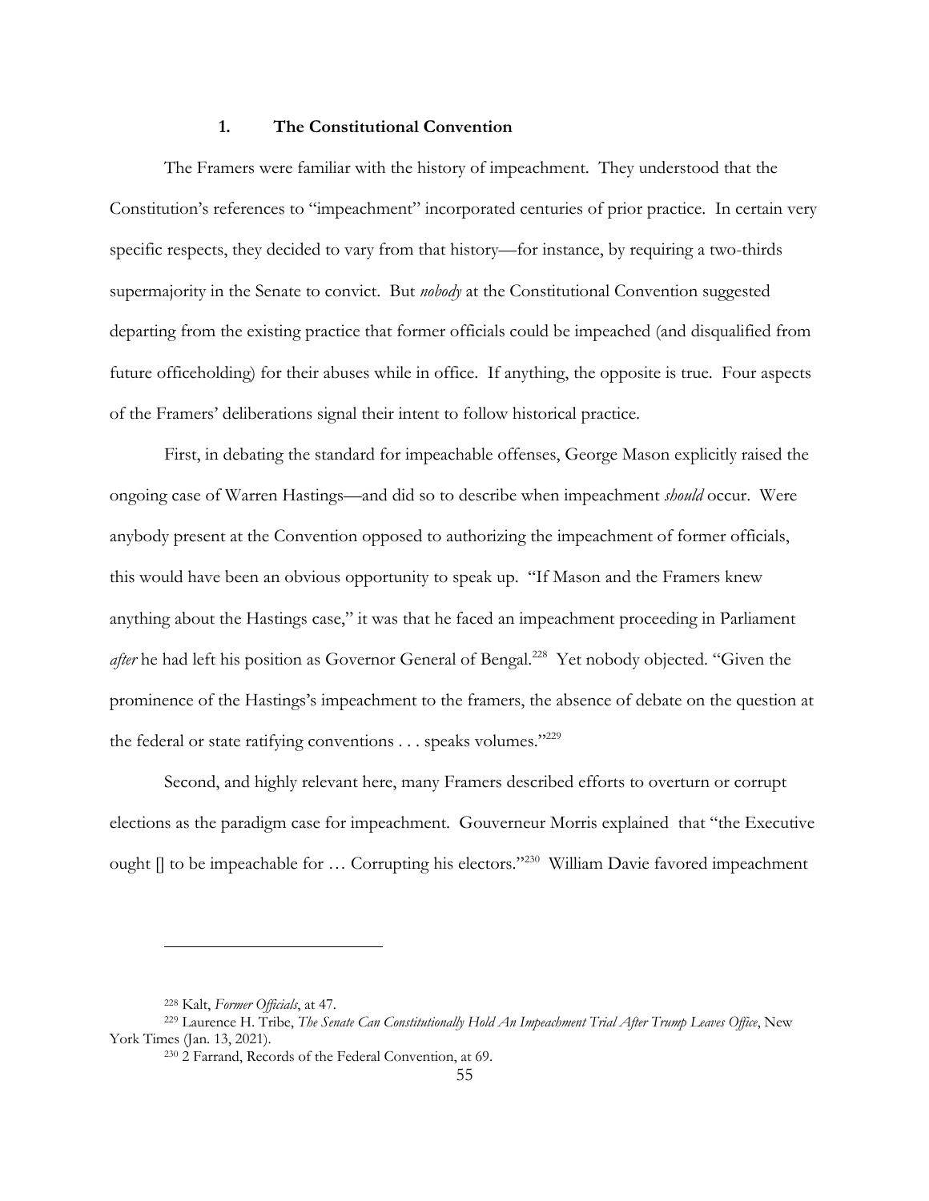### 1. The Constitutional Convention

The Framers were familiar with the history of impeachment. They understood that the Constitution's references to "impeachment" incorporated centuries of prior practice. In certain very specific respects, they decided to vary from that history—for instance, by requiring a two-thirds supermajority in the Senate to convict. But *nobody* at the Constitutional Convention suggested departing from the existing practice that former officials could be impeached (and disqualified from future officeholding) for their abuses while in office. If anything, the opposite is true. Four aspects of the Framers' deliberations signal their intent to follow historical practice.

First, in debating the standard for impeachable offenses, George Mason explicitly raised the ongoing case of Warren Hastings—and did so to describe when impeachment *should* occur. Were anybody present at the Convention opposed to authorizing the impeachment of former officials, this would have been an obvious opportunity to speak up. "If Mason and the Framers knew anything about the Hastings case," it was that he faced an impeachment proceeding in Parliament *after* he had left his position as Governor General of Bengal.[228] Yet nobody objected. "Given the prominence of the Hastings's impeachment to the framers, the absence of debate on the question at the federal or state ratifying conventions . . . speaks volumes."[229]

Second, and highly relevant here, many Framers described efforts to overturn or corrupt elections as the paradigm case for impeachment. Gouverneur Morris explained that "the Executive ought [] to be impeachable for … Corrupting his electors."[230] William Davie favored impeachment

---

[228] Kalt, *Former Officials*, at 47.

[229] Laurence H. Tribe, *The Senate Can Constitutionally Hold An Impeachment Trial After Trump Leaves Office*, New York Times (Jan. 13, 2021).

[230] 2 Farrand, Records of the Federal Convention, at 69.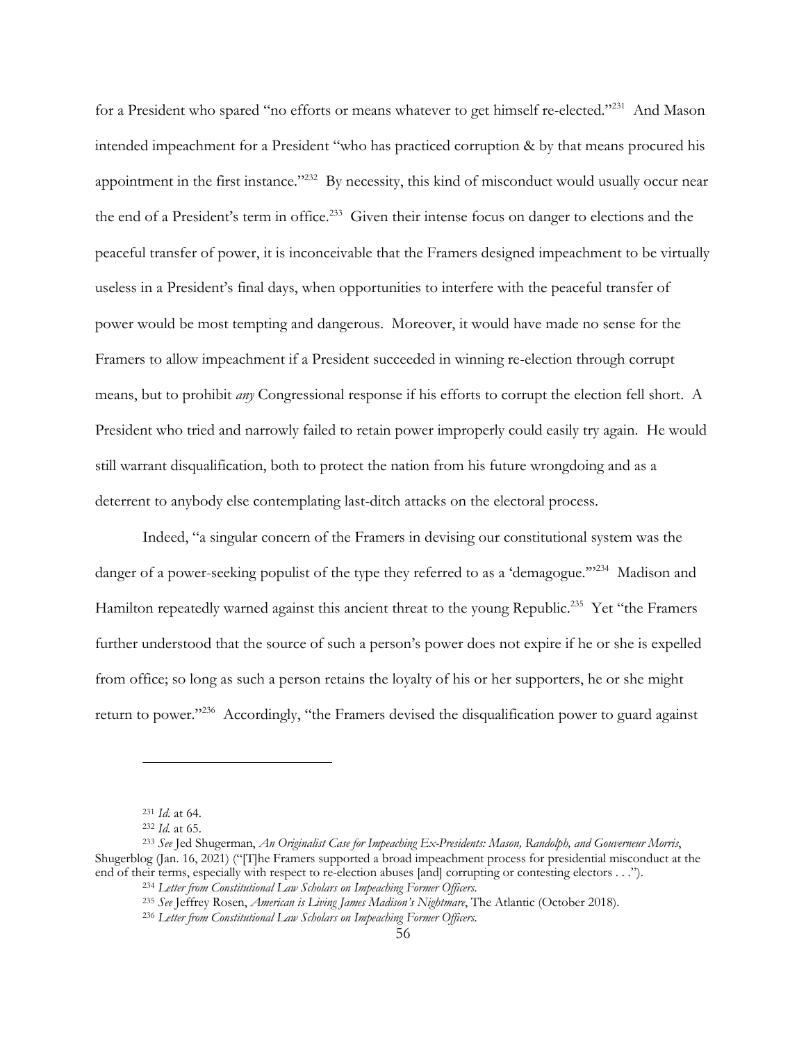for a President who spared "no efforts or means whatever to get himself re-elected."[231] And Mason intended impeachment for a President "who has practiced corruption & by that means procured his appointment in the first instance."[232] By necessity, this kind of misconduct would usually occur near the end of a President's term in office.[233] Given their intense focus on danger to elections and the peaceful transfer of power, it is inconceivable that the Framers designed impeachment to be virtually useless in a President's final days, when opportunities to interfere with the peaceful transfer of power would be most tempting and dangerous. Moreover, it would have made no sense for the Framers to allow impeachment if a President succeeded in winning re-election through corrupt means, but to prohibit *any* Congressional response if his efforts to corrupt the election fell short. A President who tried and narrowly failed to retain power improperly could easily try again. He would still warrant disqualification, both to protect the nation from his future wrongdoing and as a deterrent to anybody else contemplating last-ditch attacks on the electoral process.

Indeed, "a singular concern of the Framers in devising our constitutional system was the danger of a power-seeking populist of the type they referred to as a 'demagogue.'"[234] Madison and Hamilton repeatedly warned against this ancient threat to the young Republic.[235] Yet "the Framers further understood that the source of such a person's power does not expire if he or she is expelled from office; so long as such a person retains the loyalty of his or her supporters, he or she might return to power."[236] Accordingly, "the Framers devised the disqualification power to guard against

---

[231] *Id.* at 64.

[232] *Id.* at 65.

[233] *See* Jed Shugerman, *An Originalist Case for Impeaching Ex-Presidents: Mason, Randolph, and Gouverneur Morris*, Shugerblog (Jan. 16, 2021) ("[T]he Framers supported a broad impeachment process for presidential misconduct at the end of their terms, especially with respect to re-election abuses [and] corrupting or contesting electors . . .").

[234] *Letter from Constitutional Law Scholars on Impeaching Former Officers.*

[235] *See* Jeffrey Rosen, *American is Living James Madison's Nightmare*, The Atlantic (October 2018).

[236] *Letter from Constitutional Law Scholars on Impeaching Former Officers.*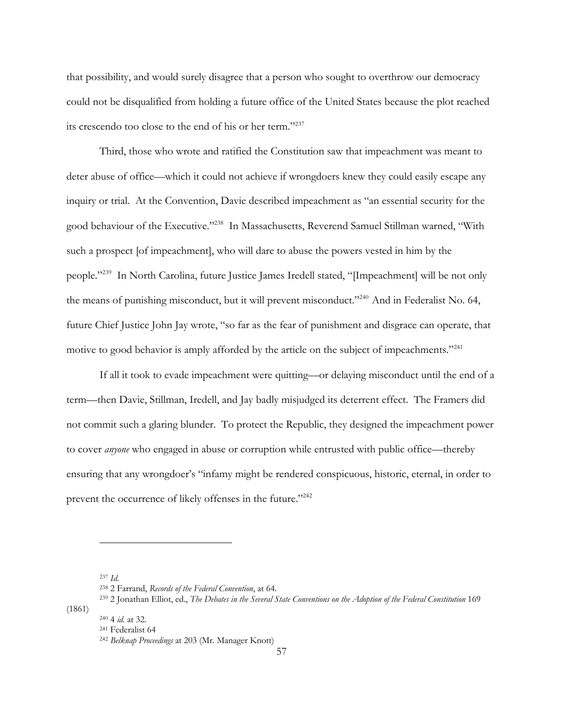that possibility, and would surely disagree that a person who sought to overthrow our democracy could not be disqualified from holding a future office of the United States because the plot reached its crescendo too close to the end of his or her term."[237]

Third, those who wrote and ratified the Constitution saw that impeachment was meant to deter abuse of office—which it could not achieve if wrongdoers knew they could easily escape any inquiry or trial. At the Convention, Davie described impeachment as "an essential security for the good behaviour of the Executive."[238] In Massachusetts, Reverend Samuel Stillman warned, "With such a prospect [of impeachment], who will dare to abuse the powers vested in him by the people."[239] In North Carolina, future Justice James Iredell stated, "[Impeachment] will be not only the means of punishing misconduct, but it will prevent misconduct."[240] And in Federalist No. 64, future Chief Justice John Jay wrote, "so far as the fear of punishment and disgrace can operate, that motive to good behavior is amply afforded by the article on the subject of impeachments."[241]

If all it took to evade impeachment were quitting—or delaying misconduct until the end of a term—then Davie, Stillman, Iredell, and Jay badly misjudged its deterrent effect. The Framers did not commit such a glaring blunder. To protect the Republic, they designed the impeachment power to cover *anyone* who engaged in abuse or corruption while entrusted with public office—thereby ensuring that any wrongdoer's "infamy might be rendered conspicuous, historic, eternal, in order to prevent the occurrence of likely offenses in the future."[242]

---

[237] *Id.*

[238] 2 Farrand, *Records of the Federal Convention*, at 64.

[239] 2 Jonathan Elliot, ed., *The Debates in the Several State Conventions on the Adoption of the Federal Constitution* 169 (1861)

[240] 4 *id.* at 32.

[241] Federalist 64

[242] *Belknap Proceedings* at 203 (Mr. Manager Knott)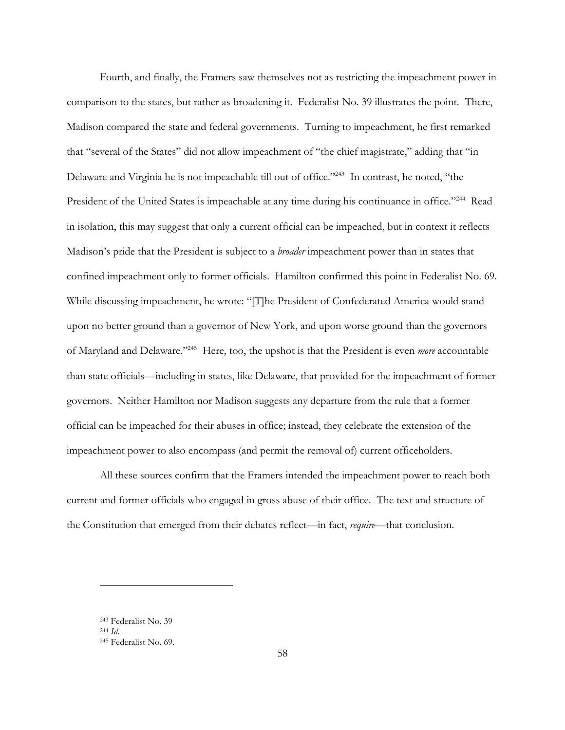Fourth, and finally, the Framers saw themselves not as restricting the impeachment power in comparison to the states, but rather as broadening it. Federalist No. 39 illustrates the point. There, Madison compared the state and federal governments. Turning to impeachment, he first remarked that "several of the States" did not allow impeachment of "the chief magistrate," adding that "in Delaware and Virginia he is not impeachable till out of office."[243] In contrast, he noted, "the President of the United States is impeachable at any time during his continuance in office."[244] Read in isolation, this may suggest that only a current official can be impeached, but in context it reflects Madison's pride that the President is subject to a *broader* impeachment power than in states that confined impeachment only to former officials. Hamilton confirmed this point in Federalist No. 69. While discussing impeachment, he wrote: "[T]he President of Confederated America would stand upon no better ground than a governor of New York, and upon worse ground than the governors of Maryland and Delaware."[245] Here, too, the upshot is that the President is even *more* accountable than state officials—including in states, like Delaware, that provided for the impeachment of former governors. Neither Hamilton nor Madison suggests any departure from the rule that a former official can be impeached for their abuses in office; instead, they celebrate the extension of the impeachment power to also encompass (and permit the removal of) current officeholders.

All these sources confirm that the Framers intended the impeachment power to reach both current and former officials who engaged in gross abuse of their office. The text and structure of the Constitution that emerged from their debates reflect—in fact, *require*—that conclusion.

---

[243] Federalist No. 39

[244] *Id.*

[245] Federalist No. 69.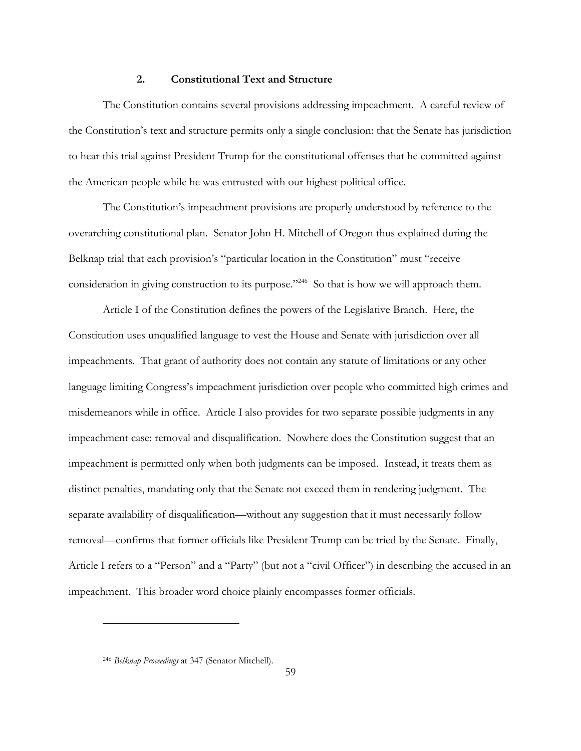### 2. Constitutional Text and Structure

The Constitution contains several provisions addressing impeachment. A careful review of the Constitution's text and structure permits only a single conclusion: that the Senate has jurisdiction to hear this trial against President Trump for the constitutional offenses that he committed against the American people while he was entrusted with our highest political office.

The Constitution's impeachment provisions are properly understood by reference to the overarching constitutional plan. Senator John H. Mitchell of Oregon thus explained during the Belknap trial that each provision's "particular location in the Constitution" must "receive consideration in giving construction to its purpose."[246] So that is how we will approach them.

Article I of the Constitution defines the powers of the Legislative Branch. Here, the Constitution uses unqualified language to vest the House and Senate with jurisdiction over all impeachments. That grant of authority does not contain any statute of limitations or any other language limiting Congress's impeachment jurisdiction over people who committed high crimes and misdemeanors while in office. Article I also provides for two separate possible judgments in any impeachment case: removal and disqualification. Nowhere does the Constitution suggest that an impeachment is permitted only when both judgments can be imposed. Instead, it treats them as distinct penalties, mandating only that the Senate not exceed them in rendering judgment. The separate availability of disqualification—without any suggestion that it must necessarily follow removal—confirms that former officials like President Trump can be tried by the Senate. Finally, Article I refers to a "Person" and a "Party" (but not a "civil Officer") in describing the accused in an impeachment. This broader word choice plainly encompasses former officials.

---

[246] *Belknap Proceedings* at 347 (Senator Mitchell).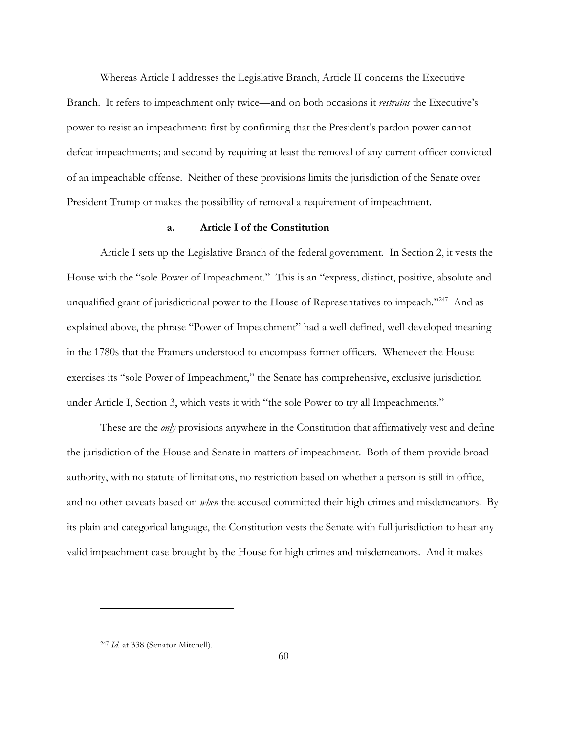Whereas Article I addresses the Legislative Branch, Article II concerns the Executive Branch. It refers to impeachment only twice—and on both occasions it *restrains* the Executive's power to resist an impeachment: first by confirming that the President's pardon power cannot defeat impeachments; and second by requiring at least the removal of any current officer convicted of an impeachable offense. Neither of these provisions limits the jurisdiction of the Senate over President Trump or makes the possibility of removal a requirement of impeachment.

#### a. Article I of the Constitution

Article I sets up the Legislative Branch of the federal government. In Section 2, it vests the House with the "sole Power of Impeachment." This is an "express, distinct, positive, absolute and unqualified grant of jurisdictional power to the House of Representatives to impeach."[247] And as explained above, the phrase "Power of Impeachment" had a well-defined, well-developed meaning in the 1780s that the Framers understood to encompass former officers. Whenever the House exercises its "sole Power of Impeachment," the Senate has comprehensive, exclusive jurisdiction under Article I, Section 3, which vests it with "the sole Power to try all Impeachments."

These are the *only* provisions anywhere in the Constitution that affirmatively vest and define the jurisdiction of the House and Senate in matters of impeachment. Both of them provide broad authority, with no statute of limitations, no restriction based on whether a person is still in office, and no other caveats based on *when* the accused committed their high crimes and misdemeanors. By its plain and categorical language, the Constitution vests the Senate with full jurisdiction to hear any valid impeachment case brought by the House for high crimes and misdemeanors. And it makes

---

[247] *Id.* at 338 (Senator Mitchell).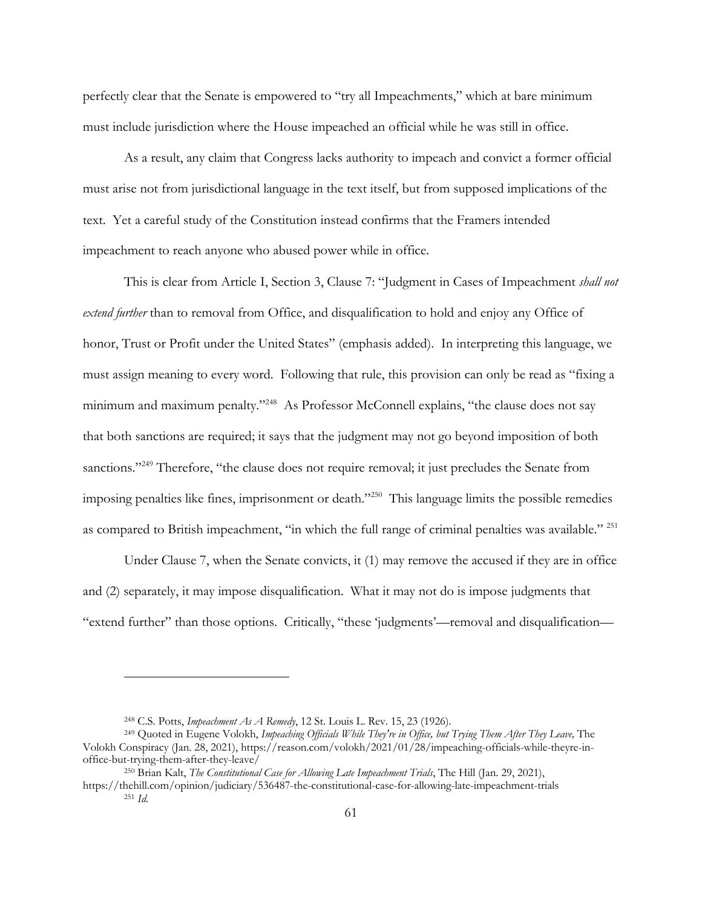perfectly clear that the Senate is empowered to "try all Impeachments," which at bare minimum must include jurisdiction where the House impeached an official while he was still in office.

As a result, any claim that Congress lacks authority to impeach and convict a former official must arise not from jurisdictional language in the text itself, but from supposed implications of the text. Yet a careful study of the Constitution instead confirms that the Framers intended impeachment to reach anyone who abused power while in office.

This is clear from Article I, Section 3, Clause 7: "Judgment in Cases of Impeachment *shall not extend further* than to removal from Office, and disqualification to hold and enjoy any Office of honor, Trust or Profit under the United States" (emphasis added). In interpreting this language, we must assign meaning to every word. Following that rule, this provision can only be read as "fixing a minimum and maximum penalty."[248] As Professor McConnell explains, "the clause does not say that both sanctions are required; it says that the judgment may not go beyond imposition of both sanctions."[249] Therefore, "the clause does not require removal; it just precludes the Senate from imposing penalties like fines, imprisonment or death."[250] This language limits the possible remedies as compared to British impeachment, "in which the full range of criminal penalties was available." [251]

Under Clause 7, when the Senate convicts, it (1) may remove the accused if they are in office and (2) separately, it may impose disqualification. What it may not do is impose judgments that "extend further" than those options. Critically, "these 'judgments'—removal and disqualification—

---

[248] C.S. Potts, *Impeachment As A Remedy*, 12 St. Louis L. Rev. 15, 23 (1926).

[249] Quoted in Eugene Volokh, *Impeaching Officials While They're in Office, but Trying Them After They Leave,* The Volokh Conspiracy (Jan. 28, 2021), https://reason.com/volokh/2021/01/28/impeaching-officials-while-theyre-in-office-but-trying-them-after-they-leave/

[250] Brian Kalt, *The Constitutional Case for Allowing Late Impeachment Trials*, The Hill (Jan. 29, 2021), https://thehill.com/opinion/judiciary/536487-the-constitutional-case-for-allowing-late-impeachment-trials

[251] *Id.*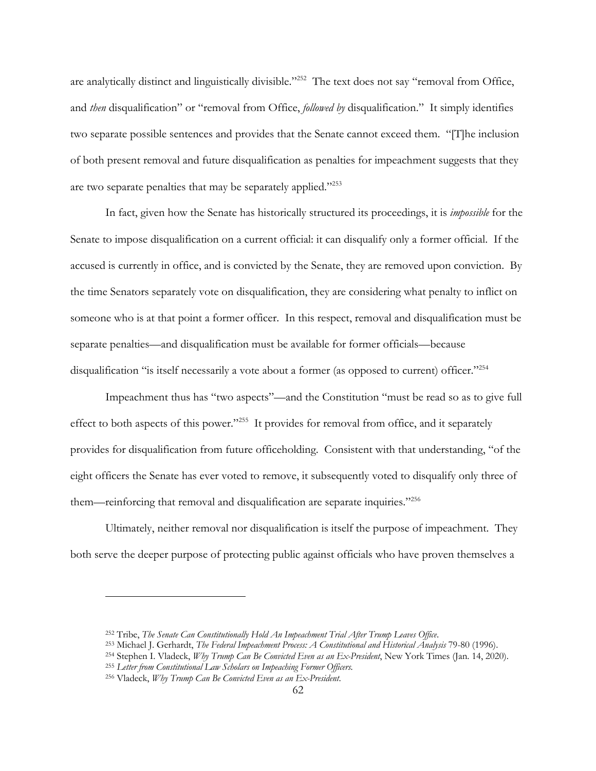are analytically distinct and linguistically divisible."[252] The text does not say "removal from Office, and *then* disqualification" or "removal from Office, *followed by* disqualification." It simply identifies two separate possible sentences and provides that the Senate cannot exceed them. "[T]he inclusion of both present removal and future disqualification as penalties for impeachment suggests that they are two separate penalties that may be separately applied."[253]

In fact, given how the Senate has historically structured its proceedings, it is *impossible* for the Senate to impose disqualification on a current official: it can disqualify only a former official. If the accused is currently in office, and is convicted by the Senate, they are removed upon conviction. By the time Senators separately vote on disqualification, they are considering what penalty to inflict on someone who is at that point a former officer. In this respect, removal and disqualification must be separate penalties—and disqualification must be available for former officials—because disqualification "is itself necessarily a vote about a former (as opposed to current) officer."[254]

Impeachment thus has "two aspects"—and the Constitution "must be read so as to give full effect to both aspects of this power."[255] It provides for removal from office, and it separately provides for disqualification from future officeholding. Consistent with that understanding, "of the eight officers the Senate has ever voted to remove, it subsequently voted to disqualify only three of them—reinforcing that removal and disqualification are separate inquiries."[256]

Ultimately, neither removal nor disqualification is itself the purpose of impeachment. They both serve the deeper purpose of protecting public against officials who have proven themselves a

---

[252] Tribe, *The Senate Can Constitutionally Hold An Impeachment Trial After Trump Leaves Office*.

[253] Michael J. Gerhardt, *The Federal Impeachment Process: A Constitutional and Historical Analysis* 79-80 (1996).

[254] Stephen I. Vladeck, *Why Trump Can Be Convicted Even as an Ex-President*, New York Times (Jan. 14, 2020).

[255] *Letter from Constitutional Law Scholars on Impeaching Former Officers.*

[256] Vladeck, *Why Trump Can Be Convicted Even as an Ex-President*.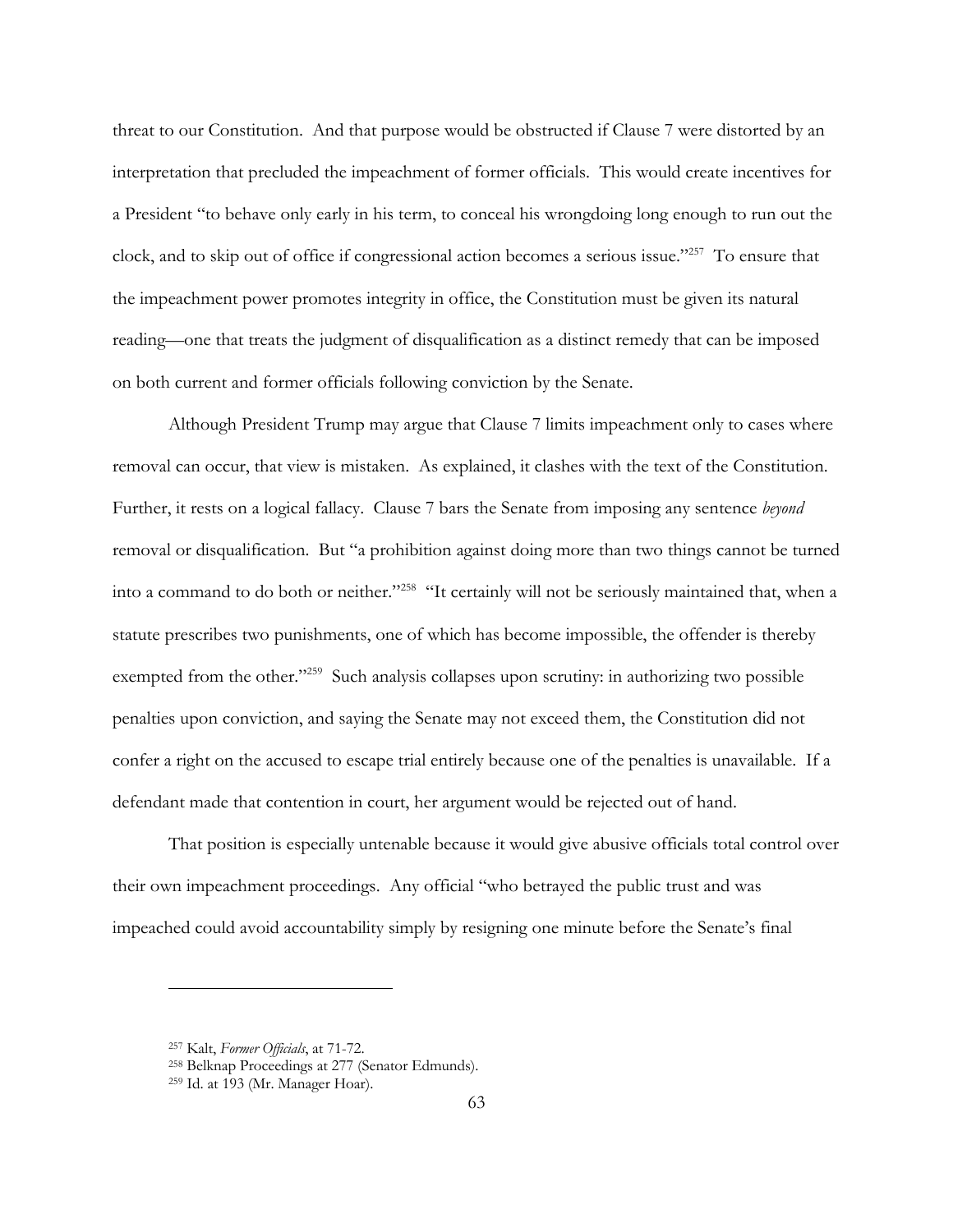threat to our Constitution. And that purpose would be obstructed if Clause 7 were distorted by an interpretation that precluded the impeachment of former officials. This would create incentives for a President "to behave only early in his term, to conceal his wrongdoing long enough to run out the clock, and to skip out of office if congressional action becomes a serious issue."[257] To ensure that the impeachment power promotes integrity in office, the Constitution must be given its natural reading—one that treats the judgment of disqualification as a distinct remedy that can be imposed on both current and former officials following conviction by the Senate.

Although President Trump may argue that Clause 7 limits impeachment only to cases where removal can occur, that view is mistaken. As explained, it clashes with the text of the Constitution. Further, it rests on a logical fallacy. Clause 7 bars the Senate from imposing any sentence *beyond* removal or disqualification. But "a prohibition against doing more than two things cannot be turned into a command to do both or neither."[258] "It certainly will not be seriously maintained that, when a statute prescribes two punishments, one of which has become impossible, the offender is thereby exempted from the other."[259] Such analysis collapses upon scrutiny: in authorizing two possible penalties upon conviction, and saying the Senate may not exceed them, the Constitution did not confer a right on the accused to escape trial entirely because one of the penalties is unavailable. If a defendant made that contention in court, her argument would be rejected out of hand.

That position is especially untenable because it would give abusive officials total control over their own impeachment proceedings. Any official "who betrayed the public trust and was impeached could avoid accountability simply by resigning one minute before the Senate's final

---

[257] Kalt, *Former Officials*, at 71-72.

[258] Belknap Proceedings at 277 (Senator Edmunds).

[259] Id. at 193 (Mr. Manager Hoar).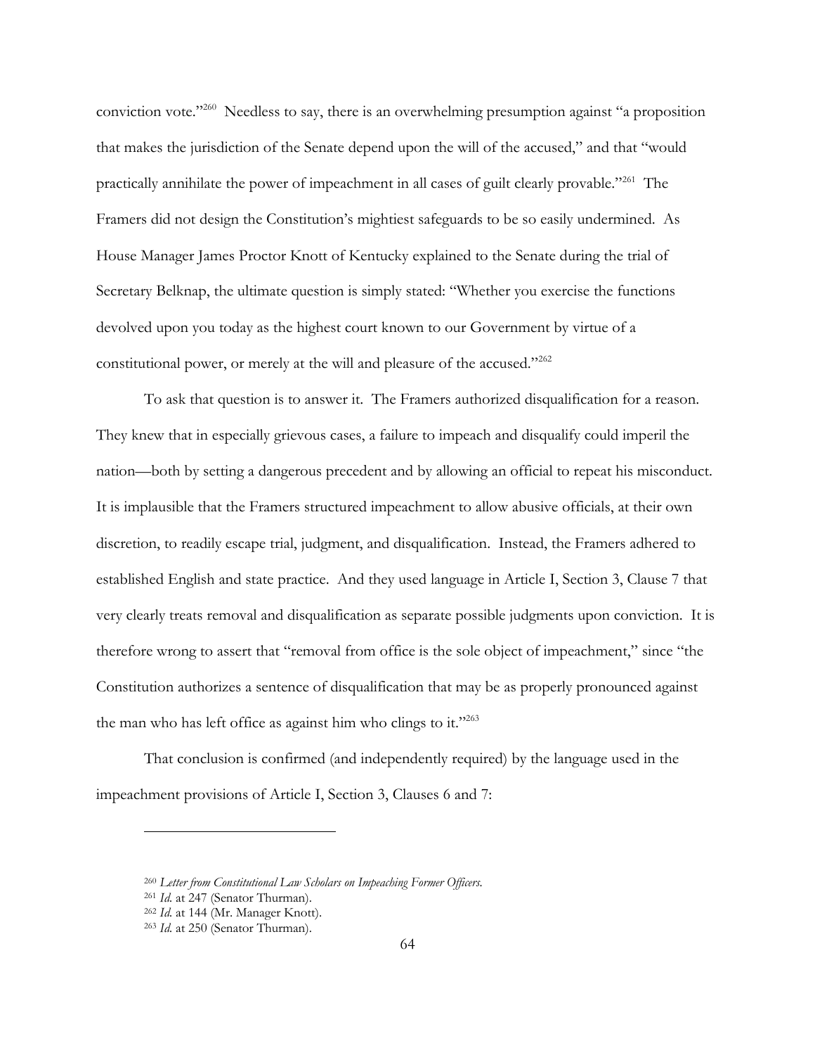conviction vote."[260] Needless to say, there is an overwhelming presumption against "a proposition that makes the jurisdiction of the Senate depend upon the will of the accused," and that "would practically annihilate the power of impeachment in all cases of guilt clearly provable."[261] The Framers did not design the Constitution's mightiest safeguards to be so easily undermined. As House Manager James Proctor Knott of Kentucky explained to the Senate during the trial of Secretary Belknap, the ultimate question is simply stated: "Whether you exercise the functions devolved upon you today as the highest court known to our Government by virtue of a constitutional power, or merely at the will and pleasure of the accused."[262]

To ask that question is to answer it. The Framers authorized disqualification for a reason. They knew that in especially grievous cases, a failure to impeach and disqualify could imperil the nation—both by setting a dangerous precedent and by allowing an official to repeat his misconduct. It is implausible that the Framers structured impeachment to allow abusive officials, at their own discretion, to readily escape trial, judgment, and disqualification. Instead, the Framers adhered to established English and state practice. And they used language in Article I, Section 3, Clause 7 that very clearly treats removal and disqualification as separate possible judgments upon conviction. It is therefore wrong to assert that "removal from office is the sole object of impeachment," since "the Constitution authorizes a sentence of disqualification that may be as properly pronounced against the man who has left office as against him who clings to it."[263]

That conclusion is confirmed (and independently required) by the language used in the impeachment provisions of Article I, Section 3, Clauses 6 and 7:

---

[260] *Letter from Constitutional Law Scholars on Impeaching Former Officers.*

[261] *Id.* at 247 (Senator Thurman).

[262] *Id.* at 144 (Mr. Manager Knott).

[263] *Id.* at 250 (Senator Thurman).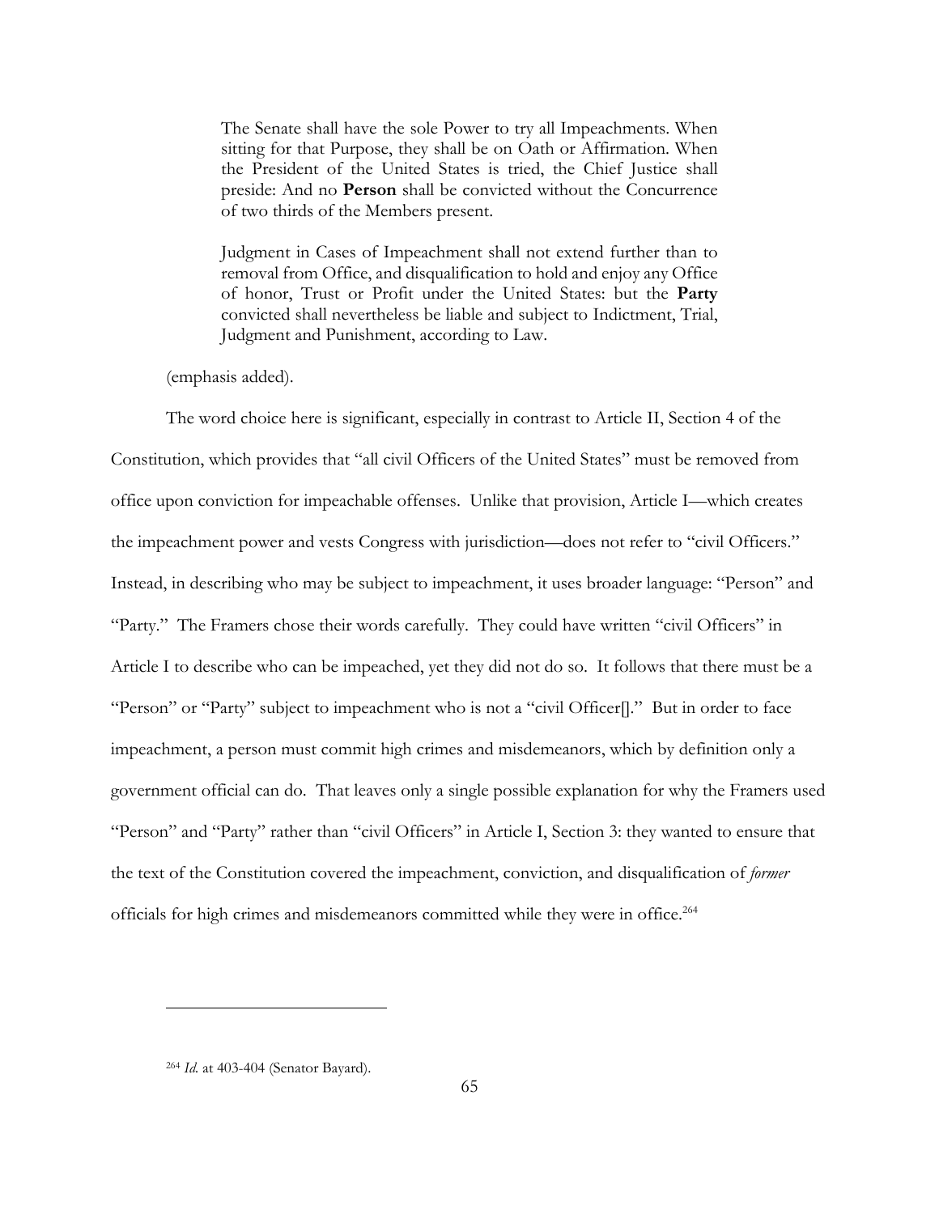> The Senate shall have the sole Power to try all Impeachments. When sitting for that Purpose, they shall be on Oath or Affirmation. When the President of the United States is tried, the Chief Justice shall preside: And no **Person** shall be convicted without the Concurrence of two thirds of the Members present.
>
> Judgment in Cases of Impeachment shall not extend further than to removal from Office, and disqualification to hold and enjoy any Office of honor, Trust or Profit under the United States: but the **Party** convicted shall nevertheless be liable and subject to Indictment, Trial, Judgment and Punishment, according to Law.

(emphasis added).

The word choice here is significant, especially in contrast to Article II, Section 4 of the Constitution, which provides that "all civil Officers of the United States" must be removed from office upon conviction for impeachable offenses. Unlike that provision, Article I—which creates the impeachment power and vests Congress with jurisdiction—does not refer to "civil Officers." Instead, in describing who may be subject to impeachment, it uses broader language: "Person" and "Party." The Framers chose their words carefully. They could have written "civil Officers" in Article I to describe who can be impeached, yet they did not do so. It follows that there must be a "Person" or "Party" subject to impeachment who is not a "civil Officer[]." But in order to face impeachment, a person must commit high crimes and misdemeanors, which by definition only a government official can do. That leaves only a single possible explanation for why the Framers used "Person" and "Party" rather than "civil Officers" in Article I, Section 3: they wanted to ensure that the text of the Constitution covered the impeachment, conviction, and disqualification of *former* officials for high crimes and misdemeanors committed while they were in office.[264]

---

[264] *Id.* at 403-404 (Senator Bayard).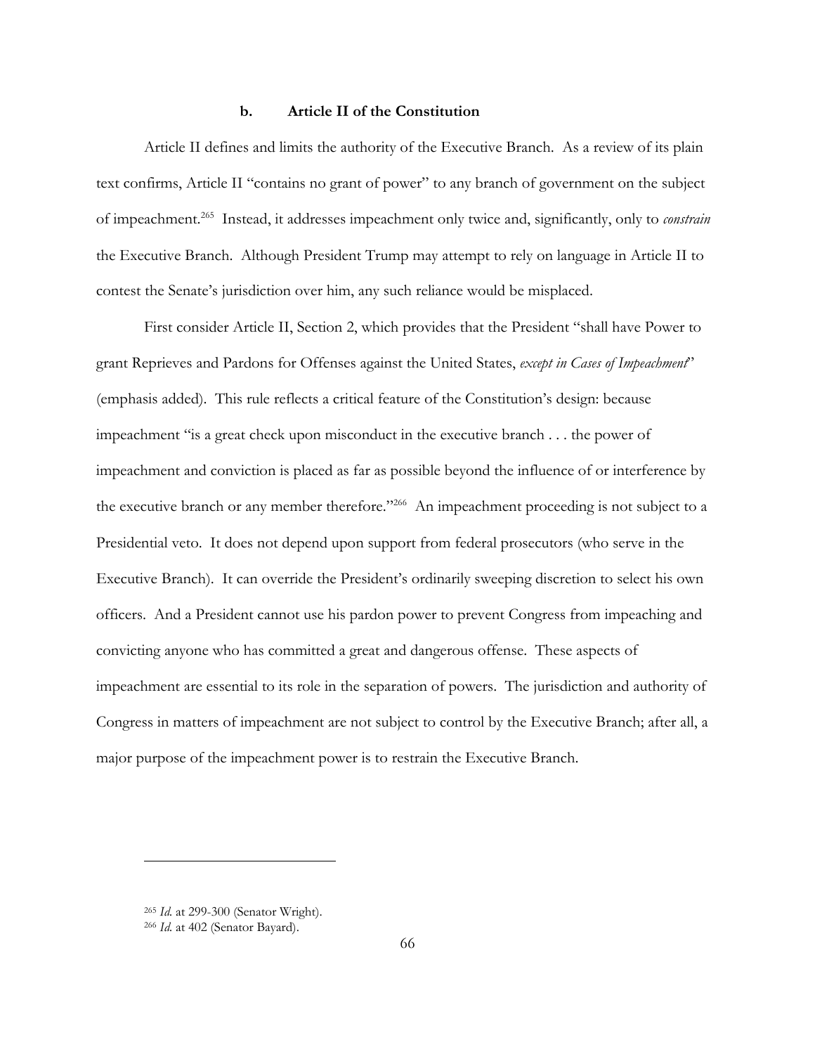### b. Article II of the Constitution

Article II defines and limits the authority of the Executive Branch. As a review of its plain text confirms, Article II "contains no grant of power" to any branch of government on the subject of impeachment.[265] Instead, it addresses impeachment only twice and, significantly, only to *constrain* the Executive Branch. Although President Trump may attempt to rely on language in Article II to contest the Senate's jurisdiction over him, any such reliance would be misplaced.

First consider Article II, Section 2, which provides that the President "shall have Power to grant Reprieves and Pardons for Offenses against the United States, *except in Cases of Impeachment*" (emphasis added). This rule reflects a critical feature of the Constitution's design: because impeachment "is a great check upon misconduct in the executive branch . . . the power of impeachment and conviction is placed as far as possible beyond the influence of or interference by the executive branch or any member therefore."[266] An impeachment proceeding is not subject to a Presidential veto. It does not depend upon support from federal prosecutors (who serve in the Executive Branch). It can override the President's ordinarily sweeping discretion to select his own officers. And a President cannot use his pardon power to prevent Congress from impeaching and convicting anyone who has committed a great and dangerous offense. These aspects of impeachment are essential to its role in the separation of powers. The jurisdiction and authority of Congress in matters of impeachment are not subject to control by the Executive Branch; after all, a major purpose of the impeachment power is to restrain the Executive Branch.

---

[265] *Id.* at 299-300 (Senator Wright).

[266] *Id.* at 402 (Senator Bayard).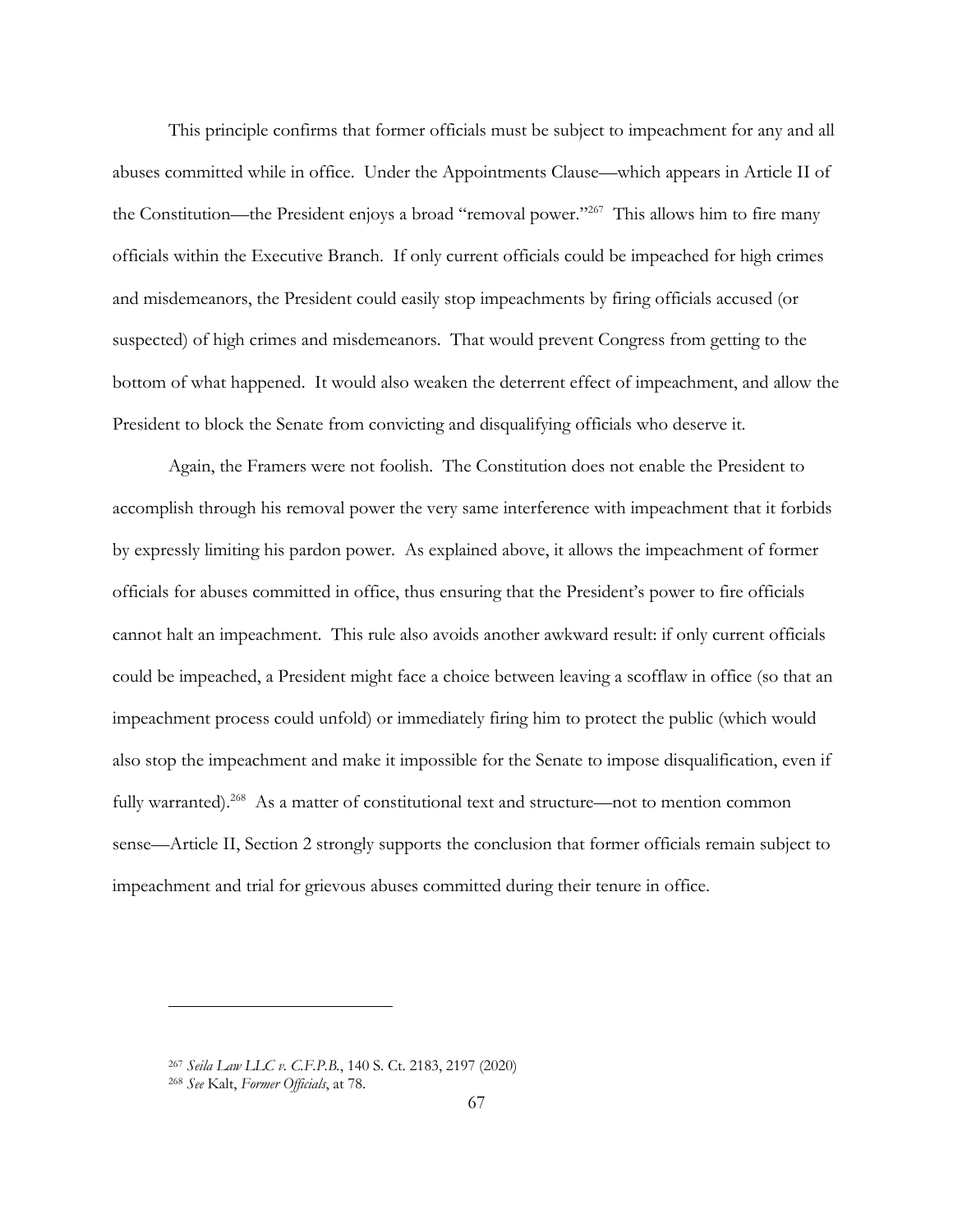This principle confirms that former officials must be subject to impeachment for any and all abuses committed while in office. Under the Appointments Clause—which appears in Article II of the Constitution—the President enjoys a broad "removal power."[267] This allows him to fire many officials within the Executive Branch. If only current officials could be impeached for high crimes and misdemeanors, the President could easily stop impeachments by firing officials accused (or suspected) of high crimes and misdemeanors. That would prevent Congress from getting to the bottom of what happened. It would also weaken the deterrent effect of impeachment, and allow the President to block the Senate from convicting and disqualifying officials who deserve it.

Again, the Framers were not foolish. The Constitution does not enable the President to accomplish through his removal power the very same interference with impeachment that it forbids by expressly limiting his pardon power. As explained above, it allows the impeachment of former officials for abuses committed in office, thus ensuring that the President's power to fire officials cannot halt an impeachment. This rule also avoids another awkward result: if only current officials could be impeached, a President might face a choice between leaving a scofflaw in office (so that an impeachment process could unfold) or immediately firing him to protect the public (which would also stop the impeachment and make it impossible for the Senate to impose disqualification, even if fully warranted).[268] As a matter of constitutional text and structure—not to mention common sense—Article II, Section 2 strongly supports the conclusion that former officials remain subject to impeachment and trial for grievous abuses committed during their tenure in office.

---

[267] *Seila Law LLC v. C.F.P.B.*, 140 S. Ct. 2183, 2197 (2020)

[268] *See* Kalt, *Former Officials*, at 78.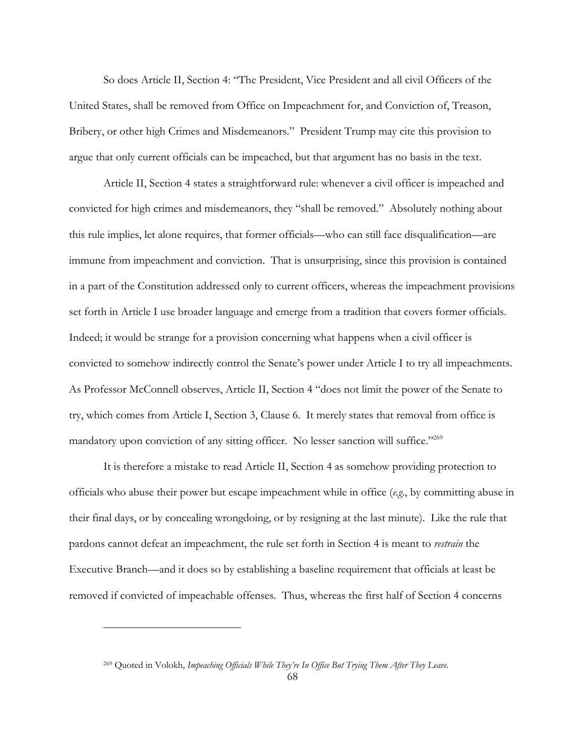So does Article II, Section 4: "The President, Vice President and all civil Officers of the United States, shall be removed from Office on Impeachment for, and Conviction of, Treason, Bribery, or other high Crimes and Misdemeanors." President Trump may cite this provision to argue that only current officials can be impeached, but that argument has no basis in the text.

Article II, Section 4 states a straightforward rule: whenever a civil officer is impeached and convicted for high crimes and misdemeanors, they "shall be removed." Absolutely nothing about this rule implies, let alone requires, that former officials—who can still face disqualification—are immune from impeachment and conviction. That is unsurprising, since this provision is contained in a part of the Constitution addressed only to current officers, whereas the impeachment provisions set forth in Article I use broader language and emerge from a tradition that covers former officials. Indeed; it would be strange for a provision concerning what happens when a civil officer is convicted to somehow indirectly control the Senate's power under Article I to try all impeachments. As Professor McConnell observes, Article II, Section 4 "does not limit the power of the Senate to try, which comes from Article I, Section 3, Clause 6. It merely states that removal from office is mandatory upon conviction of any sitting officer. No lesser sanction will suffice."[269]

It is therefore a mistake to read Article II, Section 4 as somehow providing protection to officials who abuse their power but escape impeachment while in office (*e.g.*, by committing abuse in their final days, or by concealing wrongdoing, or by resigning at the last minute). Like the rule that pardons cannot defeat an impeachment, the rule set forth in Section 4 is meant to *restrain* the Executive Branch—and it does so by establishing a baseline requirement that officials at least be removed if convicted of impeachable offenses. Thus, whereas the first half of Section 4 concerns

---

[269] Quoted in Volokh, *Impeaching Officials While They're In Office But Trying Them After They Leave.*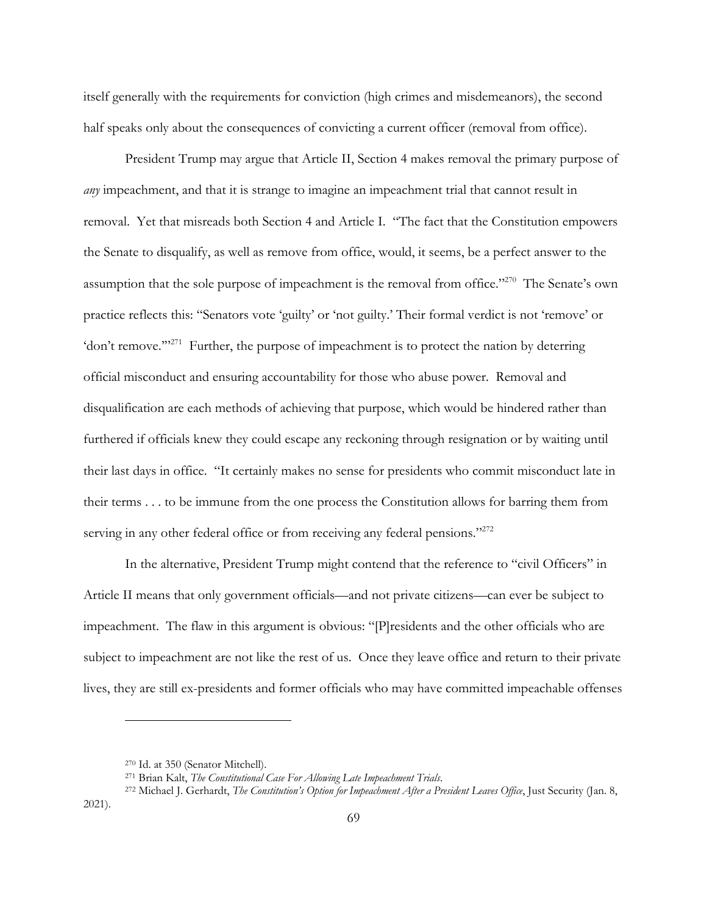itself generally with the requirements for conviction (high crimes and misdemeanors), the second half speaks only about the consequences of convicting a current officer (removal from office).

President Trump may argue that Article II, Section 4 makes removal the primary purpose of *any* impeachment, and that it is strange to imagine an impeachment trial that cannot result in removal. Yet that misreads both Section 4 and Article I. "The fact that the Constitution empowers the Senate to disqualify, as well as remove from office, would, it seems, be a perfect answer to the assumption that the sole purpose of impeachment is the removal from office."[270] The Senate's own practice reflects this: "Senators vote 'guilty' or 'not guilty.' Their formal verdict is not 'remove' or 'don't remove.'"[271] Further, the purpose of impeachment is to protect the nation by deterring official misconduct and ensuring accountability for those who abuse power. Removal and disqualification are each methods of achieving that purpose, which would be hindered rather than furthered if officials knew they could escape any reckoning through resignation or by waiting until their last days in office. "It certainly makes no sense for presidents who commit misconduct late in their terms . . . to be immune from the one process the Constitution allows for barring them from serving in any other federal office or from receiving any federal pensions."[272]

In the alternative, President Trump might contend that the reference to "civil Officers" in Article II means that only government officials—and not private citizens—can ever be subject to impeachment. The flaw in this argument is obvious: "[P]residents and the other officials who are subject to impeachment are not like the rest of us. Once they leave office and return to their private lives, they are still ex-presidents and former officials who may have committed impeachable offenses

---

[270] Id. at 350 (Senator Mitchell).

[271] Brian Kalt, *The Constitutional Case For Allowing Late Impeachment Trials*.

[272] Michael J. Gerhardt, *The Constitution's Option for Impeachment After a President Leaves Office*, Just Security (Jan. 8, 2021).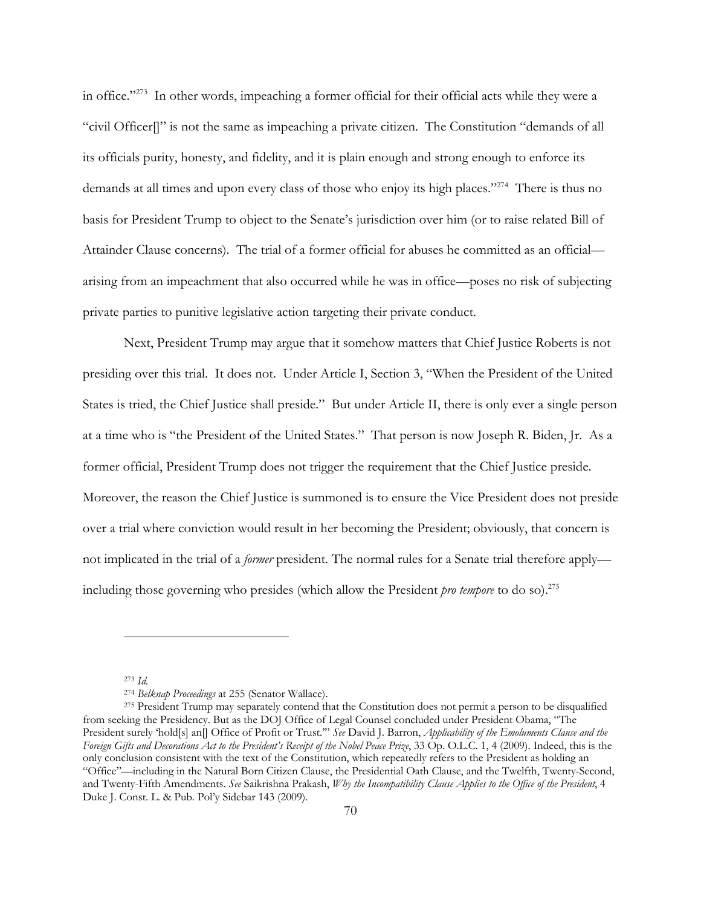in office."[273] In other words, impeaching a former official for their official acts while they were a "civil Officer[]" is not the same as impeaching a private citizen. The Constitution "demands of all its officials purity, honesty, and fidelity, and it is plain enough and strong enough to enforce its demands at all times and upon every class of those who enjoy its high places."[274] There is thus no basis for President Trump to object to the Senate's jurisdiction over him (or to raise related Bill of Attainder Clause concerns). The trial of a former official for abuses he committed as an official—arising from an impeachment that also occurred while he was in office—poses no risk of subjecting private parties to punitive legislative action targeting their private conduct.

Next, President Trump may argue that it somehow matters that Chief Justice Roberts is not presiding over this trial. It does not. Under Article I, Section 3, "When the President of the United States is tried, the Chief Justice shall preside." But under Article II, there is only ever a single person at a time who is "the President of the United States." That person is now Joseph R. Biden, Jr. As a former official, President Trump does not trigger the requirement that the Chief Justice preside. Moreover, the reason the Chief Justice is summoned is to ensure the Vice President does not preside over a trial where conviction would result in her becoming the President; obviously, that concern is not implicated in the trial of a *former* president. The normal rules for a Senate trial therefore apply—including those governing who presides (which allow the President *pro tempore* to do so).[275]

---

[273] *Id.*

[274] *Belknap Proceedings* at 255 (Senator Wallace).

[275] President Trump may separately contend that the Constitution does not permit a person to be disqualified from seeking the Presidency. But as the DOJ Office of Legal Counsel concluded under President Obama, "The President surely 'hold[s] an[] Office of Profit or Trust.'" *See* David J. Barron, *Applicability of the Emoluments Clause and the Foreign Gifts and Decorations Act to the President's Receipt of the Nobel Peace Prize*, 33 Op. O.L.C. 1, 4 (2009). Indeed, this is the only conclusion consistent with the text of the Constitution, which repeatedly refers to the President as holding an "Office"—including in the Natural Born Citizen Clause, the Presidential Oath Clause, and the Twelfth, Twenty-Second, and Twenty-Fifth Amendments. *See* Saikrishna Prakash, *Why the Incompatibility Clause Applies to the Office of the President*, 4 Duke J. Const. L. & Pub. Pol'y Sidebar 143 (2009).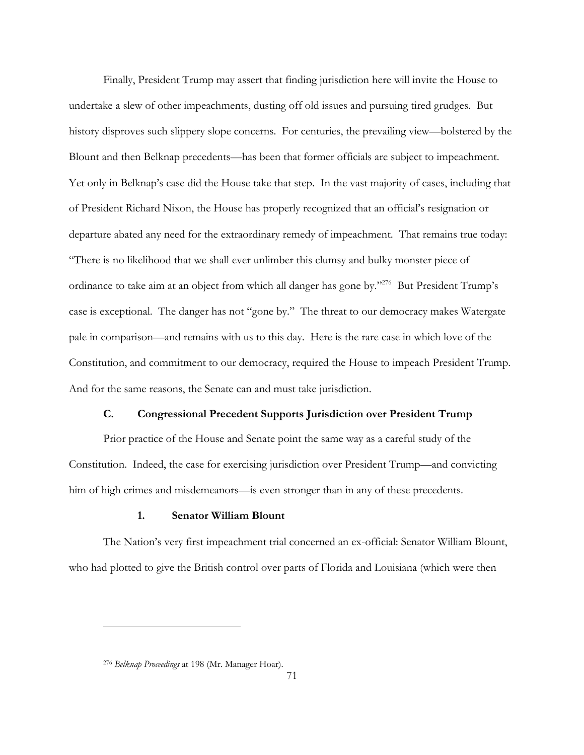Finally, President Trump may assert that finding jurisdiction here will invite the House to undertake a slew of other impeachments, dusting off old issues and pursuing tired grudges. But history disproves such slippery slope concerns. For centuries, the prevailing view—bolstered by the Blount and then Belknap precedents—has been that former officials are subject to impeachment. Yet only in Belknap's case did the House take that step. In the vast majority of cases, including that of President Richard Nixon, the House has properly recognized that an official's resignation or departure abated any need for the extraordinary remedy of impeachment. That remains true today: "There is no likelihood that we shall ever unlimber this clumsy and bulky monster piece of ordinance to take aim at an object from which all danger has gone by."[276] But President Trump's case is exceptional. The danger has not "gone by." The threat to our democracy makes Watergate pale in comparison—and remains with us to this day. Here is the rare case in which love of the Constitution, and commitment to our democracy, required the House to impeach President Trump. And for the same reasons, the Senate can and must take jurisdiction.

### C. Congressional Precedent Supports Jurisdiction over President Trump

Prior practice of the House and Senate point the same way as a careful study of the Constitution. Indeed, the case for exercising jurisdiction over President Trump—and convicting him of high crimes and misdemeanors—is even stronger than in any of these precedents.

#### 1. Senator William Blount

The Nation's very first impeachment trial concerned an ex-official: Senator William Blount, who had plotted to give the British control over parts of Florida and Louisiana (which were then

---

[276] *Belknap Proceedings* at 198 (Mr. Manager Hoar).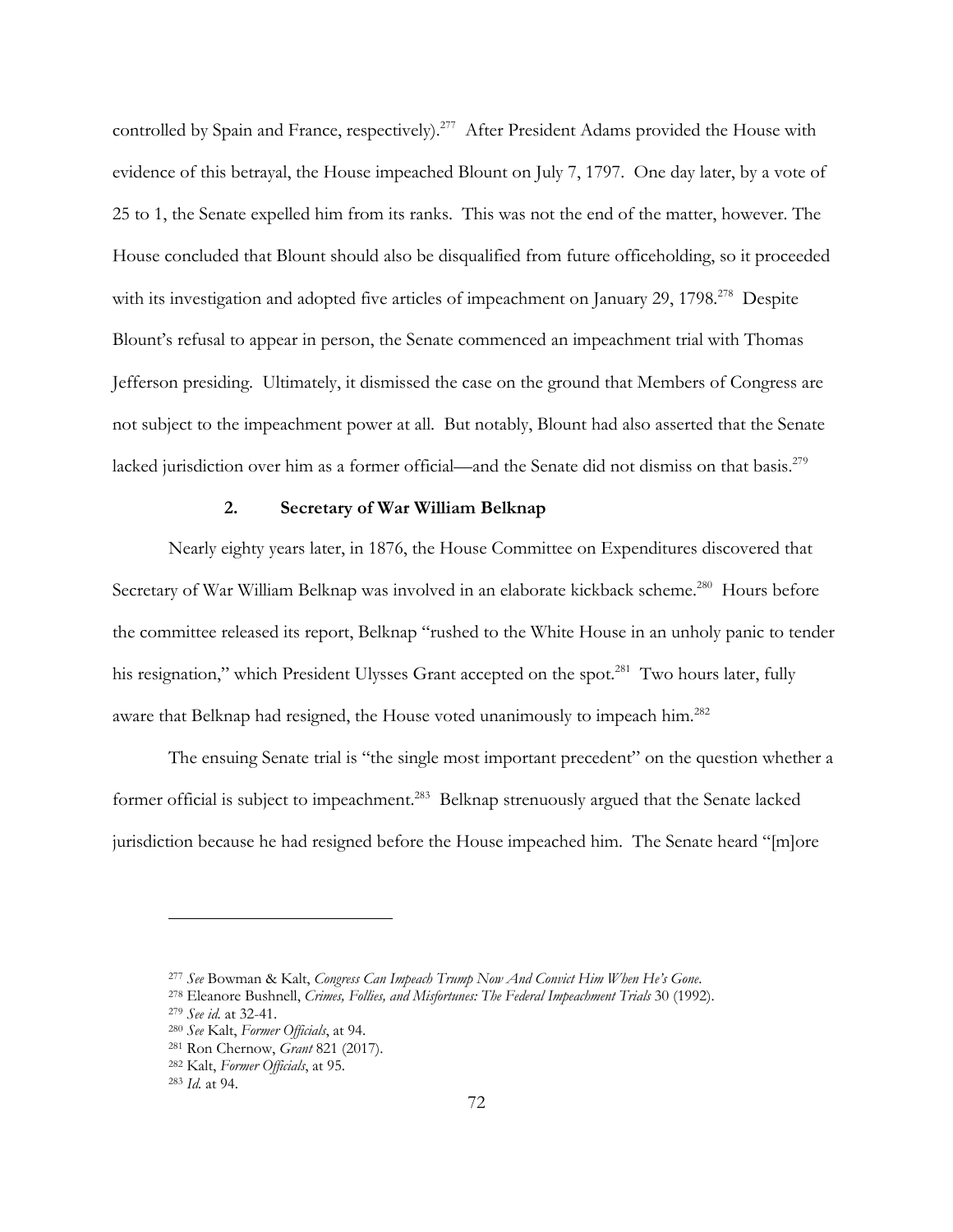controlled by Spain and France, respectively).[277] After President Adams provided the House with evidence of this betrayal, the House impeached Blount on July 7, 1797. One day later, by a vote of 25 to 1, the Senate expelled him from its ranks. This was not the end of the matter, however. The House concluded that Blount should also be disqualified from future officeholding, so it proceeded with its investigation and adopted five articles of impeachment on January 29, 1798.[278] Despite Blount's refusal to appear in person, the Senate commenced an impeachment trial with Thomas Jefferson presiding. Ultimately, it dismissed the case on the ground that Members of Congress are not subject to the impeachment power at all. But notably, Blount had also asserted that the Senate lacked jurisdiction over him as a former official—and the Senate did not dismiss on that basis.[279]

### 2. Secretary of War William Belknap

Nearly eighty years later, in 1876, the House Committee on Expenditures discovered that Secretary of War William Belknap was involved in an elaborate kickback scheme.[280] Hours before the committee released its report, Belknap "rushed to the White House in an unholy panic to tender his resignation," which President Ulysses Grant accepted on the spot.[281] Two hours later, fully aware that Belknap had resigned, the House voted unanimously to impeach him.[282]

The ensuing Senate trial is "the single most important precedent" on the question whether a former official is subject to impeachment.[283] Belknap strenuously argued that the Senate lacked jurisdiction because he had resigned before the House impeached him. The Senate heard "[m]ore

---

[277] *See* Bowman & Kalt, *Congress Can Impeach Trump Now And Convict Him When He's Gone*.

[278] Eleanore Bushnell, *Crimes, Follies, and Misfortunes: The Federal Impeachment Trials* 30 (1992).

[279] *See id.* at 32-41.

[280] *See* Kalt, *Former Officials*, at 94.

[281] Ron Chernow, *Grant* 821 (2017).

[282] Kalt, *Former Officials*, at 95.

[283] *Id.* at 94.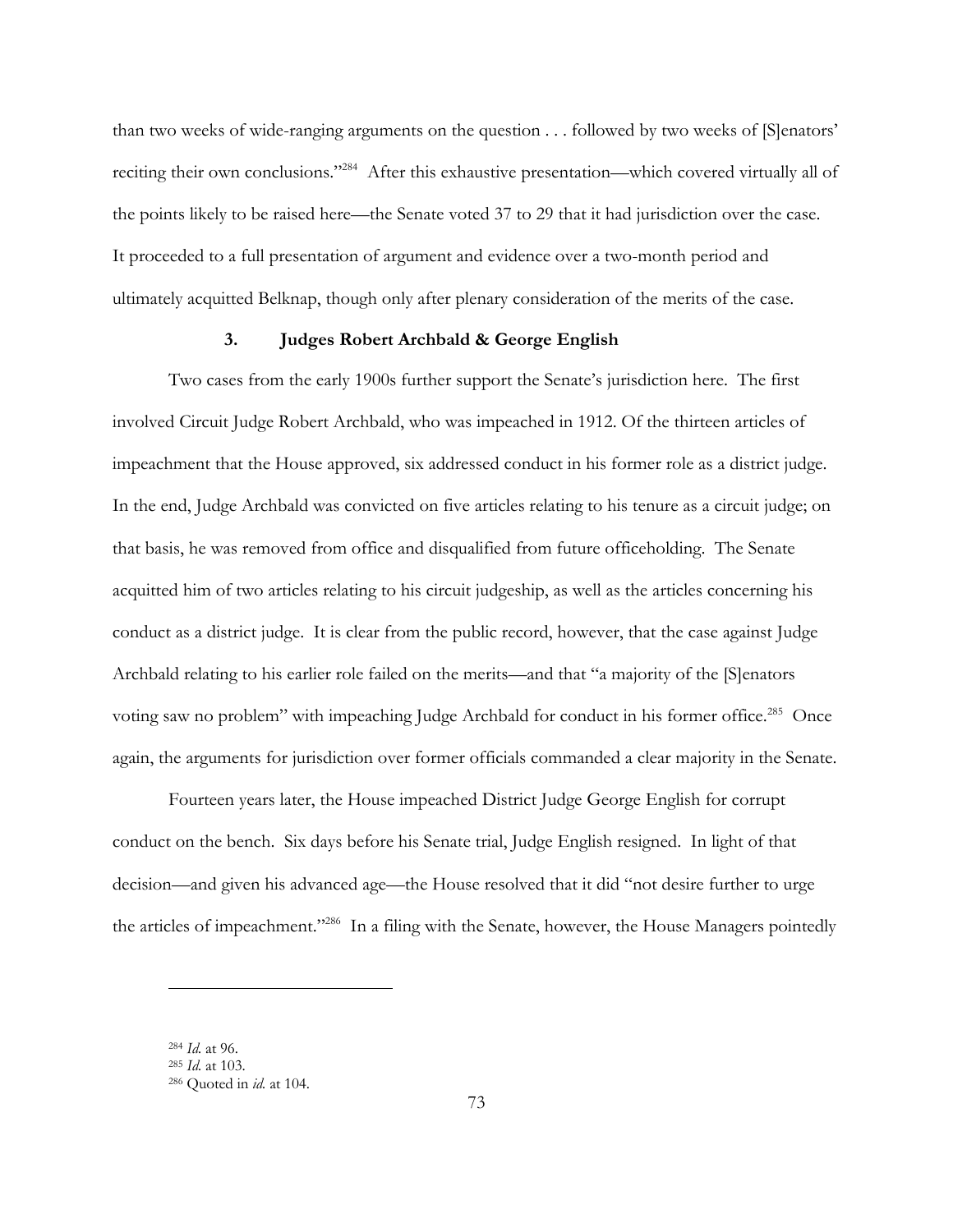than two weeks of wide-ranging arguments on the question . . . followed by two weeks of [S]enators' reciting their own conclusions."[284] After this exhaustive presentation—which covered virtually all of the points likely to be raised here—the Senate voted 37 to 29 that it had jurisdiction over the case. It proceeded to a full presentation of argument and evidence over a two-month period and ultimately acquitted Belknap, though only after plenary consideration of the merits of the case.

### 3. Judges Robert Archbald & George English

Two cases from the early 1900s further support the Senate's jurisdiction here. The first involved Circuit Judge Robert Archbald, who was impeached in 1912. Of the thirteen articles of impeachment that the House approved, six addressed conduct in his former role as a district judge. In the end, Judge Archbald was convicted on five articles relating to his tenure as a circuit judge; on that basis, he was removed from office and disqualified from future officeholding. The Senate acquitted him of two articles relating to his circuit judgeship, as well as the articles concerning his conduct as a district judge. It is clear from the public record, however, that the case against Judge Archbald relating to his earlier role failed on the merits—and that "a majority of the [S]enators voting saw no problem" with impeaching Judge Archbald for conduct in his former office.[285] Once again, the arguments for jurisdiction over former officials commanded a clear majority in the Senate.

Fourteen years later, the House impeached District Judge George English for corrupt conduct on the bench. Six days before his Senate trial, Judge English resigned. In light of that decision—and given his advanced age—the House resolved that it did "not desire further to urge the articles of impeachment."[286] In a filing with the Senate, however, the House Managers pointedly

---

[284] *Id.* at 96.
[285] *Id.* at 103.
[286] Quoted in *id.* at 104.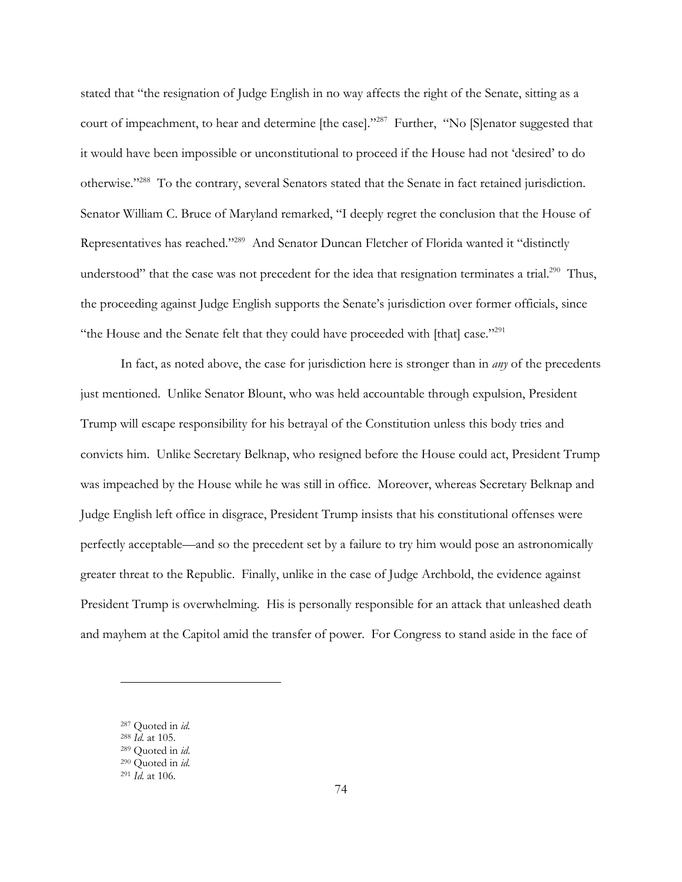stated that "the resignation of Judge English in no way affects the right of the Senate, sitting as a court of impeachment, to hear and determine [the case]."[287] Further, "No [S]enator suggested that it would have been impossible or unconstitutional to proceed if the House had not 'desired' to do otherwise."[288] To the contrary, several Senators stated that the Senate in fact retained jurisdiction. Senator William C. Bruce of Maryland remarked, "I deeply regret the conclusion that the House of Representatives has reached."[289] And Senator Duncan Fletcher of Florida wanted it "distinctly understood" that the case was not precedent for the idea that resignation terminates a trial.[290] Thus, the proceeding against Judge English supports the Senate's jurisdiction over former officials, since "the House and the Senate felt that they could have proceeded with [that] case."[291]

In fact, as noted above, the case for jurisdiction here is stronger than in *any* of the precedents just mentioned. Unlike Senator Blount, who was held accountable through expulsion, President Trump will escape responsibility for his betrayal of the Constitution unless this body tries and convicts him. Unlike Secretary Belknap, who resigned before the House could act, President Trump was impeached by the House while he was still in office. Moreover, whereas Secretary Belknap and Judge English left office in disgrace, President Trump insists that his constitutional offenses were perfectly acceptable—and so the precedent set by a failure to try him would pose an astronomically greater threat to the Republic. Finally, unlike in the case of Judge Archbold, the evidence against President Trump is overwhelming. His is personally responsible for an attack that unleashed death and mayhem at the Capitol amid the transfer of power. For Congress to stand aside in the face of

---

[287] Quoted in *id.*
[288] *Id.* at 105.
[289] Quoted in *id.*
[290] Quoted in *id.*
[291] *Id.* at 106.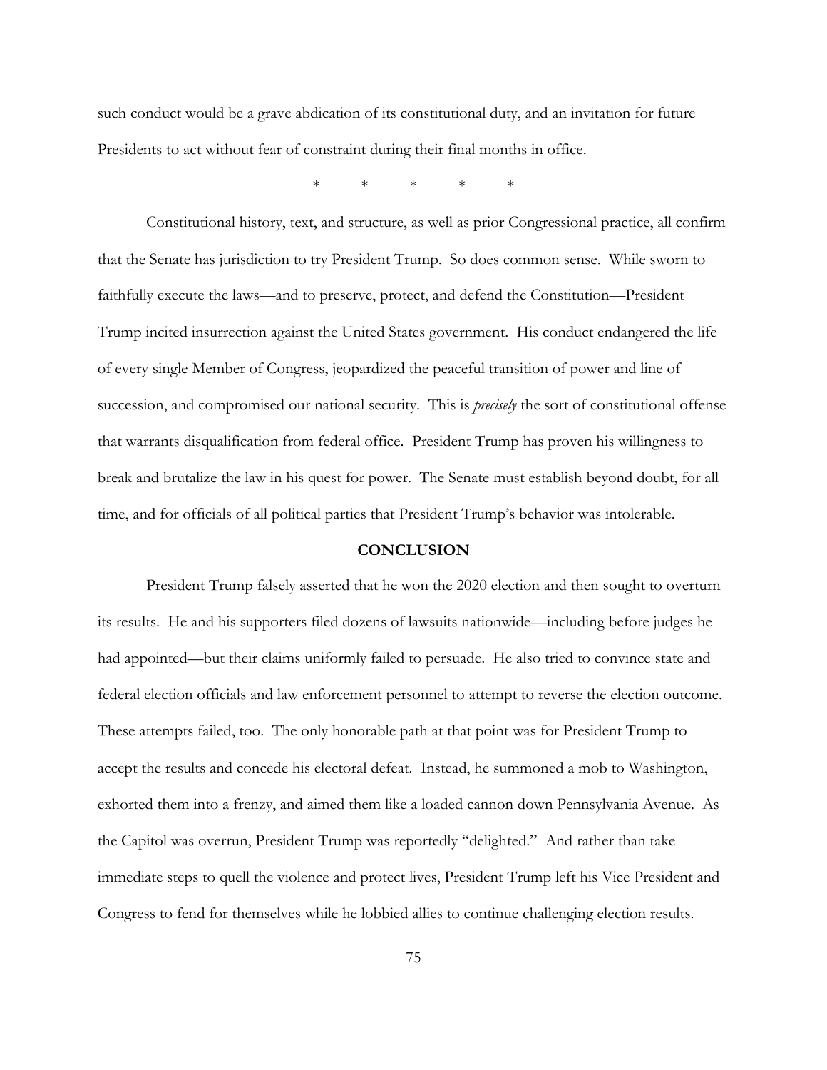such conduct would be a grave abdication of its constitutional duty, and an invitation for future Presidents to act without fear of constraint during their final months in office.

\*          \*          \*          \*          \*

Constitutional history, text, and structure, as well as prior Congressional practice, all confirm that the Senate has jurisdiction to try President Trump. So does common sense. While sworn to faithfully execute the laws—and to preserve, protect, and defend the Constitution—President Trump incited insurrection against the United States government. His conduct endangered the life of every single Member of Congress, jeopardized the peaceful transition of power and line of succession, and compromised our national security. This is *precisely* the sort of constitutional offense that warrants disqualification from federal office. President Trump has proven his willingness to break and brutalize the law in his quest for power. The Senate must establish beyond doubt, for all time, and for officials of all political parties that President Trump's behavior was intolerable.

## CONCLUSION

President Trump falsely asserted that he won the 2020 election and then sought to overturn its results. He and his supporters filed dozens of lawsuits nationwide—including before judges he had appointed—but their claims uniformly failed to persuade. He also tried to convince state and federal election officials and law enforcement personnel to attempt to reverse the election outcome. These attempts failed, too. The only honorable path at that point was for President Trump to accept the results and concede his electoral defeat. Instead, he summoned a mob to Washington, exhorted them into a frenzy, and aimed them like a loaded cannon down Pennsylvania Avenue. As the Capitol was overrun, President Trump was reportedly "delighted." And rather than take immediate steps to quell the violence and protect lives, President Trump left his Vice President and Congress to fend for themselves while he lobbied allies to continue challenging election results.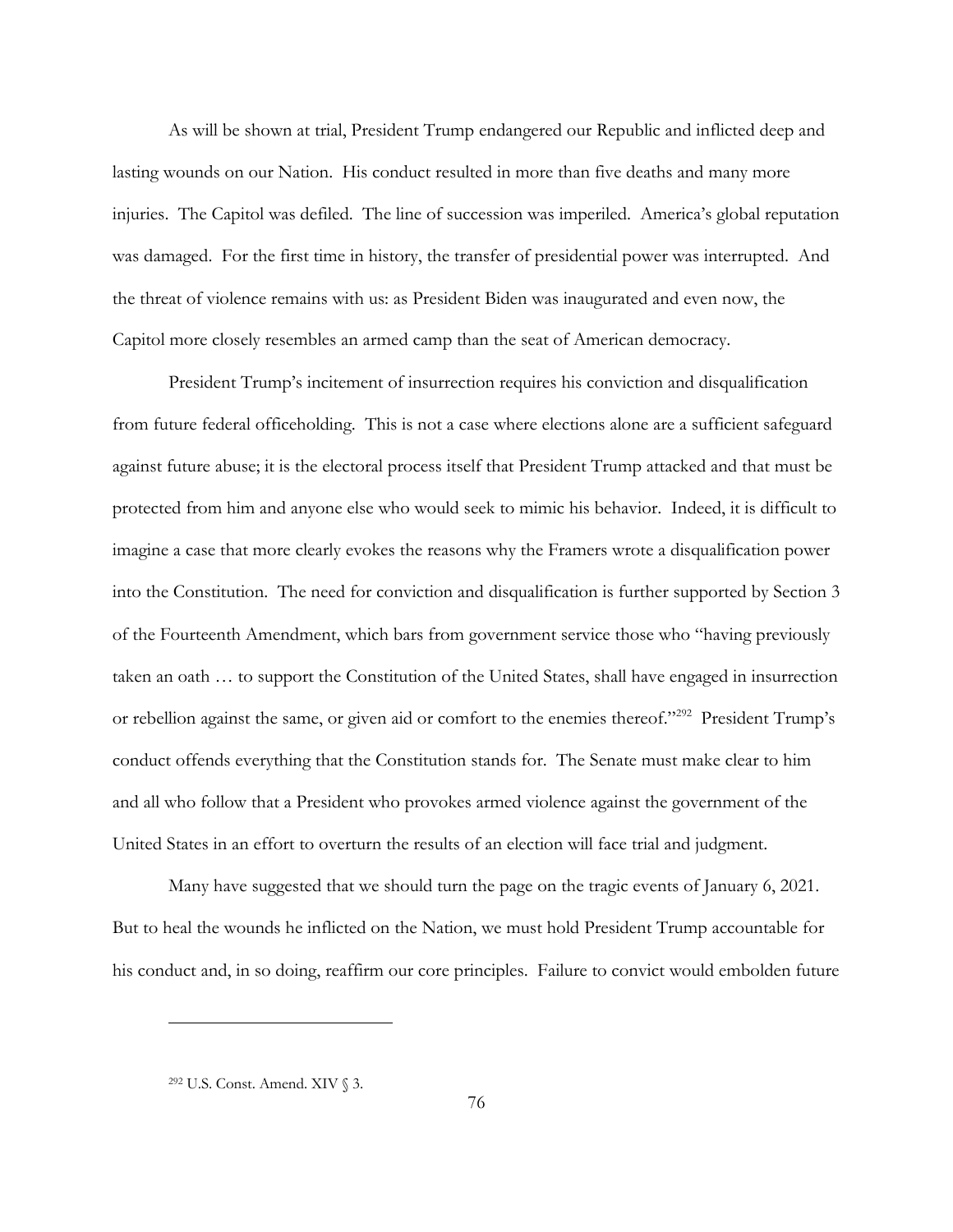As will be shown at trial, President Trump endangered our Republic and inflicted deep and lasting wounds on our Nation. His conduct resulted in more than five deaths and many more injuries. The Capitol was defiled. The line of succession was imperiled. America's global reputation was damaged. For the first time in history, the transfer of presidential power was interrupted. And the threat of violence remains with us: as President Biden was inaugurated and even now, the Capitol more closely resembles an armed camp than the seat of American democracy.

President Trump's incitement of insurrection requires his conviction and disqualification from future federal officeholding. This is not a case where elections alone are a sufficient safeguard against future abuse; it is the electoral process itself that President Trump attacked and that must be protected from him and anyone else who would seek to mimic his behavior. Indeed, it is difficult to imagine a case that more clearly evokes the reasons why the Framers wrote a disqualification power into the Constitution. The need for conviction and disqualification is further supported by Section 3 of the Fourteenth Amendment, which bars from government service those who "having previously taken an oath … to support the Constitution of the United States, shall have engaged in insurrection or rebellion against the same, or given aid or comfort to the enemies thereof."[292] President Trump's conduct offends everything that the Constitution stands for. The Senate must make clear to him and all who follow that a President who provokes armed violence against the government of the United States in an effort to overturn the results of an election will face trial and judgment.

Many have suggested that we should turn the page on the tragic events of January 6, 2021. But to heal the wounds he inflicted on the Nation, we must hold President Trump accountable for his conduct and, in so doing, reaffirm our core principles. Failure to convict would embolden future

---

[292] U.S. Const. Amend. XIV § 3.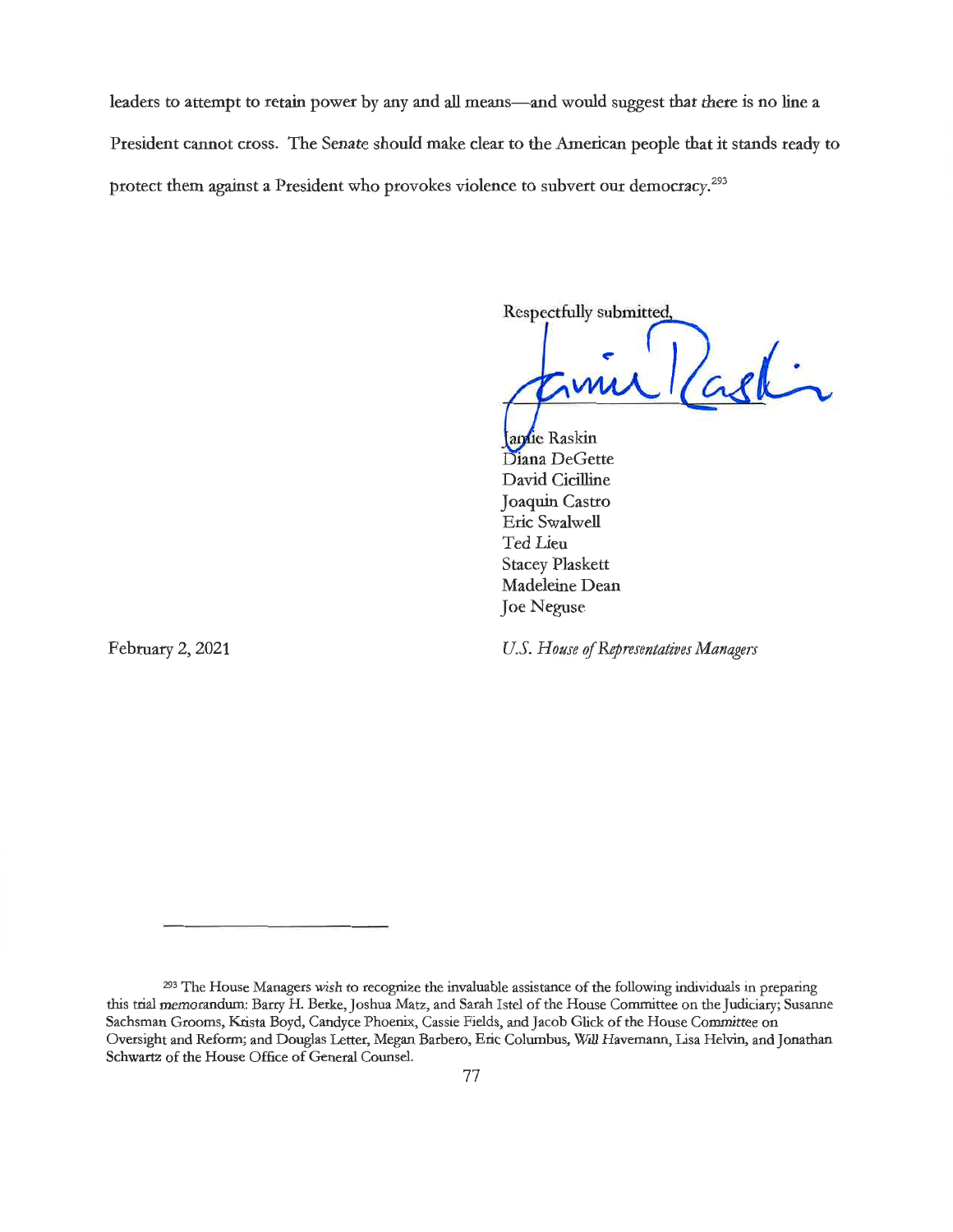leaders to attempt to retain power by any and all means—and would suggest that there is no line a President cannot cross. The Senate should make clear to the American people that it stands ready to protect them against a President who provokes violence to subvert our democracy.[293]

Respectfully submitted,

Jamie Raskin
Diana DeGette
David Cicilline
Joaquin Castro
Eric Swalwell
Ted Lieu
Stacey Plaskett
Madeleine Dean
Joe Neguse

February 2, 2021

*U.S. House of Representatives Managers*

---

[293] The House Managers wish to recognize the invaluable assistance of the following individuals in preparing this trial memorandum: Barry H. Berke, Joshua Matz, and Sarah Istel of the House Committee on the Judiciary; Susanne Sachsman Grooms, Krista Boyd, Candyce Phoenix, Cassie Fields, and Jacob Glick of the House Committee on Oversight and Reform; and Douglas Letter, Megan Barbero, Eric Columbus, Will Havemann, Lisa Helvin, and Jonathan Schwartz of the House Office of General Counsel.